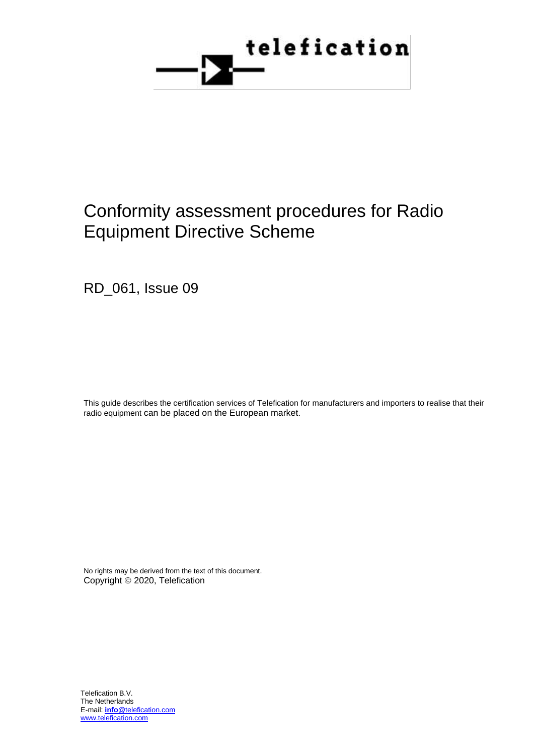telefication

# Conformity assessment procedures for Radio Equipment Directive Scheme

RD_061, Issue 09

This guide describes the certification services of Telefication for manufacturers and importers to realise that their radio equipment can be placed on the European market.

No rights may be derived from the text of this document.
Copyright © 2020, Telefication

Telefication B.V.
The Netherlands
E-mail: **info**@telefication.com
www.telefication.com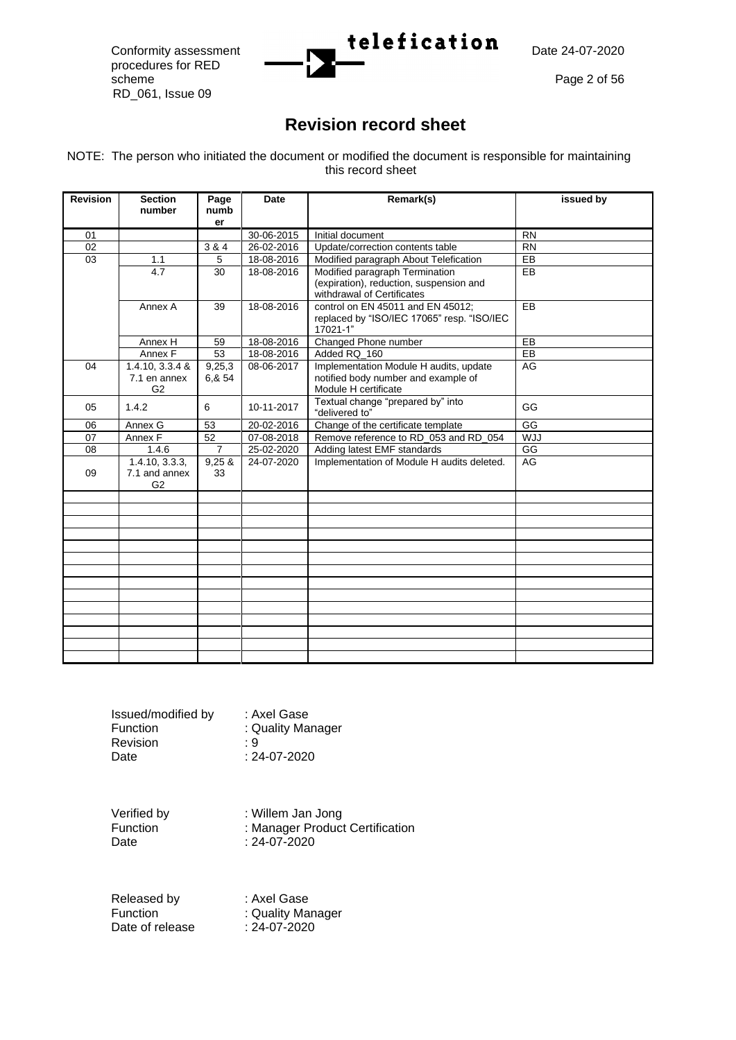# Revision record sheet

NOTE: The person who initiated the document or modified the document is responsible for maintaining this record sheet

| Revision | Section number | Page number | Date | Remark(s) | issued by |
|---|---|---|---|---|---|
| 01 | | | 30-06-2015 | Initial document | RN |
| 02 | | 3 & 4 | 26-02-2016 | Update/correction contents table | RN |
| 03 | 1.1 | 5 | 18-08-2016 | Modified paragraph About Telefication | EB |
| | 4.7 | 30 | 18-08-2016 | Modified paragraph Termination (expiration), reduction, suspension and withdrawal of Certificates | EB |
| | Annex A | 39 | 18-08-2016 | control on EN 45011 and EN 45012; replaced by "ISO/IEC 17065" resp. "ISO/IEC 17021-1" | EB |
| | Annex H | 59 | 18-08-2016 | Changed Phone number | EB |
| | Annex F | 53 | 18-08-2016 | Added RQ_160 | EB |
| 04 | 1.4.10, 3.3.4 & 7.1 en annex G2 | 9,25,3 6,& 54 | 08-06-2017 | Implementation Module H audits, update notified body number and example of Module H certificate | AG |
| 05 | 1.4.2 | 6 | 10-11-2017 | Textual change "prepared by" into "delivered to" | GG |
| 06 | Annex G | 53 | 20-02-2016 | Change of the certificate template | GG |
| 07 | Annex F | 52 | 07-08-2018 | Remove reference to RD_053 and RD_054 | WJJ |
| 08 | 1.4.6 | 7 | 25-02-2020 | Adding latest EMF standards | GG |
| 09 | 1.4.10, 3.3.3, 7.1 and annex G2 | 9,25 & 33 | 24-07-2020 | Implementation of Module H audits deleted. | AG |
| | | | | | |
| | | | | | |
| | | | | | |
| | | | | | |
| | | | | | |
| | | | | | |
| | | | | | |
| | | | | | |
| | | | | | |
| | | | | | |
| | | | | | |
| | | | | | |
| | | | | | |
| | | | | | |

Issued/modified by : Axel Gase
Function : Quality Manager
Revision : 9
Date : 24-07-2020

Verified by : Willem Jan Jong
Function : Manager Product Certification
Date : 24-07-2020

Released by : Axel Gase
Function : Quality Manager
Date of release : 24-07-2020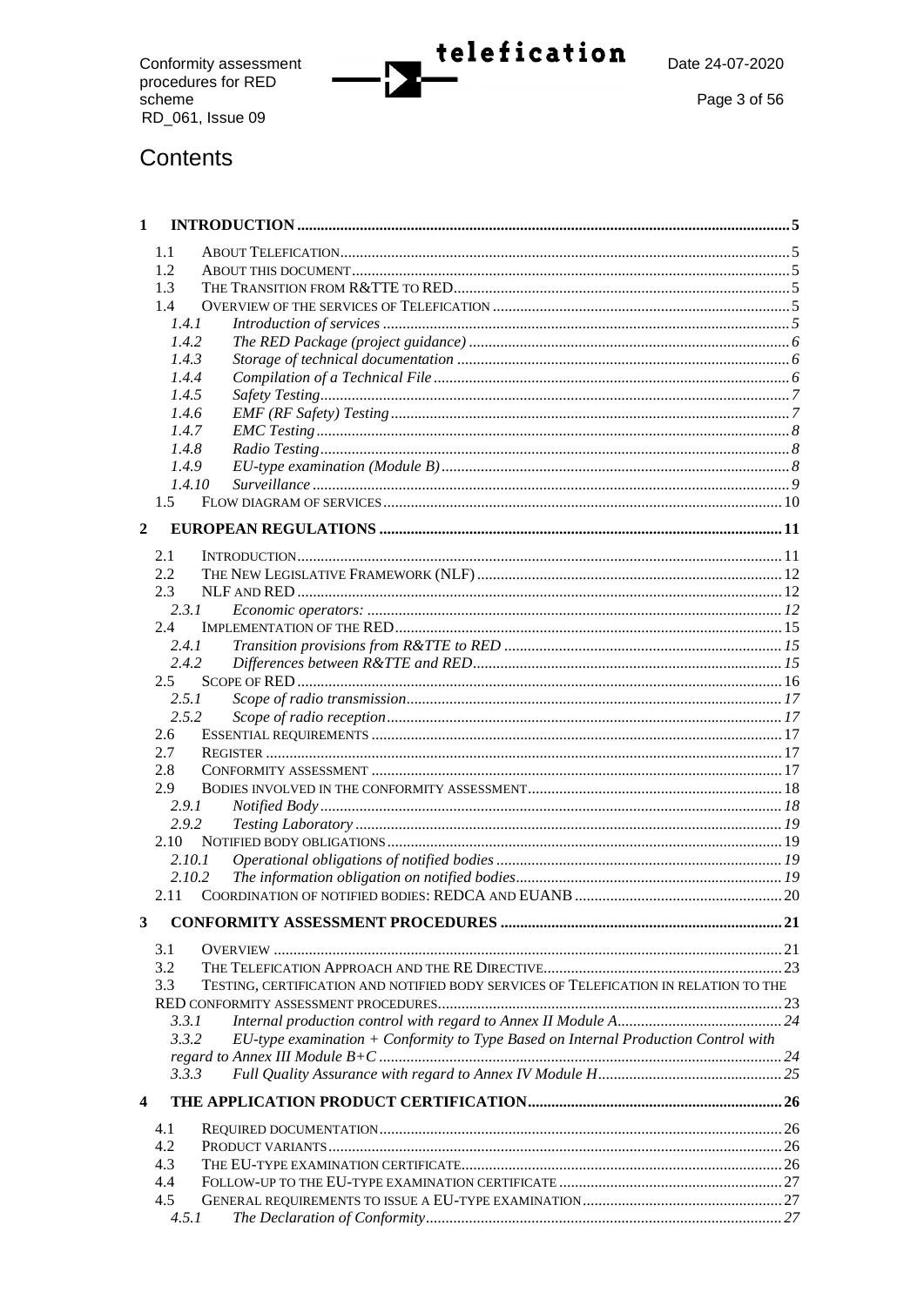# Contents

1 INTRODUCTION ..... 5
- 1.1 About Telefication ..... 5
- 1.2 About this document ..... 5
- 1.3 The Transition from R&TTE to RED ..... 5
- 1.4 Overview of the services of Telefication ..... 5
  - 1.4.1 *Introduction of services* ..... 5
  - 1.4.2 *The RED Package (project guidance)* ..... 6
  - 1.4.3 *Storage of technical documentation* ..... 6
  - 1.4.4 *Compilation of a Technical File* ..... 6
  - 1.4.5 *Safety Testing* ..... 7
  - 1.4.6 *EMF (RF Safety) Testing* ..... 7
  - 1.4.7 *EMC Testing* ..... 8
  - 1.4.8 *Radio Testing* ..... 8
  - 1.4.9 *EU-type examination (Module B)* ..... 8
  - 1.4.10 *Surveillance* ..... 9
- 1.5 Flow diagram of services ..... 10

2 EUROPEAN REGULATIONS ..... 11
- 2.1 Introduction ..... 11
- 2.2 The New Legislative Framework (NLF) ..... 12
- 2.3 NLF and RED ..... 12
  - 2.3.1 *Economic operators:* ..... 12
- 2.4 Implementation of the RED ..... 15
  - 2.4.1 *Transition provisions from R&TTE to RED* ..... 15
  - 2.4.2 *Differences between R&TTE and RED* ..... 15
- 2.5 Scope of RED ..... 16
  - 2.5.1 *Scope of radio transmission* ..... 17
  - 2.5.2 *Scope of radio reception* ..... 17
- 2.6 Essential requirements ..... 17
- 2.7 Register ..... 17
- 2.8 Conformity assessment ..... 17
- 2.9 Bodies involved in the conformity assessment ..... 18
  - 2.9.1 *Notified Body* ..... 18
  - 2.9.2 *Testing Laboratory* ..... 19
- 2.10 Notified body obligations ..... 19
  - 2.10.1 *Operational obligations of notified bodies* ..... 19
  - 2.10.2 *The information obligation on notified bodies* ..... 19
- 2.11 Coordination of notified bodies: REDCA and EUANB ..... 20

3 CONFORMITY ASSESSMENT PROCEDURES ..... 21
- 3.1 Overview ..... 21
- 3.2 The Telefication approach and the RE Directive ..... 23
- 3.3 Testing, certification and notified body services of Telefication in relation to the RED conformity assessment procedures ..... 23
  - 3.3.1 *Internal production control with regard to Annex II Module A* ..... 24
  - 3.3.2 *EU-type examination + Conformity to Type Based on Internal Production Control with regard to Annex III Module B+C* ..... 24
  - 3.3.3 *Full Quality Assurance with regard to Annex IV Module H* ..... 25

4 THE APPLICATION PRODUCT CERTIFICATION ..... 26
- 4.1 Required documentation ..... 26
- 4.2 Product variants ..... 26
- 4.3 The EU-type examination certificate ..... 26
- 4.4 Follow-up to the EU-type examination certificate ..... 27
- 4.5 General requirements to issue a EU-type examination ..... 27
  - 4.5.1 *The Declaration of Conformity* ..... 27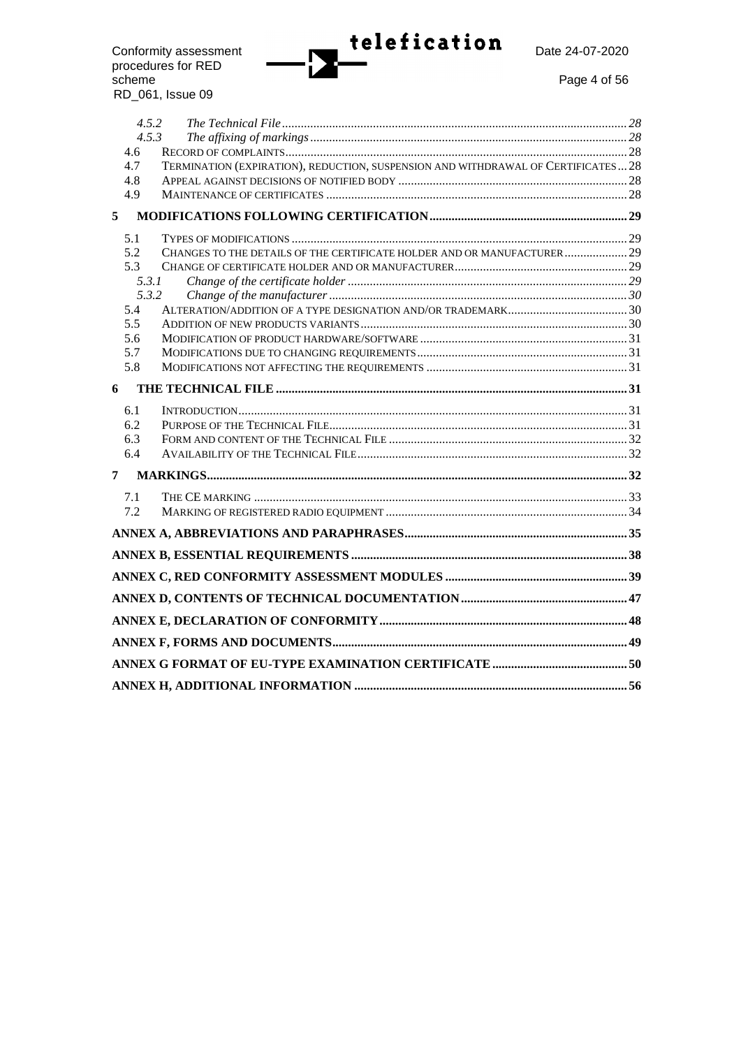4.5.2 *The Technical File* ........ 28
4.5.3 *The affixing of markings* ........ 28
4.6 RECORD OF COMPLAINTS ........ 28
4.7 TERMINATION (EXPIRATION), REDUCTION, SUSPENSION AND WITHDRAWAL OF CERTIFICATES ... 28
4.8 APPEAL AGAINST DECISIONS OF NOTIFIED BODY ........ 28
4.9 MAINTENANCE OF CERTIFICATES ........ 28

**5 MODIFICATIONS FOLLOWING CERTIFICATION ........ 29**

5.1 TYPES OF MODIFICATIONS ........ 29
5.2 CHANGES TO THE DETAILS OF THE CERTIFICATE HOLDER AND OR MANUFACTURER ........ 29
5.3 CHANGE OF CERTIFICATE HOLDER AND OR MANUFACTURER ........ 29
5.3.1 *Change of the certificate holder* ........ 29
5.3.2 *Change of the manufacturer* ........ 30
5.4 ALTERATION/ADDITION OF A TYPE DESIGNATION AND/OR TRADEMARK ........ 30
5.5 ADDITION OF NEW PRODUCTS VARIANTS ........ 30
5.6 MODIFICATION OF PRODUCT HARDWARE/SOFTWARE ........ 31
5.7 MODIFICATIONS DUE TO CHANGING REQUIREMENTS ........ 31
5.8 MODIFICATIONS NOT AFFECTING THE REQUIREMENTS ........ 31

**6 THE TECHNICAL FILE ........ 31**

6.1 INTRODUCTION ........ 31
6.2 PURPOSE OF THE TECHNICAL FILE ........ 31
6.3 FORM AND CONTENT OF THE TECHNICAL FILE ........ 32
6.4 AVAILABILITY OF THE TECHNICAL FILE ........ 32

**7 MARKINGS ........ 32**

7.1 THE CE MARKING ........ 33
7.2 MARKING OF REGISTERED RADIO EQUIPMENT ........ 34

**ANNEX A, ABBREVIATIONS AND PARAPHRASES ........ 35**

**ANNEX B, ESSENTIAL REQUIREMENTS ........ 38**

**ANNEX C, RED CONFORMITY ASSESSMENT MODULES ........ 39**

**ANNEX D, CONTENTS OF TECHNICAL DOCUMENTATION ........ 47**

**ANNEX E, DECLARATION OF CONFORMITY ........ 48**

**ANNEX F, FORMS AND DOCUMENTS ........ 49**

**ANNEX G FORMAT OF EU-TYPE EXAMINATION CERTIFICATE ........ 50**

**ANNEX H, ADDITIONAL INFORMATION ........ 56**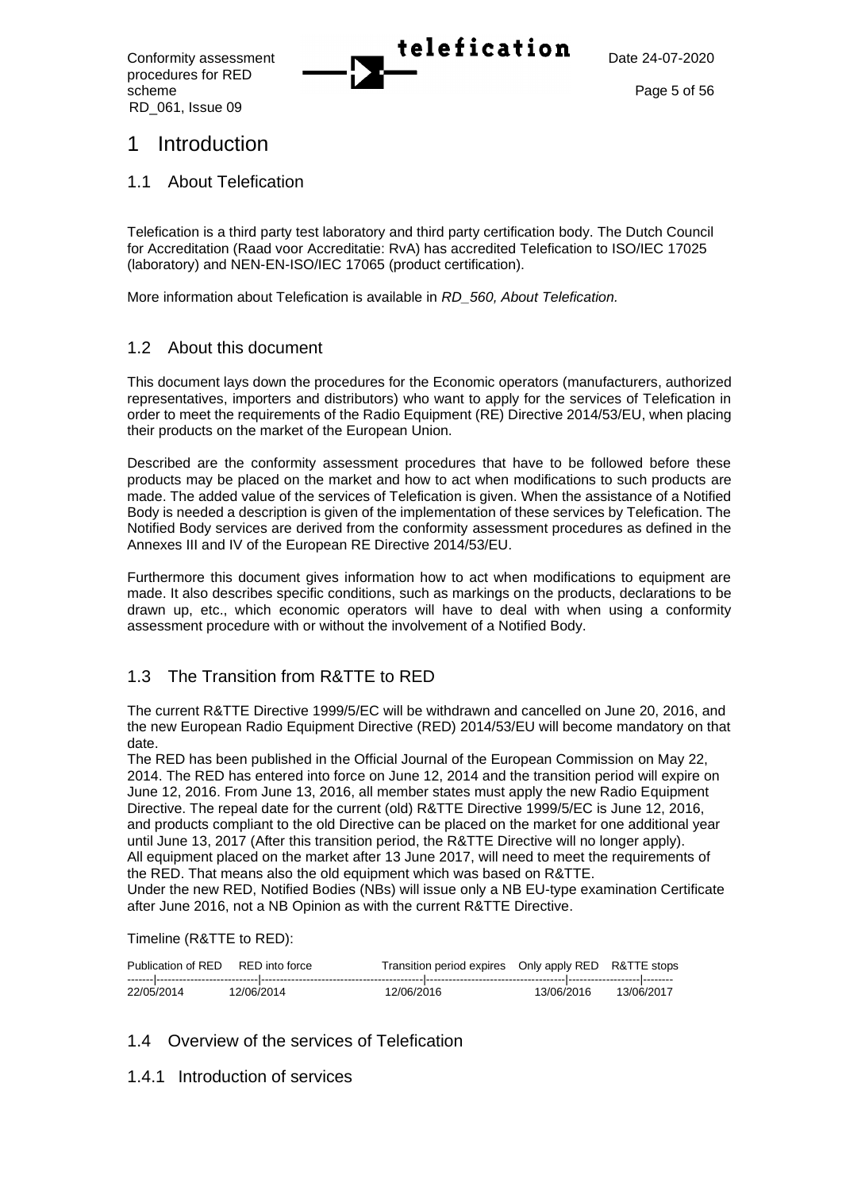# 1 Introduction

## 1.1 About Telefication

Telefication is a third party test laboratory and third party certification body. The Dutch Council for Accreditation (Raad voor Accreditatie: RvA) has accredited Telefication to ISO/IEC 17025 (laboratory) and NEN-EN-ISO/IEC 17065 (product certification).

More information about Telefication is available in *RD_560, About Telefication.*

## 1.2 About this document

This document lays down the procedures for the Economic operators (manufacturers, authorized representatives, importers and distributors) who want to apply for the services of Telefication in order to meet the requirements of the Radio Equipment (RE) Directive 2014/53/EU, when placing their products on the market of the European Union.

Described are the conformity assessment procedures that have to be followed before these products may be placed on the market and how to act when modifications to such products are made. The added value of the services of Telefication is given. When the assistance of a Notified Body is needed a description is given of the implementation of these services by Telefication. The Notified Body services are derived from the conformity assessment procedures as defined in the Annexes III and IV of the European RE Directive 2014/53/EU.

Furthermore this document gives information how to act when modifications to equipment are made. It also describes specific conditions, such as markings on the products, declarations to be drawn up, etc., which economic operators will have to deal with when using a conformity assessment procedure with or without the involvement of a Notified Body.

## 1.3 The Transition from R&TTE to RED

The current R&TTE Directive 1999/5/EC will be withdrawn and cancelled on June 20, 2016, and the new European Radio Equipment Directive (RED) 2014/53/EU will become mandatory on that date.
The RED has been published in the Official Journal of the European Commission on May 22, 2014. The RED has entered into force on June 12, 2014 and the transition period will expire on June 12, 2016. From June 13, 2016, all member states must apply the new Radio Equipment Directive. The repeal date for the current (old) R&TTE Directive 1999/5/EC is June 12, 2016, and products compliant to the old Directive can be placed on the market for one additional year until June 13, 2017 (After this transition period, the R&TTE Directive will no longer apply).
All equipment placed on the market after 13 June 2017, will need to meet the requirements of the RED. That means also the old equipment which was based on R&TTE.
Under the new RED, Notified Bodies (NBs) will issue only a NB EU-type examination Certificate after June 2016, not a NB Opinion as with the current R&TTE Directive.

Timeline (R&TTE to RED):

| Publication of RED | RED into force | Transition period expires | Only apply RED | R&TTE stops |
|---|---|---|---|---|
| 22/05/2014 | 12/06/2014 | 12/06/2016 | 13/06/2016 | 13/06/2017 |

## 1.4 Overview of the services of Telefication

### 1.4.1 Introduction of services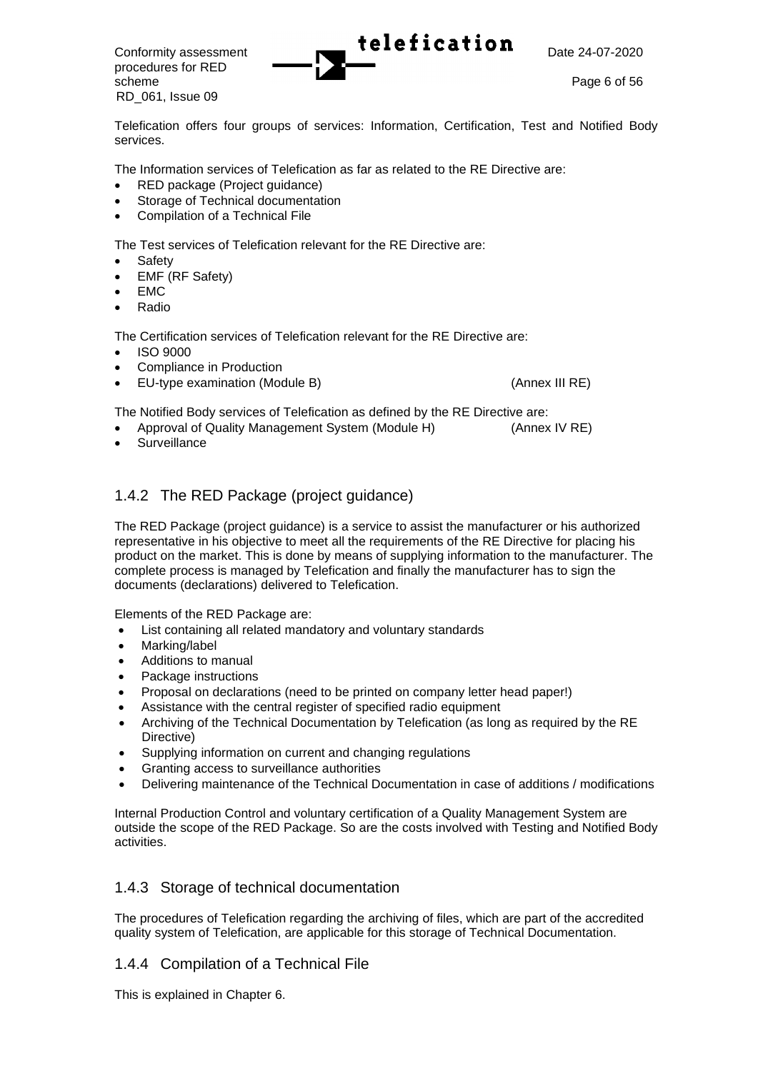Telefication offers four groups of services: Information, Certification, Test and Notified Body services.

The Information services of Telefication as far as related to the RE Directive are:

- RED package (Project guidance)
- Storage of Technical documentation
- Compilation of a Technical File

The Test services of Telefication relevant for the RE Directive are:

- Safety
- EMF (RF Safety)
- EMC
- Radio

The Certification services of Telefication relevant for the RE Directive are:

- ISO 9000
- Compliance in Production
- EU-type examination (Module B) (Annex III RE)

The Notified Body services of Telefication as defined by the RE Directive are:

- Approval of Quality Management System (Module H) (Annex IV RE)
- Surveillance

### 1.4.2 The RED Package (project guidance)

The RED Package (project guidance) is a service to assist the manufacturer or his authorized representative in his objective to meet all the requirements of the RE Directive for placing his product on the market. This is done by means of supplying information to the manufacturer. The complete process is managed by Telefication and finally the manufacturer has to sign the documents (declarations) delivered to Telefication.

Elements of the RED Package are:

- List containing all related mandatory and voluntary standards
- Marking/label
- Additions to manual
- Package instructions
- Proposal on declarations (need to be printed on company letter head paper!)
- Assistance with the central register of specified radio equipment
- Archiving of the Technical Documentation by Telefication (as long as required by the RE Directive)
- Supplying information on current and changing regulations
- Granting access to surveillance authorities
- Delivering maintenance of the Technical Documentation in case of additions / modifications

Internal Production Control and voluntary certification of a Quality Management System are outside the scope of the RED Package. So are the costs involved with Testing and Notified Body activities.

### 1.4.3 Storage of technical documentation

The procedures of Telefication regarding the archiving of files, which are part of the accredited quality system of Telefication, are applicable for this storage of Technical Documentation.

### 1.4.4 Compilation of a Technical File

This is explained in Chapter 6.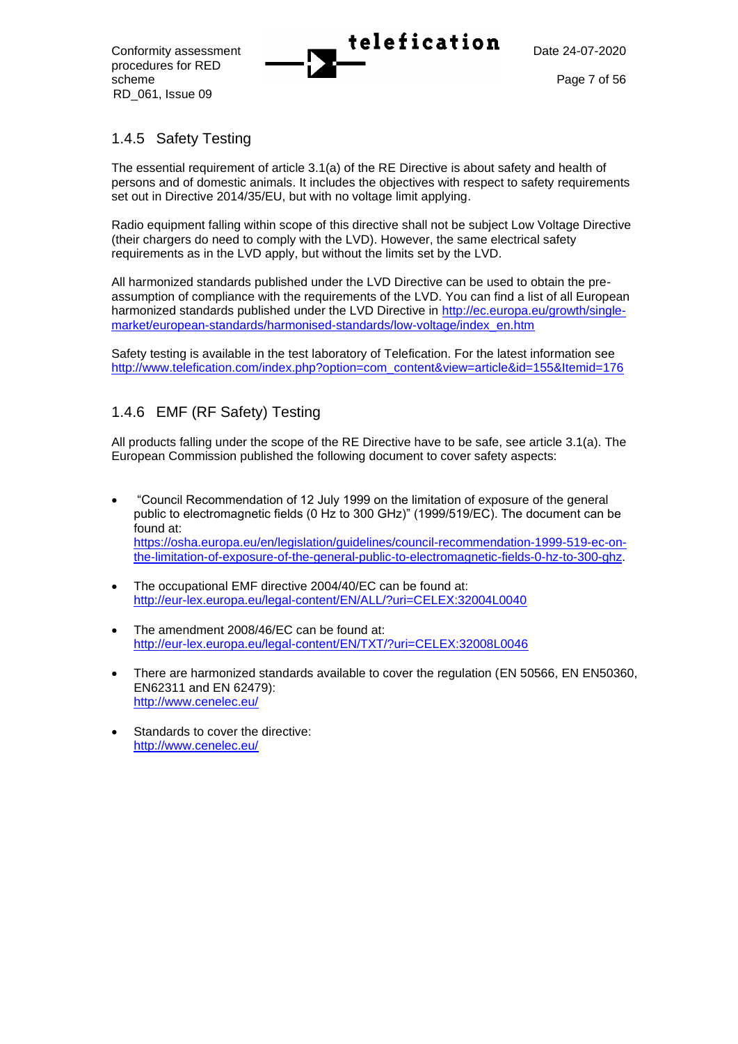### 1.4.5 Safety Testing

The essential requirement of article 3.1(a) of the RE Directive is about safety and health of persons and of domestic animals. It includes the objectives with respect to safety requirements set out in Directive 2014/35/EU, but with no voltage limit applying.

Radio equipment falling within scope of this directive shall not be subject Low Voltage Directive (their chargers do need to comply with the LVD). However, the same electrical safety requirements as in the LVD apply, but without the limits set by the LVD.

All harmonized standards published under the LVD Directive can be used to obtain the pre-assumption of compliance with the requirements of the LVD. You can find a list of all European harmonized standards published under the LVD Directive in http://ec.europa.eu/growth/single-market/european-standards/harmonised-standards/low-voltage/index_en.htm

Safety testing is available in the test laboratory of Telefication. For the latest information see http://www.telefication.com/index.php?option=com_content&view=article&id=155&Itemid=176

### 1.4.6 EMF (RF Safety) Testing

All products falling under the scope of the RE Directive have to be safe, see article 3.1(a). The European Commission published the following document to cover safety aspects:

- "Council Recommendation of 12 July 1999 on the limitation of exposure of the general public to electromagnetic fields (0 Hz to 300 GHz)" (1999/519/EC). The document can be found at: https://osha.europa.eu/en/legislation/guidelines/council-recommendation-1999-519-ec-on-the-limitation-of-exposure-of-the-general-public-to-electromagnetic-fields-0-hz-to-300-ghz.

- The occupational EMF directive 2004/40/EC can be found at: http://eur-lex.europa.eu/legal-content/EN/ALL/?uri=CELEX:32004L0040

- The amendment 2008/46/EC can be found at: http://eur-lex.europa.eu/legal-content/EN/TXT/?uri=CELEX:32008L0046

- There are harmonized standards available to cover the regulation (EN 50566, EN EN50360, EN62311 and EN 62479): http://www.cenelec.eu/

- Standards to cover the directive: http://www.cenelec.eu/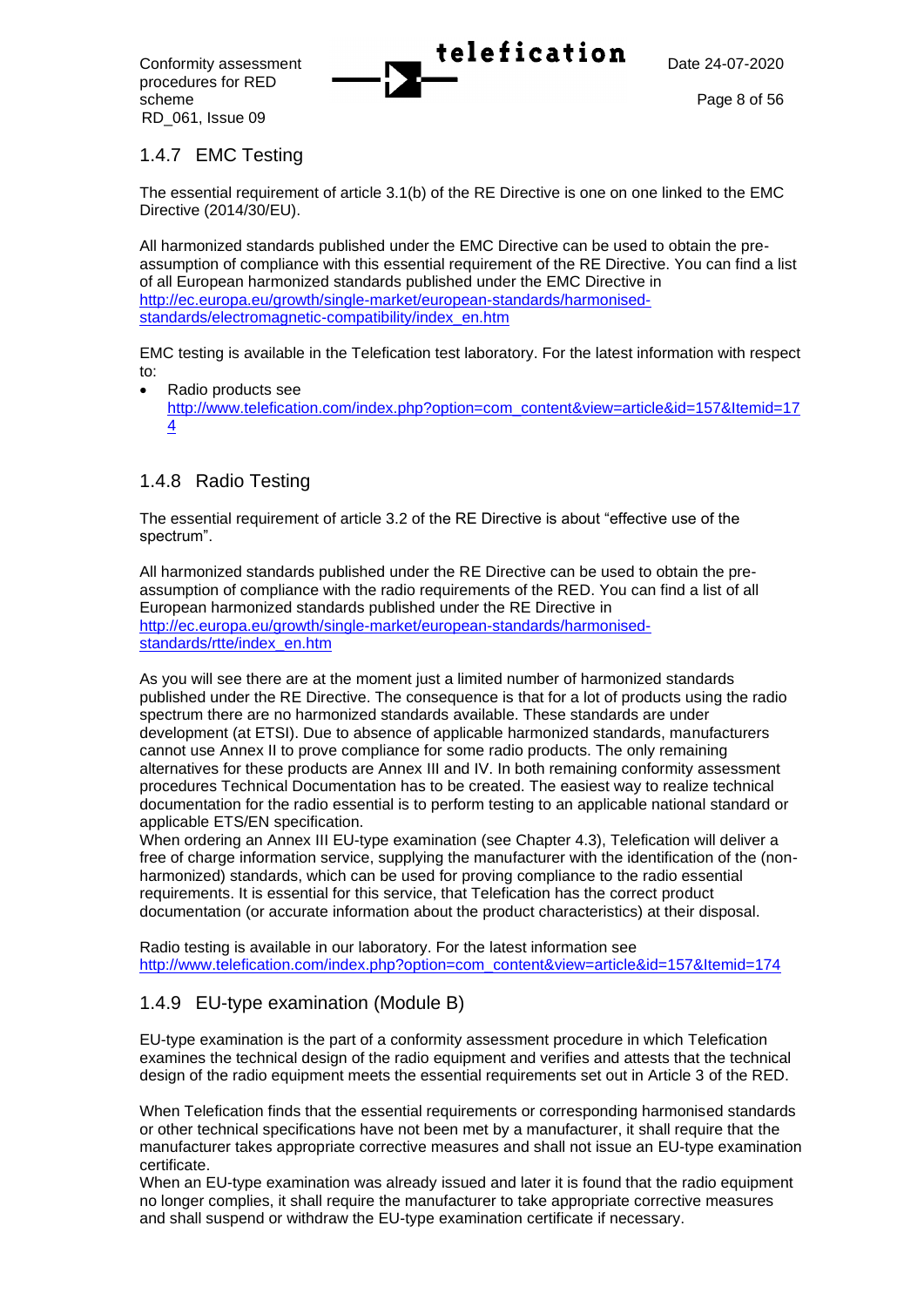### 1.4.7 EMC Testing

The essential requirement of article 3.1(b) of the RE Directive is one on one linked to the EMC Directive (2014/30/EU).

All harmonized standards published under the EMC Directive can be used to obtain the pre-assumption of compliance with this essential requirement of the RE Directive. You can find a list of all European harmonized standards published under the EMC Directive in http://ec.europa.eu/growth/single-market/european-standards/harmonised-standards/electromagnetic-compatibility/index_en.htm

EMC testing is available in the Telefication test laboratory. For the latest information with respect to:

- Radio products see http://www.telefication.com/index.php?option=com_content&view=article&id=157&Itemid=174

### 1.4.8 Radio Testing

The essential requirement of article 3.2 of the RE Directive is about "effective use of the spectrum".

All harmonized standards published under the RE Directive can be used to obtain the pre-assumption of compliance with the radio requirements of the RED. You can find a list of all European harmonized standards published under the RE Directive in http://ec.europa.eu/growth/single-market/european-standards/harmonised-standards/rtte/index_en.htm

As you will see there are at the moment just a limited number of harmonized standards published under the RE Directive. The consequence is that for a lot of products using the radio spectrum there are no harmonized standards available. These standards are under development (at ETSI). Due to absence of applicable harmonized standards, manufacturers cannot use Annex II to prove compliance for some radio products. The only remaining alternatives for these products are Annex III and IV. In both remaining conformity assessment procedures Technical Documentation has to be created. The easiest way to realize technical documentation for the radio essential is to perform testing to an applicable national standard or applicable ETS/EN specification.
When ordering an Annex III EU-type examination (see Chapter 4.3), Telefication will deliver a free of charge information service, supplying the manufacturer with the identification of the (non-harmonized) standards, which can be used for proving compliance to the radio essential requirements. It is essential for this service, that Telefication has the correct product documentation (or accurate information about the product characteristics) at their disposal.

Radio testing is available in our laboratory. For the latest information see http://www.telefication.com/index.php?option=com_content&view=article&id=157&Itemid=174

### 1.4.9 EU-type examination (Module B)

EU-type examination is the part of a conformity assessment procedure in which Telefication examines the technical design of the radio equipment and verifies and attests that the technical design of the radio equipment meets the essential requirements set out in Article 3 of the RED.

When Telefication finds that the essential requirements or corresponding harmonised standards or other technical specifications have not been met by a manufacturer, it shall require that the manufacturer takes appropriate corrective measures and shall not issue an EU-type examination certificate.
When an EU-type examination was already issued and later it is found that the radio equipment no longer complies, it shall require the manufacturer to take appropriate corrective measures and shall suspend or withdraw the EU-type examination certificate if necessary.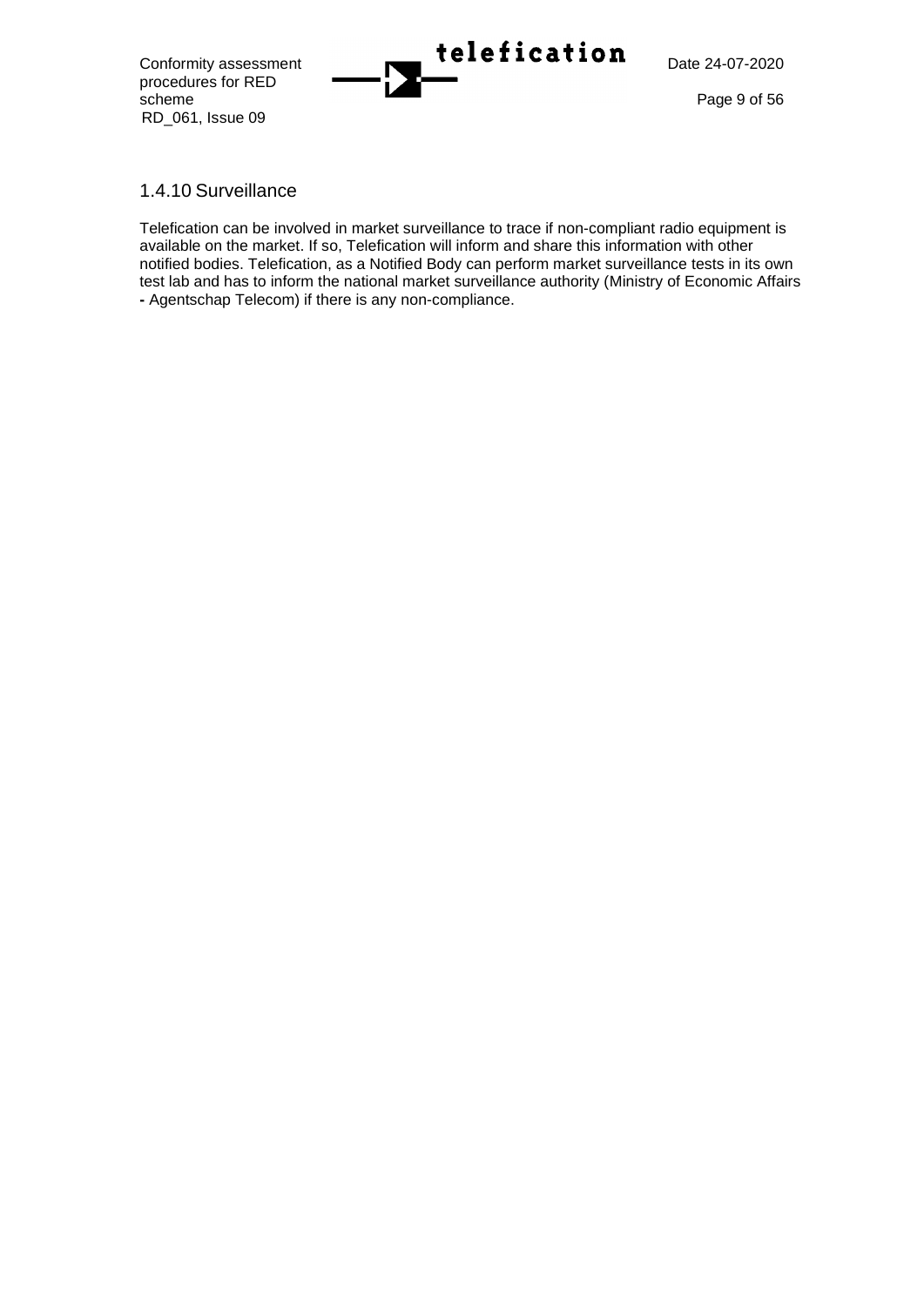### 1.4.10 Surveillance

Telefication can be involved in market surveillance to trace if non-compliant radio equipment is available on the market. If so, Telefication will inform and share this information with other notified bodies. Telefication, as a Notified Body can perform market surveillance tests in its own test lab and has to inform the national market surveillance authority (Ministry of Economic Affairs - Agentschap Telecom) if there is any non-compliance.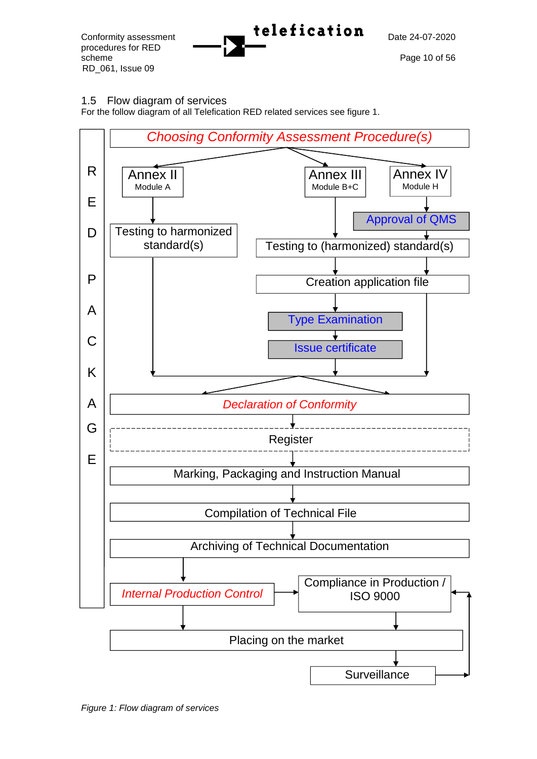## 1.5 Flow diagram of services

For the follow diagram of all Telefication RED related services see figure 1.

RED PACKAGE

*Choosing Conformity Assessment Procedure(s)*

Annex II
Module A

Annex III
Module B+C

Annex IV
Module H

Approval of QMS

Testing to harmonized standard(s)

Testing to (harmonized) standard(s)

Creation application file

Type Examination

Issue certificate

*Declaration of Conformity*

Register

Marking, Packaging and Instruction Manual

Compilation of Technical File

Archiving of Technical Documentation

*Internal Production Control*

Compliance in Production / ISO 9000

Placing on the market

Surveillance

*Figure 1: Flow diagram of services*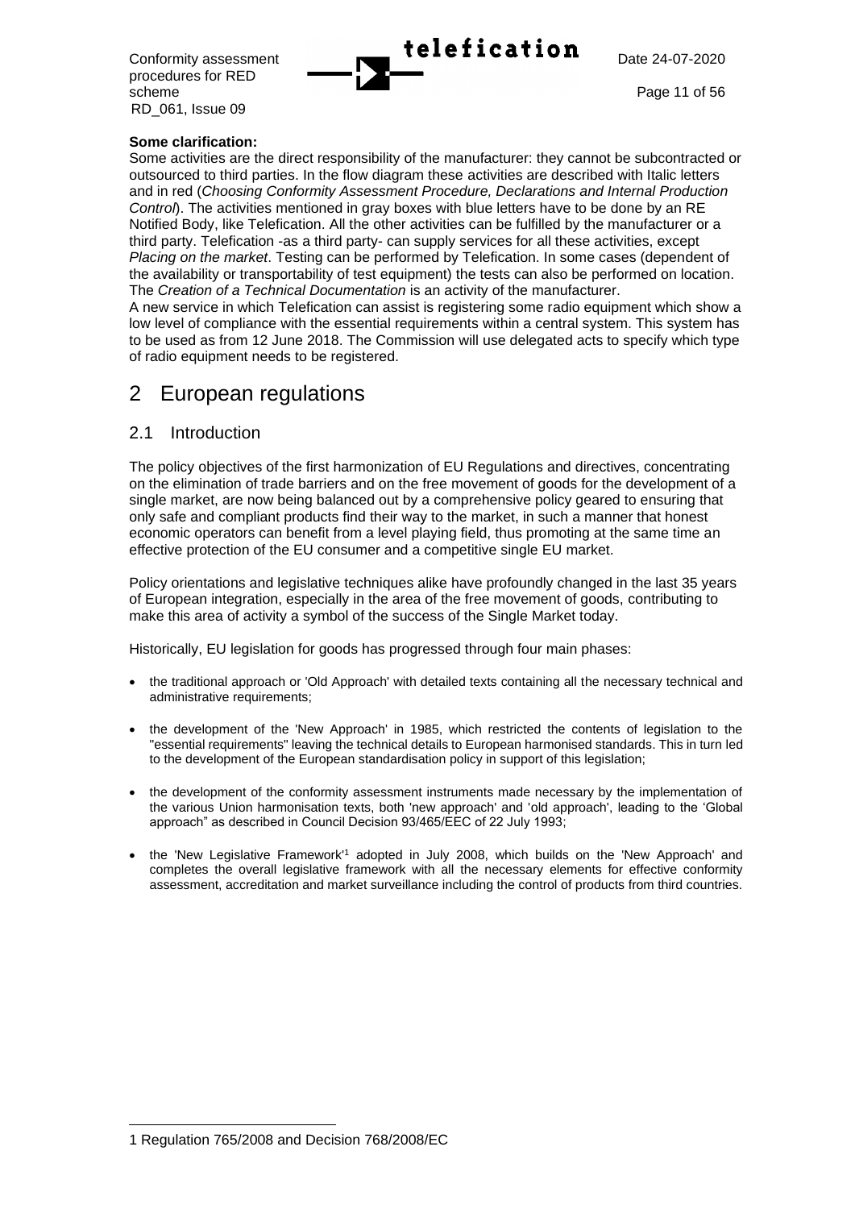**Some clarification:**

Some activities are the direct responsibility of the manufacturer: they cannot be subcontracted or outsourced to third parties. In the flow diagram these activities are described with Italic letters and in red (*Choosing Conformity Assessment Procedure, Declarations and Internal Production Control*). The activities mentioned in gray boxes with blue letters have to be done by an RE Notified Body, like Telefication. All the other activities can be fulfilled by the manufacturer or a third party. Telefication -as a third party- can supply services for all these activities, except *Placing on the market*. Testing can be performed by Telefication. In some cases (dependent of the availability or transportability of test equipment) the tests can also be performed on location. The *Creation of a Technical Documentation* is an activity of the manufacturer.

A new service in which Telefication can assist is registering some radio equipment which show a low level of compliance with the essential requirements within a central system. This system has to be used as from 12 June 2018. The Commission will use delegated acts to specify which type of radio equipment needs to be registered.

# 2 European regulations

## 2.1 Introduction

The policy objectives of the first harmonization of EU Regulations and directives, concentrating on the elimination of trade barriers and on the free movement of goods for the development of a single market, are now being balanced out by a comprehensive policy geared to ensuring that only safe and compliant products find their way to the market, in such a manner that honest economic operators can benefit from a level playing field, thus promoting at the same time an effective protection of the EU consumer and a competitive single EU market.

Policy orientations and legislative techniques alike have profoundly changed in the last 35 years of European integration, especially in the area of the free movement of goods, contributing to make this area of activity a symbol of the success of the Single Market today.

Historically, EU legislation for goods has progressed through four main phases:

- the traditional approach or 'Old Approach' with detailed texts containing all the necessary technical and administrative requirements;
- the development of the 'New Approach' in 1985, which restricted the contents of legislation to the "essential requirements" leaving the technical details to European harmonised standards. This in turn led to the development of the European standardisation policy in support of this legislation;
- the development of the conformity assessment instruments made necessary by the implementation of the various Union harmonisation texts, both 'new approach' and 'old approach', leading to the 'Global approach" as described in Council Decision 93/465/EEC of 22 July 1993;
- the 'New Legislative Framework'[1] adopted in July 2008, which builds on the 'New Approach' and completes the overall legislative framework with all the necessary elements for effective conformity assessment, accreditation and market surveillance including the control of products from third countries.

---

1 Regulation 765/2008 and Decision 768/2008/EC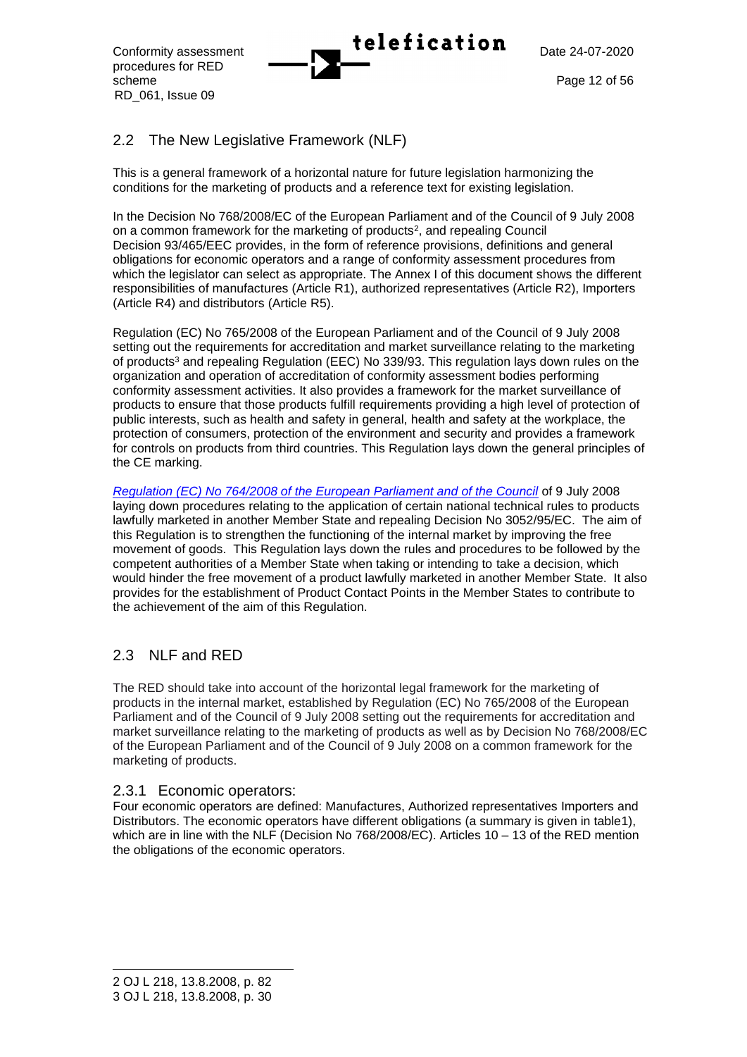## 2.2 The New Legislative Framework (NLF)

This is a general framework of a horizontal nature for future legislation harmonizing the conditions for the marketing of products and a reference text for existing legislation.

In the Decision No 768/2008/EC of the European Parliament and of the Council of 9 July 2008 on a common framework for the marketing of products[2], and repealing Council Decision 93/465/EEC provides, in the form of reference provisions, definitions and general obligations for economic operators and a range of conformity assessment procedures from which the legislator can select as appropriate. The Annex I of this document shows the different responsibilities of manufactures (Article R1), authorized representatives (Article R2), Importers (Article R4) and distributors (Article R5).

Regulation (EC) No 765/2008 of the European Parliament and of the Council of 9 July 2008 setting out the requirements for accreditation and market surveillance relating to the marketing of products[3] and repealing Regulation (EEC) No 339/93. This regulation lays down rules on the organization and operation of accreditation of conformity assessment bodies performing conformity assessment activities. It also provides a framework for the market surveillance of products to ensure that those products fulfill requirements providing a high level of protection of public interests, such as health and safety in general, health and safety at the workplace, the protection of consumers, protection of the environment and security and provides a framework for controls on products from third countries. This Regulation lays down the general principles of the CE marking.

*Regulation (EC) No 764/2008 of the European Parliament and of the Council* of 9 July 2008 laying down procedures relating to the application of certain national technical rules to products lawfully marketed in another Member State and repealing Decision No 3052/95/EC. The aim of this Regulation is to strengthen the functioning of the internal market by improving the free movement of goods. This Regulation lays down the rules and procedures to be followed by the competent authorities of a Member State when taking or intending to take a decision, which would hinder the free movement of a product lawfully marketed in another Member State. It also provides for the establishment of Product Contact Points in the Member States to contribute to the achievement of the aim of this Regulation.

## 2.3 NLF and RED

The RED should take into account of the horizontal legal framework for the marketing of products in the internal market, established by Regulation (EC) No 765/2008 of the European Parliament and of the Council of 9 July 2008 setting out the requirements for accreditation and market surveillance relating to the marketing of products as well as by Decision No 768/2008/EC of the European Parliament and of the Council of 9 July 2008 on a common framework for the marketing of products.

### 2.3.1 Economic operators:

Four economic operators are defined: Manufactures, Authorized representatives Importers and Distributors. The economic operators have different obligations (a summary is given in table1), which are in line with the NLF (Decision No 768/2008/EC). Articles 10 – 13 of the RED mention the obligations of the economic operators.

---

2 OJ L 218, 13.8.2008, p. 82

3 OJ L 218, 13.8.2008, p. 30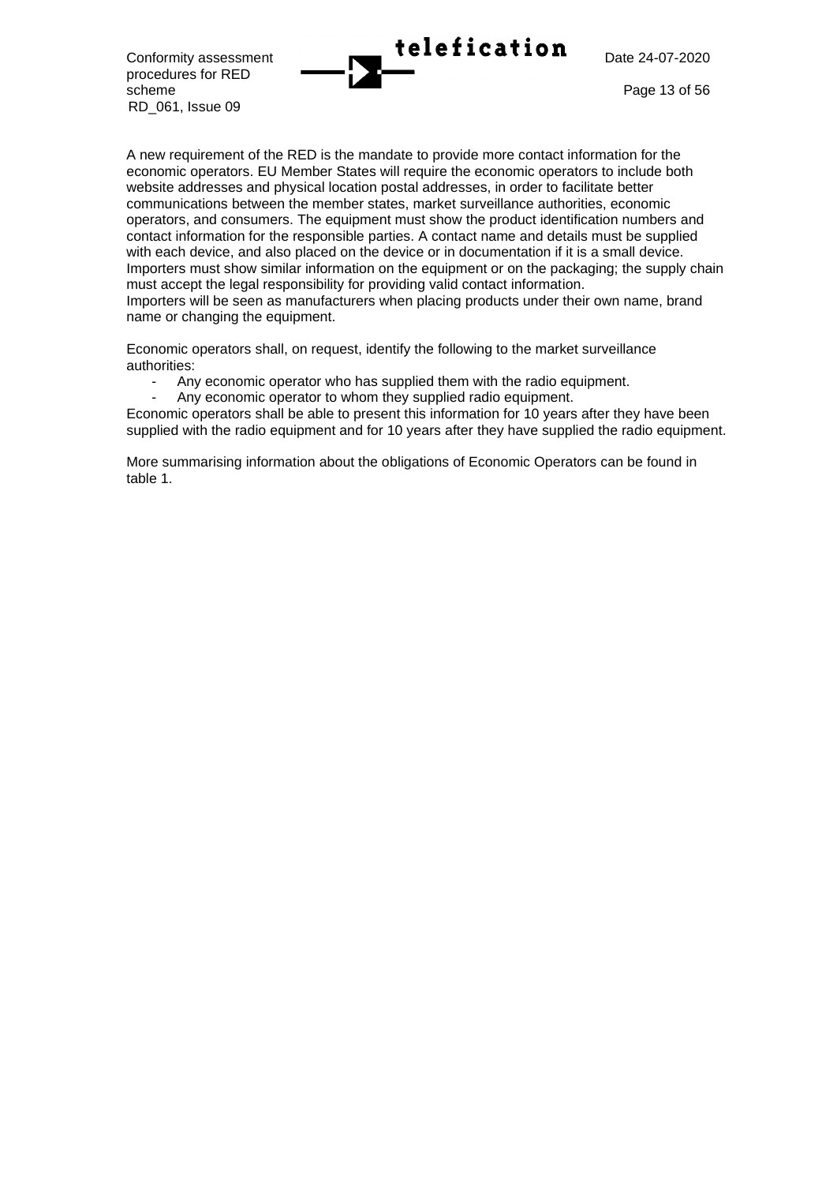A new requirement of the RED is the mandate to provide more contact information for the economic operators. EU Member States will require the economic operators to include both website addresses and physical location postal addresses, in order to facilitate better communications between the member states, market surveillance authorities, economic operators, and consumers. The equipment must show the product identification numbers and contact information for the responsible parties. A contact name and details must be supplied with each device, and also placed on the device or in documentation if it is a small device. Importers must show similar information on the equipment or on the packaging; the supply chain must accept the legal responsibility for providing valid contact information.
Importers will be seen as manufacturers when placing products under their own name, brand name or changing the equipment.

Economic operators shall, on request, identify the following to the market surveillance authorities:

- Any economic operator who has supplied them with the radio equipment.
- Any economic operator to whom they supplied radio equipment.

Economic operators shall be able to present this information for 10 years after they have been supplied with the radio equipment and for 10 years after they have supplied the radio equipment.

More summarising information about the obligations of Economic Operators can be found in table 1.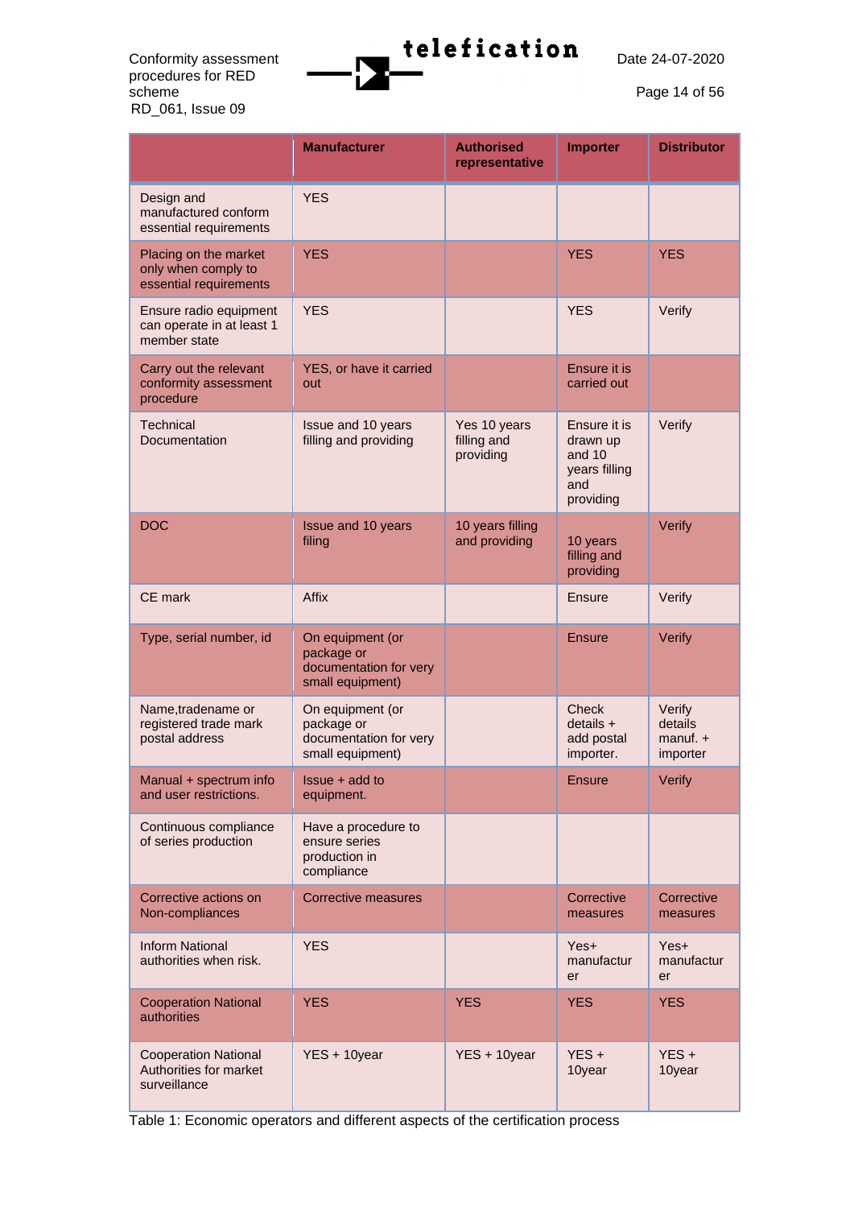|  | Manufacturer | Authorised representative | Importer | Distributor |
|---|---|---|---|---|
| Design and manufactured conform essential requirements | YES |  |  |  |
| Placing on the market only when comply to essential requirements | YES |  | YES | YES |
| Ensure radio equipment can operate in at least 1 member state | YES |  | YES | Verify |
| Carry out the relevant conformity assessment procedure | YES, or have it carried out |  | Ensure it is carried out |  |
| Technical Documentation | Issue and 10 years filling and providing | Yes 10 years filling and providing | Ensure it is drawn up and 10 years filling and providing | Verify |
| DOC | Issue and 10 years filing | 10 years filling and providing | 10 years filling and providing | Verify |
| CE mark | Affix |  | Ensure | Verify |
| Type, serial number, id | On equipment (or package or documentation for very small equipment) |  | Ensure | Verify |
| Name,tradename or registered trade mark postal address | On equipment (or package or documentation for very small equipment) |  | Check details + add postal importer. | Verify details manuf. + importer |
| Manual + spectrum info and user restrictions. | Issue + add to equipment. |  | Ensure | Verify |
| Continuous compliance of series production | Have a procedure to ensure series production in compliance |  |  |  |
| Corrective actions on Non-compliances | Corrective measures |  | Corrective measures | Corrective measures |
| Inform National authorities when risk. | YES |  | Yes+ manufacturer | Yes+ manufacturer |
| Cooperation National authorities | YES | YES | YES | YES |
| Cooperation National Authorities for market surveillance | YES + 10year | YES + 10year | YES + 10year | YES + 10year |

Table 1: Economic operators and different aspects of the certification process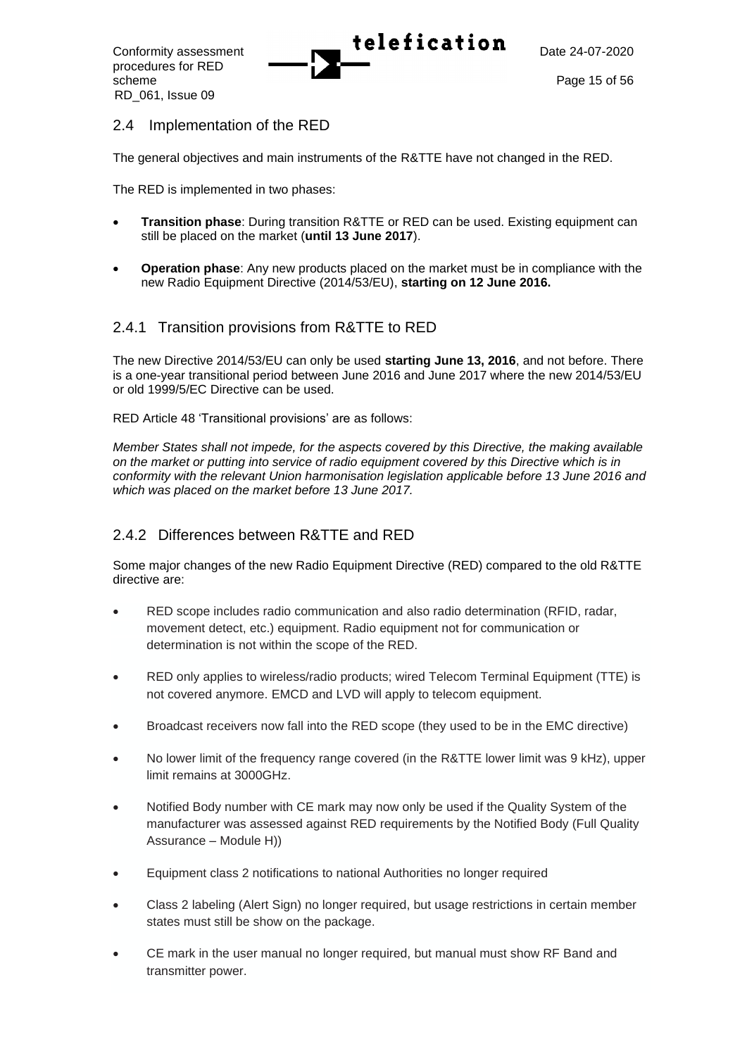## 2.4 Implementation of the RED

The general objectives and main instruments of the R&TTE have not changed in the RED.

The RED is implemented in two phases:

- **Transition phase**: During transition R&TTE or RED can be used. Existing equipment can still be placed on the market (**until 13 June 2017**).
- **Operation phase**: Any new products placed on the market must be in compliance with the new Radio Equipment Directive (2014/53/EU), **starting on 12 June 2016.**

### 2.4.1 Transition provisions from R&TTE to RED

The new Directive 2014/53/EU can only be used **starting June 13, 2016**, and not before. There is a one-year transitional period between June 2016 and June 2017 where the new 2014/53/EU or old 1999/5/EC Directive can be used.

RED Article 48 'Transitional provisions' are as follows:

*Member States shall not impede, for the aspects covered by this Directive, the making available on the market or putting into service of radio equipment covered by this Directive which is in conformity with the relevant Union harmonisation legislation applicable before 13 June 2016 and which was placed on the market before 13 June 2017.*

### 2.4.2 Differences between R&TTE and RED

Some major changes of the new Radio Equipment Directive (RED) compared to the old R&TTE directive are:

- RED scope includes radio communication and also radio determination (RFID, radar, movement detect, etc.) equipment. Radio equipment not for communication or determination is not within the scope of the RED.
- RED only applies to wireless/radio products; wired Telecom Terminal Equipment (TTE) is not covered anymore. EMCD and LVD will apply to telecom equipment.
- Broadcast receivers now fall into the RED scope (they used to be in the EMC directive)
- No lower limit of the frequency range covered (in the R&TTE lower limit was 9 kHz), upper limit remains at 3000GHz.
- Notified Body number with CE mark may now only be used if the Quality System of the manufacturer was assessed against RED requirements by the Notified Body (Full Quality Assurance – Module H))
- Equipment class 2 notifications to national Authorities no longer required
- Class 2 labeling (Alert Sign) no longer required, but usage restrictions in certain member states must still be show on the package.
- CE mark in the user manual no longer required, but manual must show RF Band and transmitter power.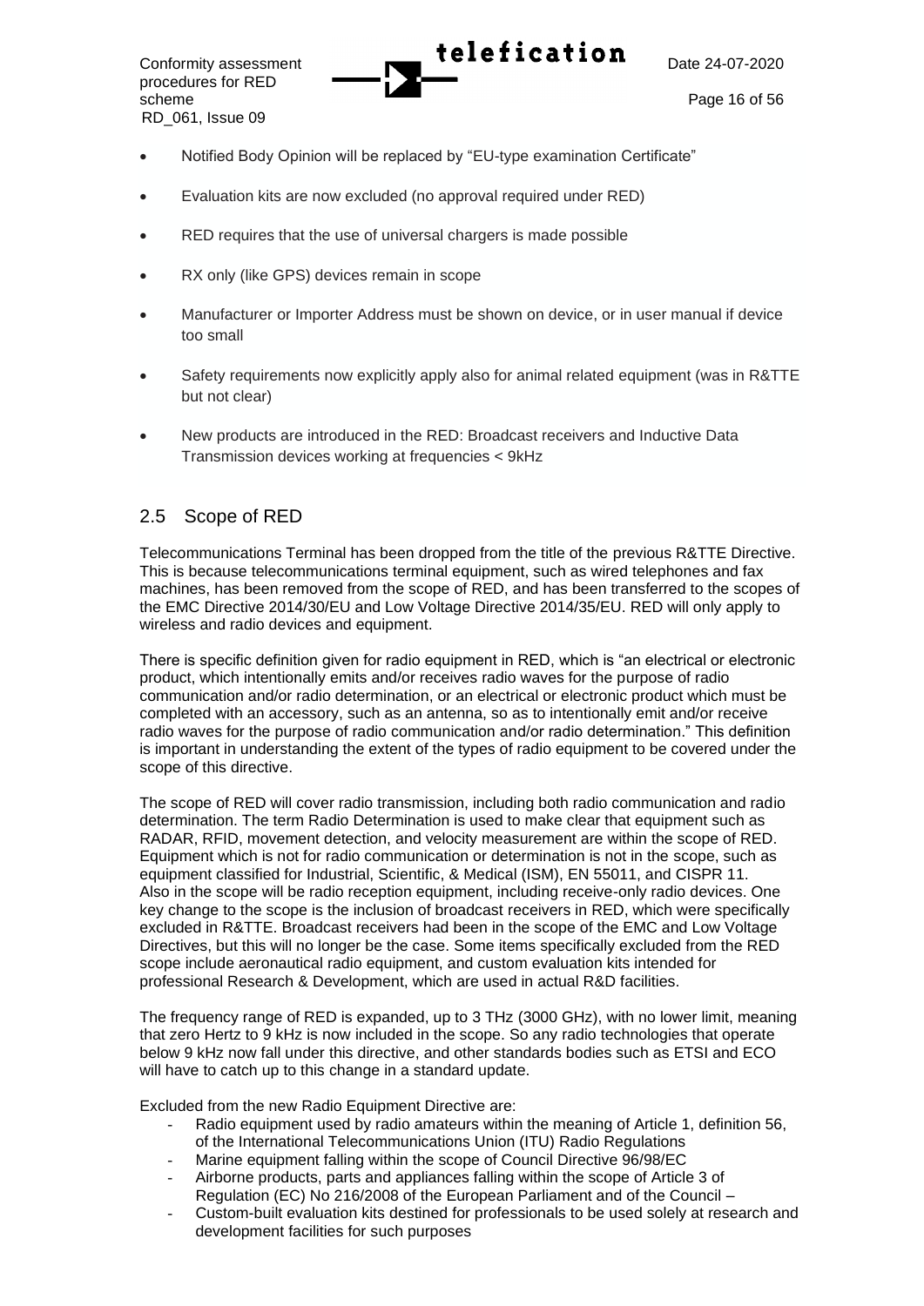- Notified Body Opinion will be replaced by "EU-type examination Certificate"
- Evaluation kits are now excluded (no approval required under RED)
- RED requires that the use of universal chargers is made possible
- RX only (like GPS) devices remain in scope
- Manufacturer or Importer Address must be shown on device, or in user manual if device too small
- Safety requirements now explicitly apply also for animal related equipment (was in R&TTE but not clear)
- New products are introduced in the RED: Broadcast receivers and Inductive Data Transmission devices working at frequencies < 9kHz

## 2.5 Scope of RED

Telecommunications Terminal has been dropped from the title of the previous R&TTE Directive. This is because telecommunications terminal equipment, such as wired telephones and fax machines, has been removed from the scope of RED, and has been transferred to the scopes of the EMC Directive 2014/30/EU and Low Voltage Directive 2014/35/EU. RED will only apply to wireless and radio devices and equipment.

There is specific definition given for radio equipment in RED, which is "an electrical or electronic product, which intentionally emits and/or receives radio waves for the purpose of radio communication and/or radio determination, or an electrical or electronic product which must be completed with an accessory, such as an antenna, so as to intentionally emit and/or receive radio waves for the purpose of radio communication and/or radio determination." This definition is important in understanding the extent of the types of radio equipment to be covered under the scope of this directive.

The scope of RED will cover radio transmission, including both radio communication and radio determination. The term Radio Determination is used to make clear that equipment such as RADAR, RFID, movement detection, and velocity measurement are within the scope of RED. Equipment which is not for radio communication or determination is not in the scope, such as equipment classified for Industrial, Scientific, & Medical (ISM), EN 55011, and CISPR 11. Also in the scope will be radio reception equipment, including receive-only radio devices. One key change to the scope is the inclusion of broadcast receivers in RED, which were specifically excluded in R&TTE. Broadcast receivers had been in the scope of the EMC and Low Voltage Directives, but this will no longer be the case. Some items specifically excluded from the RED scope include aeronautical radio equipment, and custom evaluation kits intended for professional Research & Development, which are used in actual R&D facilities.

The frequency range of RED is expanded, up to 3 THz (3000 GHz), with no lower limit, meaning that zero Hertz to 9 kHz is now included in the scope. So any radio technologies that operate below 9 kHz now fall under this directive, and other standards bodies such as ETSI and ECO will have to catch up to this change in a standard update.

Excluded from the new Radio Equipment Directive are:

- Radio equipment used by radio amateurs within the meaning of Article 1, definition 56, of the International Telecommunications Union (ITU) Radio Regulations
- Marine equipment falling within the scope of Council Directive 96/98/EC
- Airborne products, parts and appliances falling within the scope of Article 3 of Regulation (EC) No 216/2008 of the European Parliament and of the Council –
- Custom-built evaluation kits destined for professionals to be used solely at research and development facilities for such purposes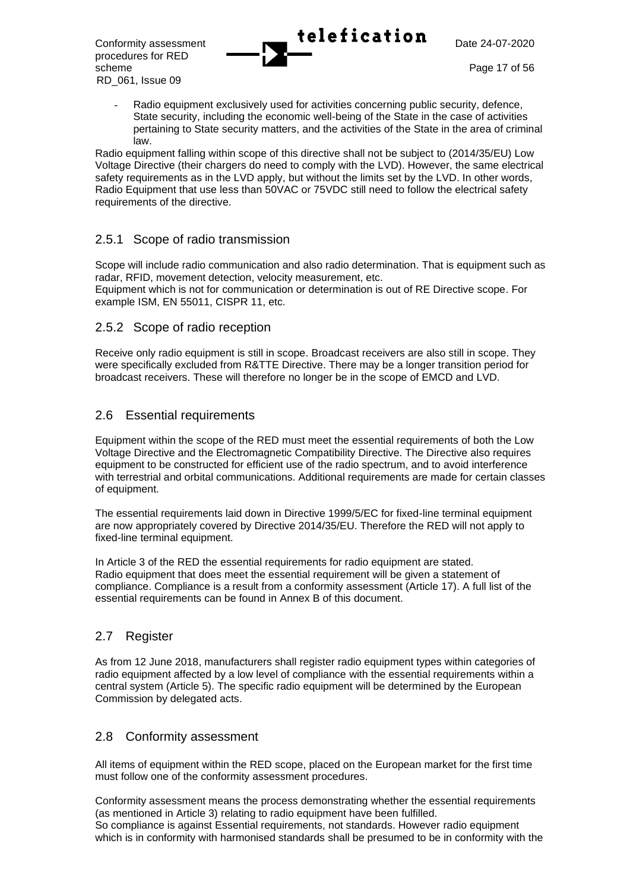- Radio equipment exclusively used for activities concerning public security, defence, State security, including the economic well-being of the State in the case of activities pertaining to State security matters, and the activities of the State in the area of criminal law.

Radio equipment falling within scope of this directive shall not be subject to (2014/35/EU) Low Voltage Directive (their chargers do need to comply with the LVD). However, the same electrical safety requirements as in the LVD apply, but without the limits set by the LVD. In other words, Radio Equipment that use less than 50VAC or 75VDC still need to follow the electrical safety requirements of the directive.

### 2.5.1 Scope of radio transmission

Scope will include radio communication and also radio determination. That is equipment such as radar, RFID, movement detection, velocity measurement, etc.
Equipment which is not for communication or determination is out of RE Directive scope. For example ISM, EN 55011, CISPR 11, etc.

### 2.5.2 Scope of radio reception

Receive only radio equipment is still in scope. Broadcast receivers are also still in scope. They were specifically excluded from R&TTE Directive. There may be a longer transition period for broadcast receivers. These will therefore no longer be in the scope of EMCD and LVD.

## 2.6 Essential requirements

Equipment within the scope of the RED must meet the essential requirements of both the Low Voltage Directive and the Electromagnetic Compatibility Directive. The Directive also requires equipment to be constructed for efficient use of the radio spectrum, and to avoid interference with terrestrial and orbital communications. Additional requirements are made for certain classes of equipment.

The essential requirements laid down in Directive 1999/5/EC for fixed-line terminal equipment are now appropriately covered by Directive 2014/35/EU. Therefore the RED will not apply to fixed-line terminal equipment.

In Article 3 of the RED the essential requirements for radio equipment are stated.
Radio equipment that does meet the essential requirement will be given a statement of compliance. Compliance is a result from a conformity assessment (Article 17). A full list of the essential requirements can be found in Annex B of this document.

## 2.7 Register

As from 12 June 2018, manufacturers shall register radio equipment types within categories of radio equipment affected by a low level of compliance with the essential requirements within a central system (Article 5). The specific radio equipment will be determined by the European Commission by delegated acts.

## 2.8 Conformity assessment

All items of equipment within the RED scope, placed on the European market for the first time must follow one of the conformity assessment procedures.

Conformity assessment means the process demonstrating whether the essential requirements (as mentioned in Article 3) relating to radio equipment have been fulfilled.
So compliance is against Essential requirements, not standards. However radio equipment which is in conformity with harmonised standards shall be presumed to be in conformity with the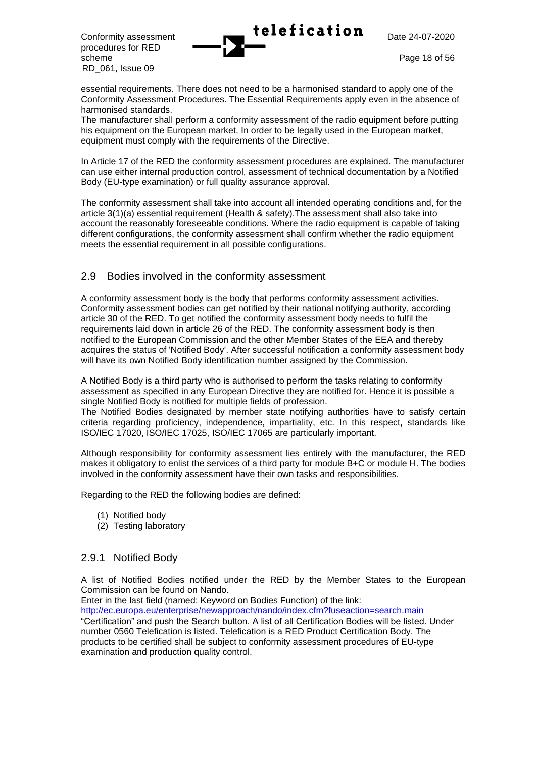essential requirements. There does not need to be a harmonised standard to apply one of the Conformity Assessment Procedures. The Essential Requirements apply even in the absence of harmonised standards.
The manufacturer shall perform a conformity assessment of the radio equipment before putting his equipment on the European market. In order to be legally used in the European market, equipment must comply with the requirements of the Directive.

In Article 17 of the RED the conformity assessment procedures are explained. The manufacturer can use either internal production control, assessment of technical documentation by a Notified Body (EU-type examination) or full quality assurance approval.

The conformity assessment shall take into account all intended operating conditions and, for the article 3(1)(a) essential requirement (Health & safety).The assessment shall also take into account the reasonably foreseeable conditions. Where the radio equipment is capable of taking different configurations, the conformity assessment shall confirm whether the radio equipment meets the essential requirement in all possible configurations.

## 2.9 Bodies involved in the conformity assessment

A conformity assessment body is the body that performs conformity assessment activities. Conformity assessment bodies can get notified by their national notifying authority, according article 30 of the RED. To get notified the conformity assessment body needs to fulfil the requirements laid down in article 26 of the RED. The conformity assessment body is then notified to the European Commission and the other Member States of the EEA and thereby acquires the status of 'Notified Body'. After successful notification a conformity assessment body will have its own Notified Body identification number assigned by the Commission.

A Notified Body is a third party who is authorised to perform the tasks relating to conformity assessment as specified in any European Directive they are notified for. Hence it is possible a single Notified Body is notified for multiple fields of profession.
The Notified Bodies designated by member state notifying authorities have to satisfy certain criteria regarding proficiency, independence, impartiality, etc. In this respect, standards like ISO/IEC 17020, ISO/IEC 17025, ISO/IEC 17065 are particularly important.

Although responsibility for conformity assessment lies entirely with the manufacturer, the RED makes it obligatory to enlist the services of a third party for module B+C or module H. The bodies involved in the conformity assessment have their own tasks and responsibilities.

Regarding to the RED the following bodies are defined:

(1) Notified body
(2) Testing laboratory

### 2.9.1 Notified Body

A list of Notified Bodies notified under the RED by the Member States to the European Commission can be found on Nando.
Enter in the last field (named: Keyword on Bodies Function) of the link:
http://ec.europa.eu/enterprise/newapproach/nando/index.cfm?fuseaction=search.main
"Certification" and push the Search button. A list of all Certification Bodies will be listed. Under number 0560 Telefication is listed. Telefication is a RED Product Certification Body. The products to be certified shall be subject to conformity assessment procedures of EU-type examination and production quality control.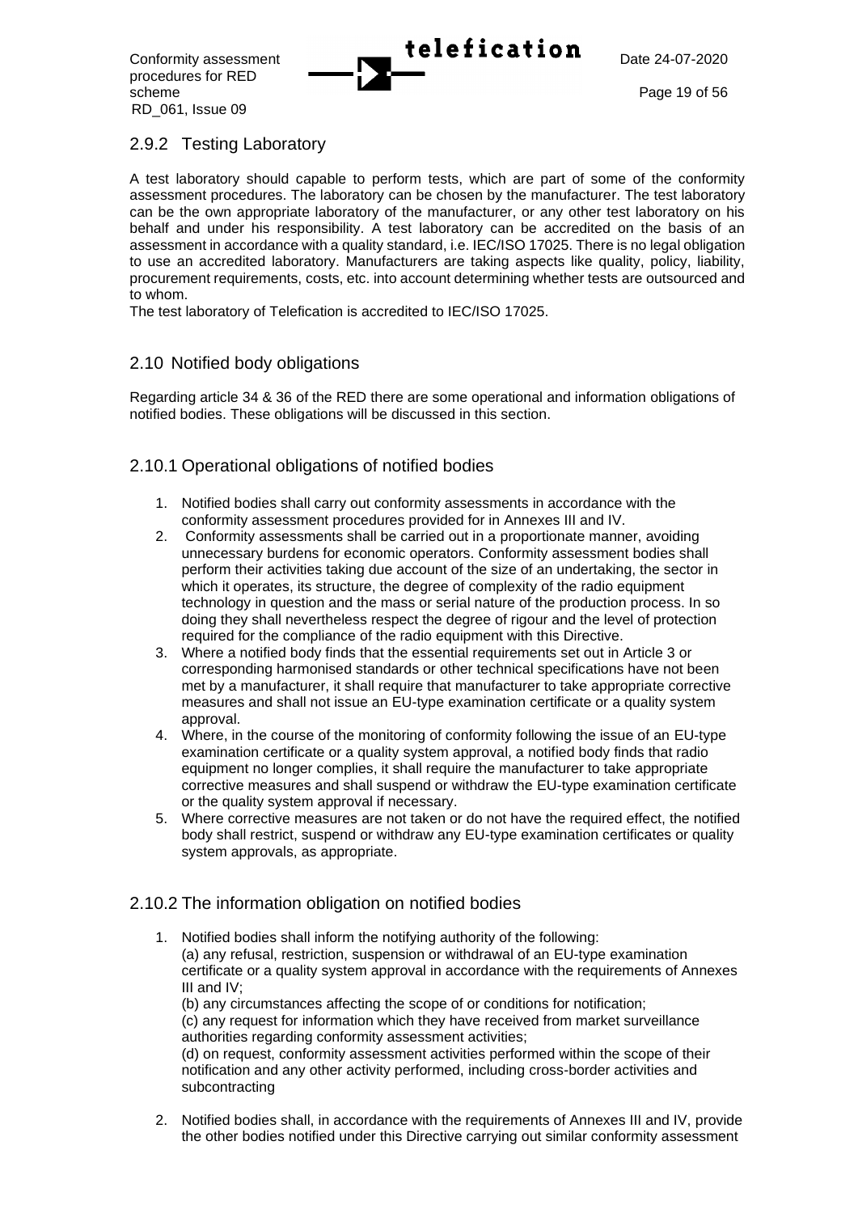### 2.9.2 Testing Laboratory

A test laboratory should capable to perform tests, which are part of some of the conformity assessment procedures. The laboratory can be chosen by the manufacturer. The test laboratory can be the own appropriate laboratory of the manufacturer, or any other test laboratory on his behalf and under his responsibility. A test laboratory can be accredited on the basis of an assessment in accordance with a quality standard, i.e. IEC/ISO 17025. There is no legal obligation to use an accredited laboratory. Manufacturers are taking aspects like quality, policy, liability, procurement requirements, costs, etc. into account determining whether tests are outsourced and to whom.
The test laboratory of Telefication is accredited to IEC/ISO 17025.

## 2.10 Notified body obligations

Regarding article 34 & 36 of the RED there are some operational and information obligations of notified bodies. These obligations will be discussed in this section.

### 2.10.1 Operational obligations of notified bodies

1. Notified bodies shall carry out conformity assessments in accordance with the conformity assessment procedures provided for in Annexes III and IV.
2. Conformity assessments shall be carried out in a proportionate manner, avoiding unnecessary burdens for economic operators. Conformity assessment bodies shall perform their activities taking due account of the size of an undertaking, the sector in which it operates, its structure, the degree of complexity of the radio equipment technology in question and the mass or serial nature of the production process. In so doing they shall nevertheless respect the degree of rigour and the level of protection required for the compliance of the radio equipment with this Directive.
3. Where a notified body finds that the essential requirements set out in Article 3 or corresponding harmonised standards or other technical specifications have not been met by a manufacturer, it shall require that manufacturer to take appropriate corrective measures and shall not issue an EU-type examination certificate or a quality system approval.
4. Where, in the course of the monitoring of conformity following the issue of an EU-type examination certificate or a quality system approval, a notified body finds that radio equipment no longer complies, it shall require the manufacturer to take appropriate corrective measures and shall suspend or withdraw the EU-type examination certificate or the quality system approval if necessary.
5. Where corrective measures are not taken or do not have the required effect, the notified body shall restrict, suspend or withdraw any EU-type examination certificates or quality system approvals, as appropriate.

### 2.10.2 The information obligation on notified bodies

1. Notified bodies shall inform the notifying authority of the following:
   (a) any refusal, restriction, suspension or withdrawal of an EU-type examination certificate or a quality system approval in accordance with the requirements of Annexes III and IV;
   (b) any circumstances affecting the scope of or conditions for notification;
   (c) any request for information which they have received from market surveillance authorities regarding conformity assessment activities;
   (d) on request, conformity assessment activities performed within the scope of their notification and any other activity performed, including cross-border activities and subcontracting

2. Notified bodies shall, in accordance with the requirements of Annexes III and IV, provide the other bodies notified under this Directive carrying out similar conformity assessment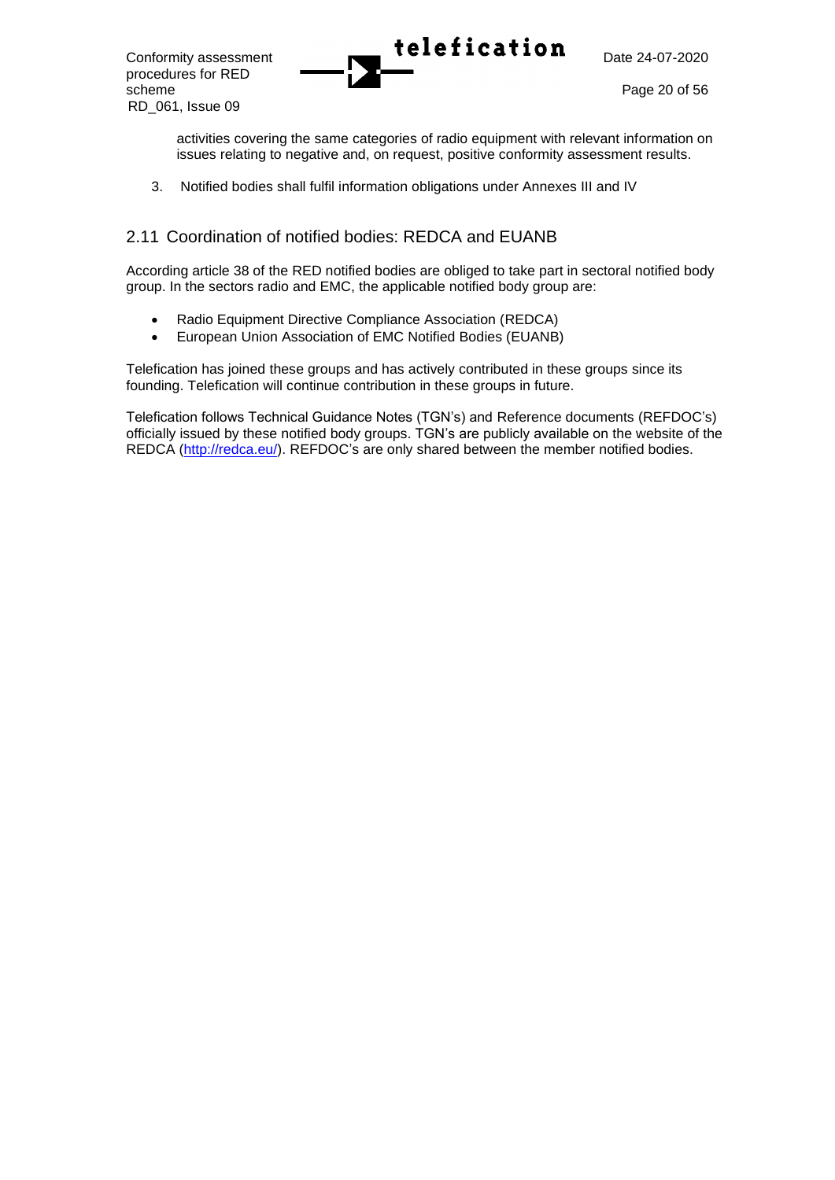activities covering the same categories of radio equipment with relevant information on issues relating to negative and, on request, positive conformity assessment results.

3. Notified bodies shall fulfil information obligations under Annexes III and IV

## 2.11 Coordination of notified bodies: REDCA and EUANB

According article 38 of the RED notified bodies are obliged to take part in sectoral notified body group. In the sectors radio and EMC, the applicable notified body group are:

- Radio Equipment Directive Compliance Association (REDCA)
- European Union Association of EMC Notified Bodies (EUANB)

Telefication has joined these groups and has actively contributed in these groups since its founding. Telefication will continue contribution in these groups in future.

Telefication follows Technical Guidance Notes (TGN's) and Reference documents (REFDOC's) officially issued by these notified body groups. TGN's are publicly available on the website of the REDCA (http://redca.eu/). REFDOC's are only shared between the member notified bodies.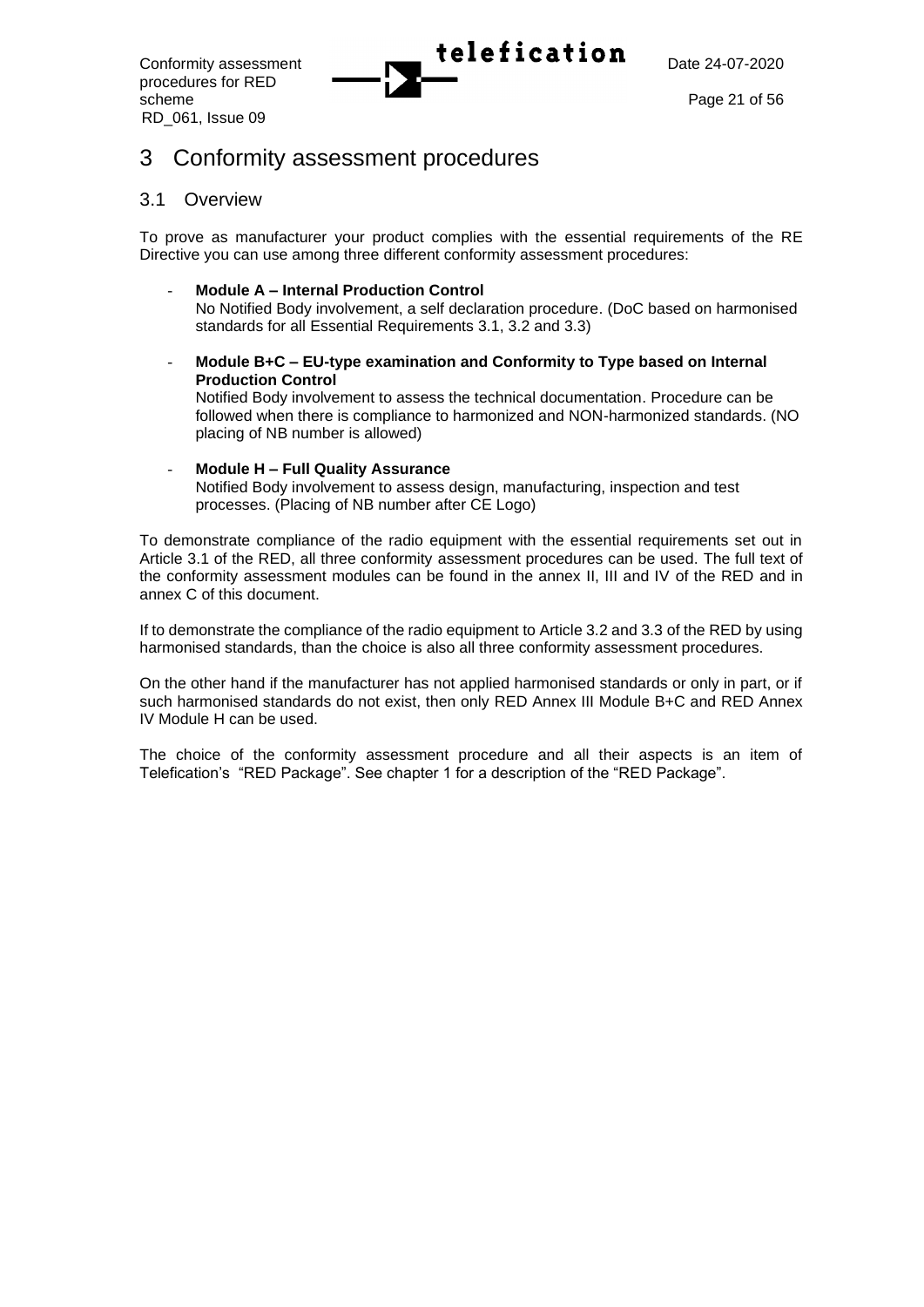# 3 Conformity assessment procedures

## 3.1 Overview

To prove as manufacturer your product complies with the essential requirements of the RE Directive you can use among three different conformity assessment procedures:

- **Module A – Internal Production Control**
  No Notified Body involvement, a self declaration procedure. (DoC based on harmonised standards for all Essential Requirements 3.1, 3.2 and 3.3)

- **Module B+C – EU-type examination and Conformity to Type based on Internal Production Control**
  Notified Body involvement to assess the technical documentation. Procedure can be followed when there is compliance to harmonized and NON-harmonized standards. (NO placing of NB number is allowed)

- **Module H – Full Quality Assurance**
  Notified Body involvement to assess design, manufacturing, inspection and test processes. (Placing of NB number after CE Logo)

To demonstrate compliance of the radio equipment with the essential requirements set out in Article 3.1 of the RED, all three conformity assessment procedures can be used. The full text of the conformity assessment modules can be found in the annex II, III and IV of the RED and in annex C of this document.

If to demonstrate the compliance of the radio equipment to Article 3.2 and 3.3 of the RED by using harmonised standards, than the choice is also all three conformity assessment procedures.

On the other hand if the manufacturer has not applied harmonised standards or only in part, or if such harmonised standards do not exist, then only RED Annex III Module B+C and RED Annex IV Module H can be used.

The choice of the conformity assessment procedure and all their aspects is an item of Telefication's "RED Package". See chapter 1 for a description of the "RED Package".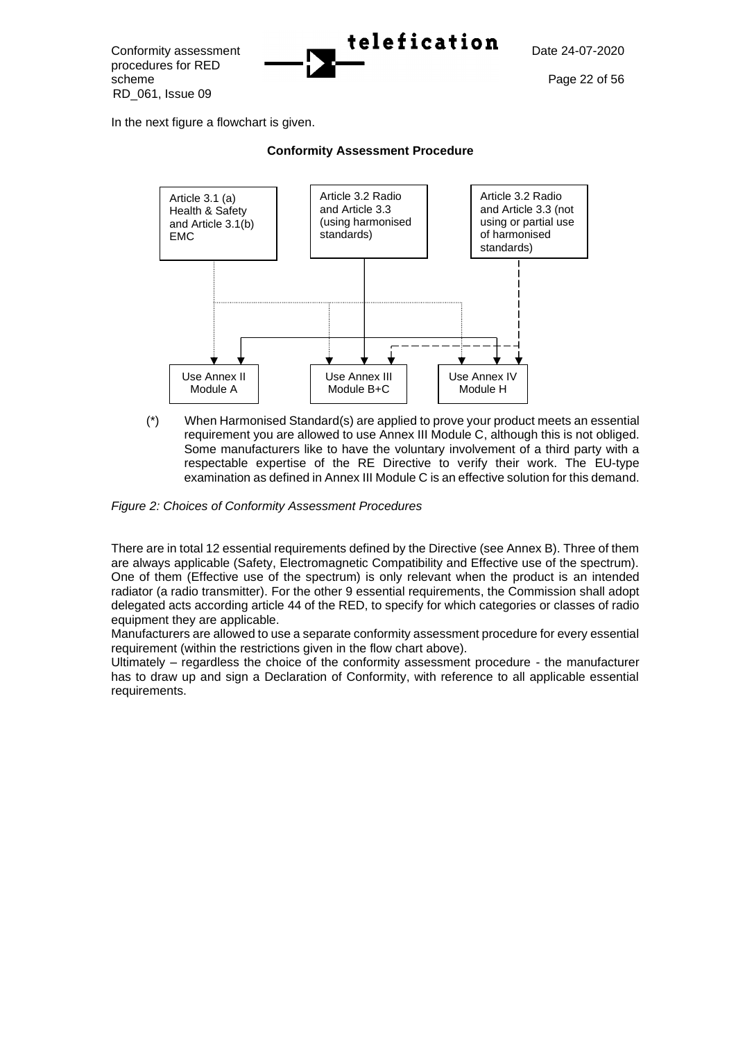In the next figure a flowchart is given.

**Conformity Assessment Procedure**

Article 3.1 (a) Health & Safety and Article 3.1(b) EMC

Article 3.2 Radio and Article 3.3 (using harmonised standards)

Article 3.2 Radio and Article 3.3 (not using or partial use of harmonised standards)

Use Annex II Module A

Use Annex III Module B+C

Use Annex IV Module H

(*) When Harmonised Standard(s) are applied to prove your product meets an essential requirement you are allowed to use Annex III Module C, although this is not obliged. Some manufacturers like to have the voluntary involvement of a third party with a respectable expertise of the RE Directive to verify their work. The EU-type examination as defined in Annex III Module C is an effective solution for this demand.

*Figure 2: Choices of Conformity Assessment Procedures*

There are in total 12 essential requirements defined by the Directive (see Annex B). Three of them are always applicable (Safety, Electromagnetic Compatibility and Effective use of the spectrum). One of them (Effective use of the spectrum) is only relevant when the product is an intended radiator (a radio transmitter). For the other 9 essential requirements, the Commission shall adopt delegated acts according article 44 of the RED, to specify for which categories or classes of radio equipment they are applicable.

Manufacturers are allowed to use a separate conformity assessment procedure for every essential requirement (within the restrictions given in the flow chart above).

Ultimately – regardless the choice of the conformity assessment procedure - the manufacturer has to draw up and sign a Declaration of Conformity, with reference to all applicable essential requirements.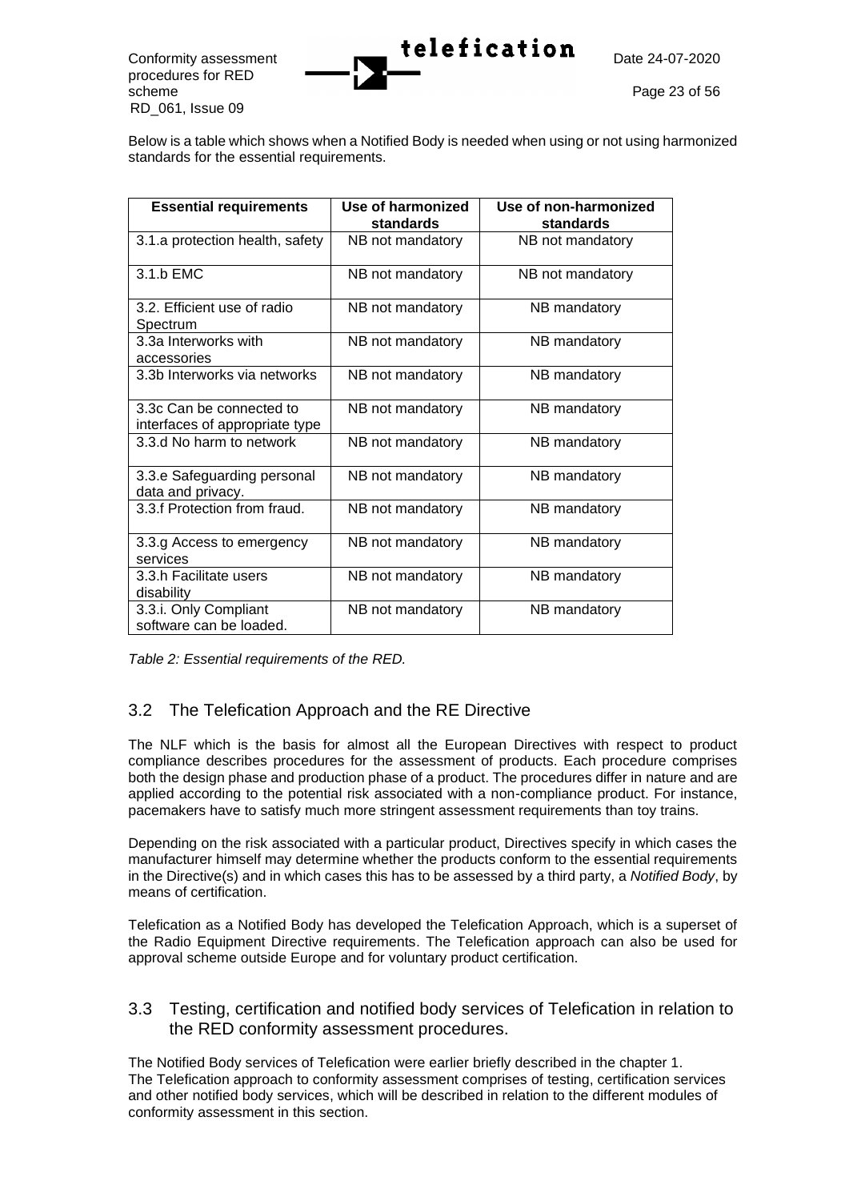Below is a table which shows when a Notified Body is needed when using or not using harmonized standards for the essential requirements.

| Essential requirements | Use of harmonized standards | Use of non-harmonized standards |
|---|---|---|
| 3.1.a protection health, safety | NB not mandatory | NB not mandatory |
| 3.1.b EMC | NB not mandatory | NB not mandatory |
| 3.2. Efficient use of radio Spectrum | NB not mandatory | NB mandatory |
| 3.3a Interworks with accessories | NB not mandatory | NB mandatory |
| 3.3b Interworks via networks | NB not mandatory | NB mandatory |
| 3.3c Can be connected to interfaces of appropriate type | NB not mandatory | NB mandatory |
| 3.3.d No harm to network | NB not mandatory | NB mandatory |
| 3.3.e Safeguarding personal data and privacy. | NB not mandatory | NB mandatory |
| 3.3.f Protection from fraud. | NB not mandatory | NB mandatory |
| 3.3.g Access to emergency services | NB not mandatory | NB mandatory |
| 3.3.h Facilitate users disability | NB not mandatory | NB mandatory |
| 3.3.i. Only Compliant software can be loaded. | NB not mandatory | NB mandatory |

*Table 2: Essential requirements of the RED.*

## 3.2 The Telefication Approach and the RE Directive

The NLF which is the basis for almost all the European Directives with respect to product compliance describes procedures for the assessment of products. Each procedure comprises both the design phase and production phase of a product. The procedures differ in nature and are applied according to the potential risk associated with a non-compliance product. For instance, pacemakers have to satisfy much more stringent assessment requirements than toy trains.

Depending on the risk associated with a particular product, Directives specify in which cases the manufacturer himself may determine whether the products conform to the essential requirements in the Directive(s) and in which cases this has to be assessed by a third party, a *Notified Body*, by means of certification.

Telefication as a Notified Body has developed the Telefication Approach, which is a superset of the Radio Equipment Directive requirements. The Telefication approach can also be used for approval scheme outside Europe and for voluntary product certification.

## 3.3 Testing, certification and notified body services of Telefication in relation to the RED conformity assessment procedures.

The Notified Body services of Telefication were earlier briefly described in the chapter 1.
The Telefication approach to conformity assessment comprises of testing, certification services and other notified body services, which will be described in relation to the different modules of conformity assessment in this section.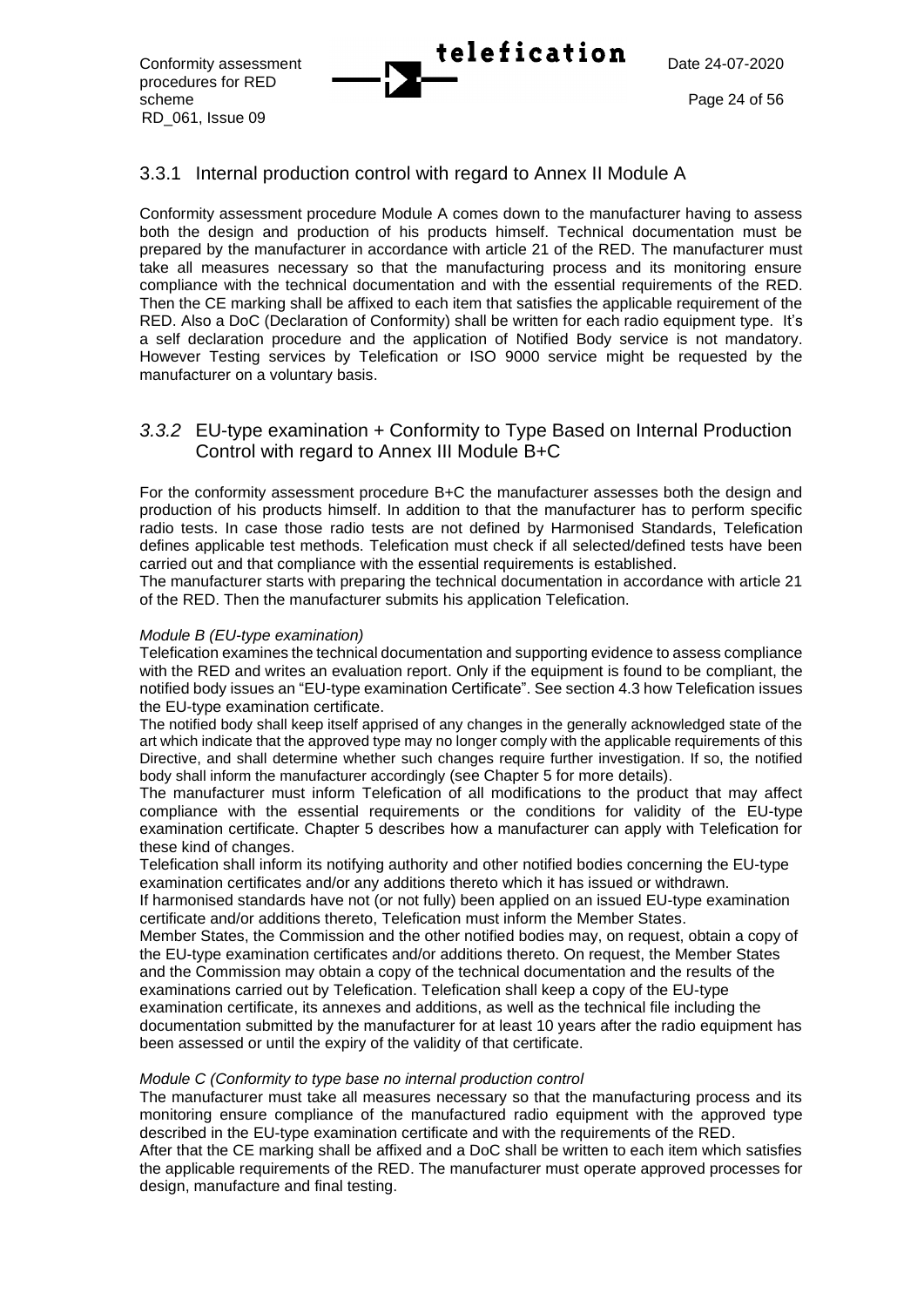### 3.3.1 Internal production control with regard to Annex II Module A

Conformity assessment procedure Module A comes down to the manufacturer having to assess both the design and production of his products himself. Technical documentation must be prepared by the manufacturer in accordance with article 21 of the RED. The manufacturer must take all measures necessary so that the manufacturing process and its monitoring ensure compliance with the technical documentation and with the essential requirements of the RED. Then the CE marking shall be affixed to each item that satisfies the applicable requirement of the RED. Also a DoC (Declaration of Conformity) shall be written for each radio equipment type. It's a self declaration procedure and the application of Notified Body service is not mandatory. However Testing services by Telefication or ISO 9000 service might be requested by the manufacturer on a voluntary basis.

### *3.3.2* EU-type examination + Conformity to Type Based on Internal Production Control with regard to Annex III Module B+C

For the conformity assessment procedure B+C the manufacturer assesses both the design and production of his products himself. In addition to that the manufacturer has to perform specific radio tests. In case those radio tests are not defined by Harmonised Standards, Telefication defines applicable test methods. Telefication must check if all selected/defined tests have been carried out and that compliance with the essential requirements is established.
The manufacturer starts with preparing the technical documentation in accordance with article 21 of the RED. Then the manufacturer submits his application Telefication.

*Module B (EU-type examination)*
Telefication examines the technical documentation and supporting evidence to assess compliance with the RED and writes an evaluation report. Only if the equipment is found to be compliant, the notified body issues an "EU-type examination Certificate". See section 4.3 how Telefication issues the EU-type examination certificate.
The notified body shall keep itself apprised of any changes in the generally acknowledged state of the art which indicate that the approved type may no longer comply with the applicable requirements of this Directive, and shall determine whether such changes require further investigation. If so, the notified body shall inform the manufacturer accordingly (see Chapter 5 for more details).
The manufacturer must inform Telefication of all modifications to the product that may affect compliance with the essential requirements or the conditions for validity of the EU-type examination certificate. Chapter 5 describes how a manufacturer can apply with Telefication for these kind of changes.
Telefication shall inform its notifying authority and other notified bodies concerning the EU-type examination certificates and/or any additions thereto which it has issued or withdrawn.
If harmonised standards have not (or not fully) been applied on an issued EU-type examination certificate and/or additions thereto, Telefication must inform the Member States.
Member States, the Commission and the other notified bodies may, on request, obtain a copy of the EU-type examination certificates and/or additions thereto. On request, the Member States and the Commission may obtain a copy of the technical documentation and the results of the examinations carried out by Telefication. Telefication shall keep a copy of the EU-type examination certificate, its annexes and additions, as well as the technical file including the documentation submitted by the manufacturer for at least 10 years after the radio equipment has been assessed or until the expiry of the validity of that certificate.

*Module C (Conformity to type base no internal production control*
The manufacturer must take all measures necessary so that the manufacturing process and its monitoring ensure compliance of the manufactured radio equipment with the approved type described in the EU-type examination certificate and with the requirements of the RED.
After that the CE marking shall be affixed and a DoC shall be written to each item which satisfies the applicable requirements of the RED. The manufacturer must operate approved processes for design, manufacture and final testing.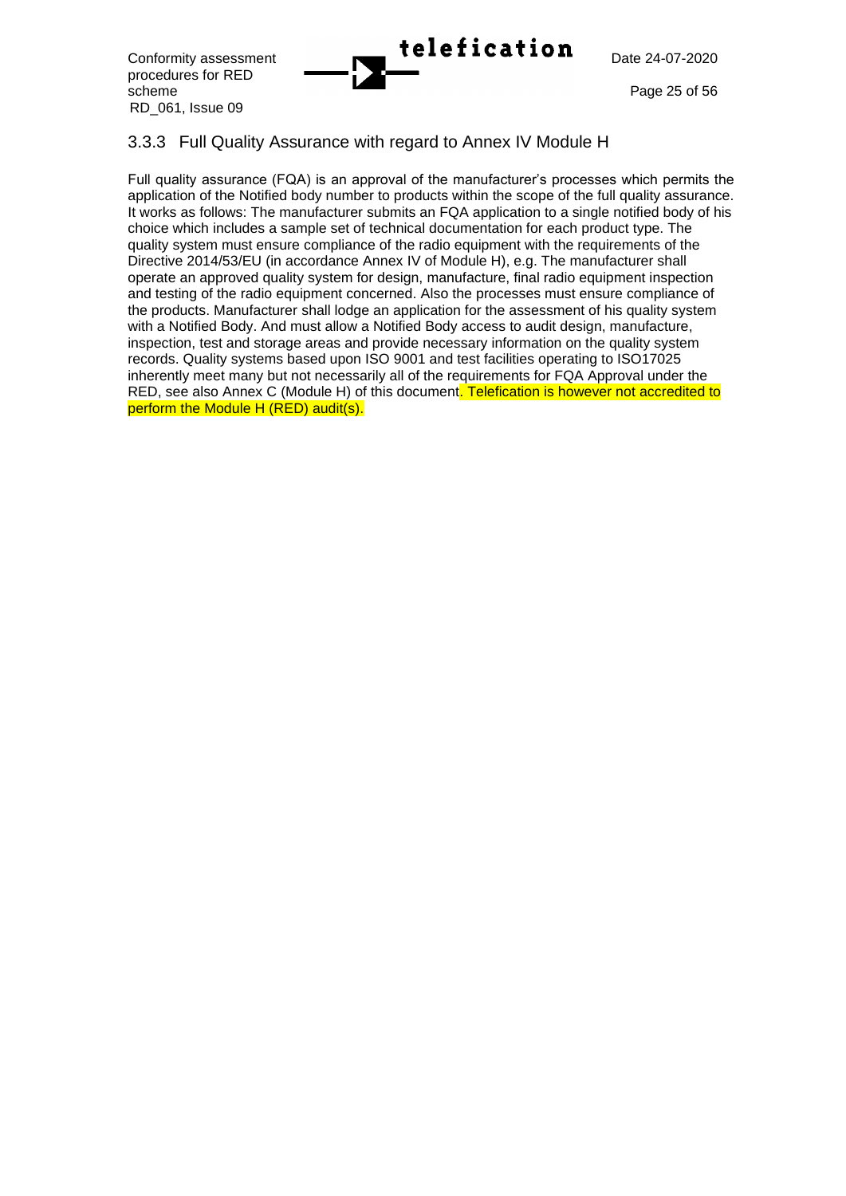### 3.3.3 Full Quality Assurance with regard to Annex IV Module H

Full quality assurance (FQA) is an approval of the manufacturer's processes which permits the application of the Notified body number to products within the scope of the full quality assurance. It works as follows: The manufacturer submits an FQA application to a single notified body of his choice which includes a sample set of technical documentation for each product type. The quality system must ensure compliance of the radio equipment with the requirements of the Directive 2014/53/EU (in accordance Annex IV of Module H), e.g. The manufacturer shall operate an approved quality system for design, manufacture, final radio equipment inspection and testing of the radio equipment concerned. Also the processes must ensure compliance of the products. Manufacturer shall lodge an application for the assessment of his quality system with a Notified Body. And must allow a Notified Body access to audit design, manufacture, inspection, test and storage areas and provide necessary information on the quality system records. Quality systems based upon ISO 9001 and test facilities operating to ISO17025 inherently meet many but not necessarily all of the requirements for FQA Approval under the RED, see also Annex C (Module H) of this document. Telefication is however not accredited to perform the Module H (RED) audit(s).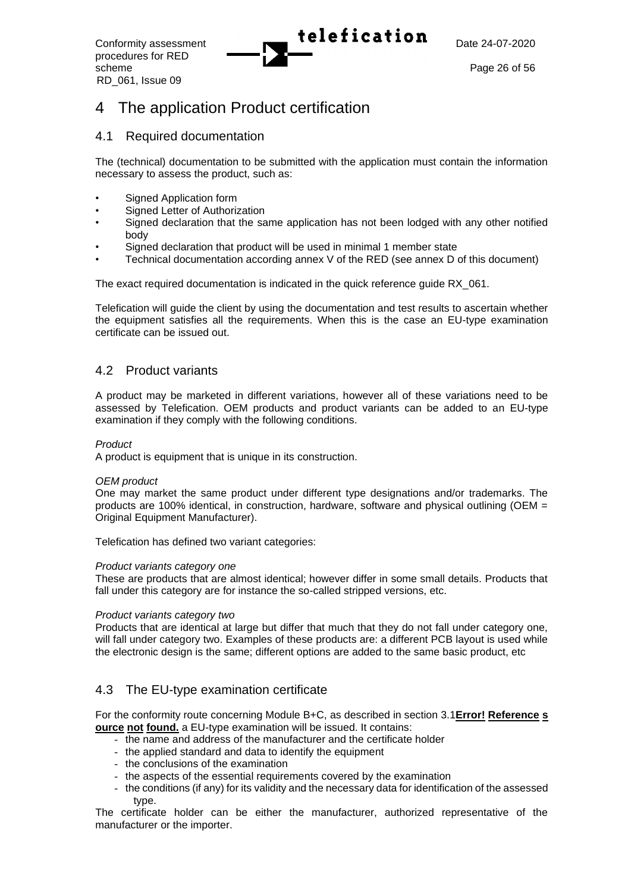# 4 The application Product certification

## 4.1 Required documentation

The (technical) documentation to be submitted with the application must contain the information necessary to assess the product, such as:

- Signed Application form
- Signed Letter of Authorization
- Signed declaration that the same application has not been lodged with any other notified body
- Signed declaration that product will be used in minimal 1 member state
- Technical documentation according annex V of the RED (see annex D of this document)

The exact required documentation is indicated in the quick reference guide RX_061.

Telefication will guide the client by using the documentation and test results to ascertain whether the equipment satisfies all the requirements. When this is the case an EU-type examination certificate can be issued out.

## 4.2 Product variants

A product may be marketed in different variations, however all of these variations need to be assessed by Telefication. OEM products and product variants can be added to an EU-type examination if they comply with the following conditions.

*Product*
A product is equipment that is unique in its construction.

*OEM product*
One may market the same product under different type designations and/or trademarks. The products are 100% identical, in construction, hardware, software and physical outlining (OEM = Original Equipment Manufacturer).

Telefication has defined two variant categories:

*Product variants category one*
These are products that are almost identical; however differ in some small details. Products that fall under this category are for instance the so-called stripped versions, etc.

*Product variants category two*
Products that are identical at large but differ that much that they do not fall under category one, will fall under category two. Examples of these products are: a different PCB layout is used while the electronic design is the same; different options are added to the same basic product, etc

## 4.3 The EU-type examination certificate

For the conformity route concerning Module B+C, as described in section 3.1**Error! Reference source not found.** a EU-type examination will be issued. It contains:

- the name and address of the manufacturer and the certificate holder
- the applied standard and data to identify the equipment
- the conclusions of the examination
- the aspects of the essential requirements covered by the examination
- the conditions (if any) for its validity and the necessary data for identification of the assessed type.

The certificate holder can be either the manufacturer, authorized representative of the manufacturer or the importer.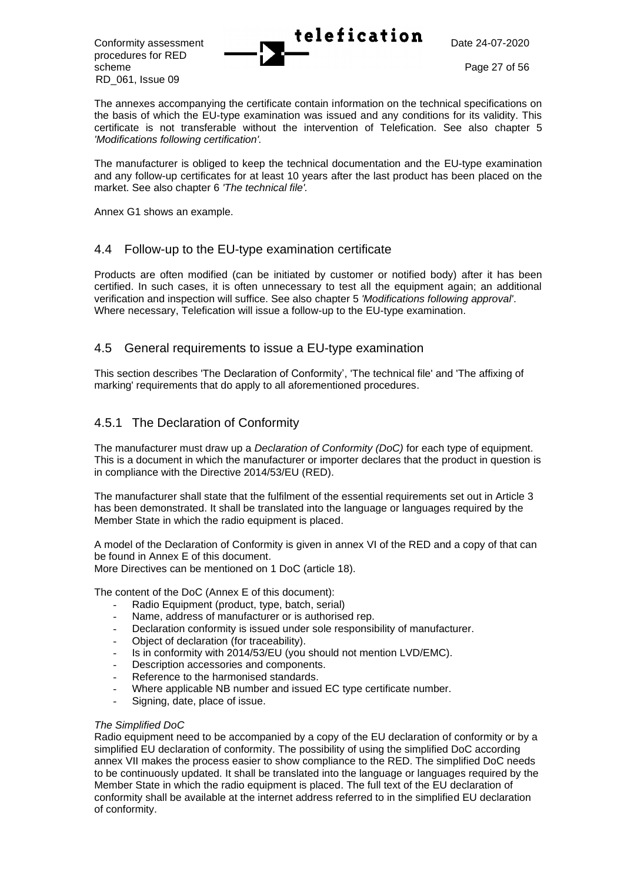The annexes accompanying the certificate contain information on the technical specifications on the basis of which the EU-type examination was issued and any conditions for its validity. This certificate is not transferable without the intervention of Telefication. See also chapter 5 *'Modifications following certification'*.

The manufacturer is obliged to keep the technical documentation and the EU-type examination and any follow-up certificates for at least 10 years after the last product has been placed on the market. See also chapter 6 *'The technical file'.*

Annex G1 shows an example.

## 4.4 Follow-up to the EU-type examination certificate

Products are often modified (can be initiated by customer or notified body) after it has been certified. In such cases, it is often unnecessary to test all the equipment again; an additional verification and inspection will suffice. See also chapter 5 *'Modifications following approval'*. Where necessary, Telefication will issue a follow-up to the EU-type examination.

## 4.5 General requirements to issue a EU-type examination

This section describes 'The Declaration of Conformity', 'The technical file' and 'The affixing of marking' requirements that do apply to all aforementioned procedures.

### 4.5.1 The Declaration of Conformity

The manufacturer must draw up a *Declaration of Conformity (DoC)* for each type of equipment. This is a document in which the manufacturer or importer declares that the product in question is in compliance with the Directive 2014/53/EU (RED).

The manufacturer shall state that the fulfilment of the essential requirements set out in Article 3 has been demonstrated. It shall be translated into the language or languages required by the Member State in which the radio equipment is placed.

A model of the Declaration of Conformity is given in annex VI of the RED and a copy of that can be found in Annex E of this document.
More Directives can be mentioned on 1 DoC (article 18).

The content of the DoC (Annex E of this document):

- Radio Equipment (product, type, batch, serial)
- Name, address of manufacturer or is authorised rep.
- Declaration conformity is issued under sole responsibility of manufacturer.
- Object of declaration (for traceability).
- Is in conformity with 2014/53/EU (you should not mention LVD/EMC).
- Description accessories and components.
- Reference to the harmonised standards.
- Where applicable NB number and issued EC type certificate number.
- Signing, date, place of issue.

*The Simplified DoC*
Radio equipment need to be accompanied by a copy of the EU declaration of conformity or by a simplified EU declaration of conformity. The possibility of using the simplified DoC according annex VII makes the process easier to show compliance to the RED. The simplified DoC needs to be continuously updated. It shall be translated into the language or languages required by the Member State in which the radio equipment is placed. The full text of the EU declaration of conformity shall be available at the internet address referred to in the simplified EU declaration of conformity.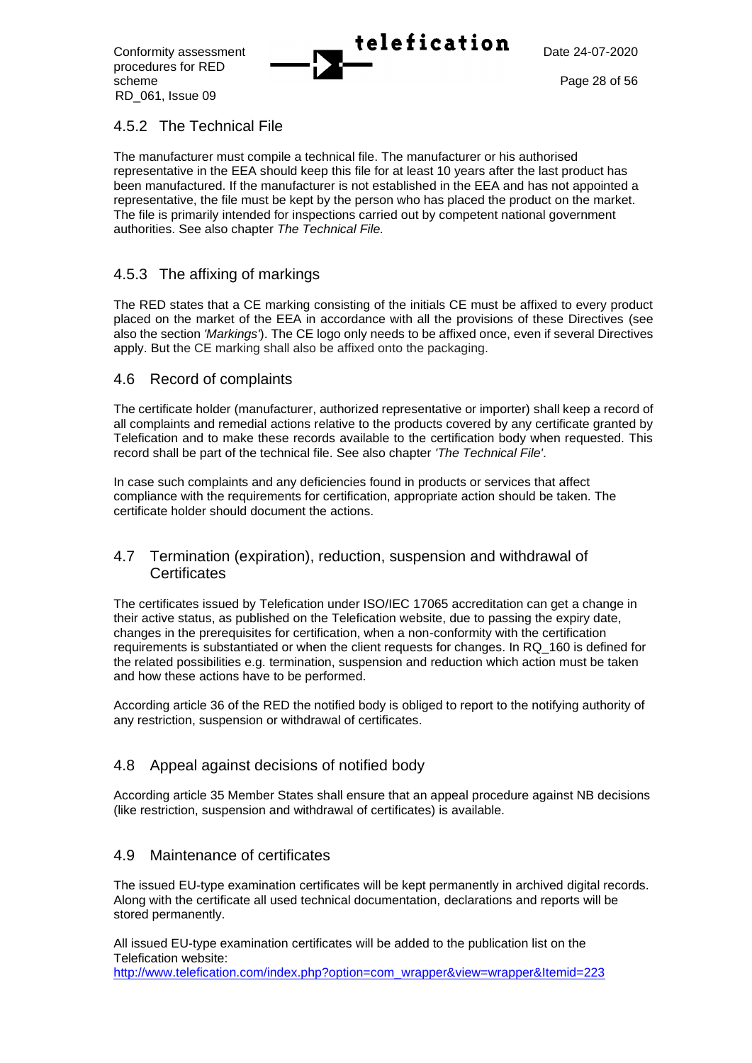### 4.5.2 The Technical File

The manufacturer must compile a technical file. The manufacturer or his authorised representative in the EEA should keep this file for at least 10 years after the last product has been manufactured. If the manufacturer is not established in the EEA and has not appointed a representative, the file must be kept by the person who has placed the product on the market. The file is primarily intended for inspections carried out by competent national government authorities. See also chapter *The Technical File.*

### 4.5.3 The affixing of markings

The RED states that a CE marking consisting of the initials CE must be affixed to every product placed on the market of the EEA in accordance with all the provisions of these Directives (see also the section *'Markings'*). The CE logo only needs to be affixed once, even if several Directives apply. But the CE marking shall also be affixed onto the packaging.

## 4.6 Record of complaints

The certificate holder (manufacturer, authorized representative or importer) shall keep a record of all complaints and remedial actions relative to the products covered by any certificate granted by Telefication and to make these records available to the certification body when requested. This record shall be part of the technical file. See also chapter *'The Technical File'*.

In case such complaints and any deficiencies found in products or services that affect compliance with the requirements for certification, appropriate action should be taken. The certificate holder should document the actions.

## 4.7 Termination (expiration), reduction, suspension and withdrawal of Certificates

The certificates issued by Telefication under ISO/IEC 17065 accreditation can get a change in their active status, as published on the Telefication website, due to passing the expiry date, changes in the prerequisites for certification, when a non-conformity with the certification requirements is substantiated or when the client requests for changes. In RQ_160 is defined for the related possibilities e.g. termination, suspension and reduction which action must be taken and how these actions have to be performed.

According article 36 of the RED the notified body is obliged to report to the notifying authority of any restriction, suspension or withdrawal of certificates.

## 4.8 Appeal against decisions of notified body

According article 35 Member States shall ensure that an appeal procedure against NB decisions (like restriction, suspension and withdrawal of certificates) is available.

## 4.9 Maintenance of certificates

The issued EU-type examination certificates will be kept permanently in archived digital records. Along with the certificate all used technical documentation, declarations and reports will be stored permanently.

All issued EU-type examination certificates will be added to the publication list on the Telefication website:
http://www.telefication.com/index.php?option=com_wrapper&view=wrapper&Itemid=223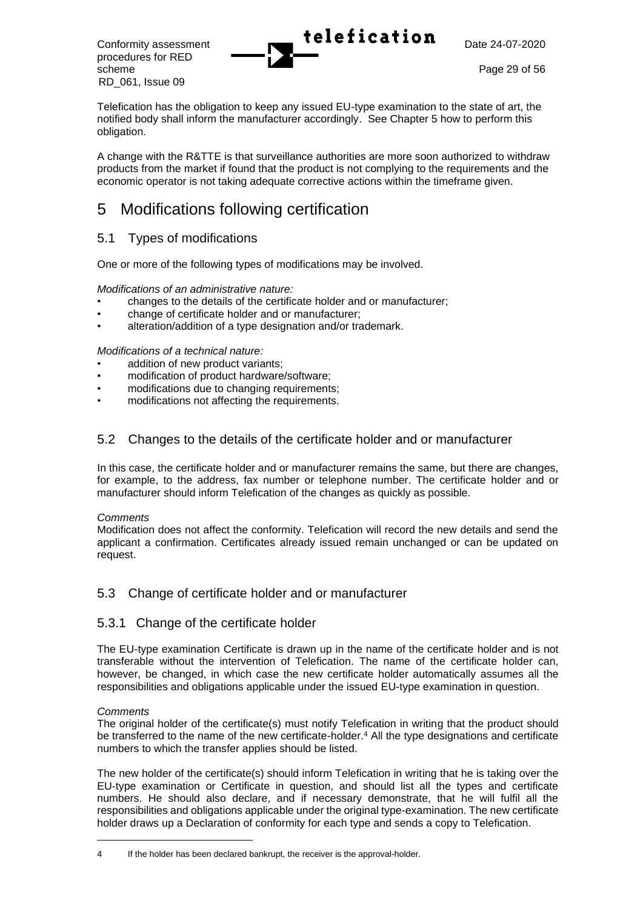Telefication has the obligation to keep any issued EU-type examination to the state of art, the notified body shall inform the manufacturer accordingly. See Chapter 5 how to perform this obligation.

A change with the R&TTE is that surveillance authorities are more soon authorized to withdraw products from the market if found that the product is not complying to the requirements and the economic operator is not taking adequate corrective actions within the timeframe given.

# 5 Modifications following certification

## 5.1 Types of modifications

One or more of the following types of modifications may be involved.

*Modifications of an administrative nature:*

- changes to the details of the certificate holder and or manufacturer;
- change of certificate holder and or manufacturer;
- alteration/addition of a type designation and/or trademark.

*Modifications of a technical nature:*

- addition of new product variants;
- modification of product hardware/software;
- modifications due to changing requirements;
- modifications not affecting the requirements.

## 5.2 Changes to the details of the certificate holder and or manufacturer

In this case, the certificate holder and or manufacturer remains the same, but there are changes, for example, to the address, fax number or telephone number. The certificate holder and or manufacturer should inform Telefication of the changes as quickly as possible.

*Comments*
Modification does not affect the conformity. Telefication will record the new details and send the applicant a confirmation. Certificates already issued remain unchanged or can be updated on request.

## 5.3 Change of certificate holder and or manufacturer

### 5.3.1 Change of the certificate holder

The EU-type examination Certificate is drawn up in the name of the certificate holder and is not transferable without the intervention of Telefication. The name of the certificate holder can, however, be changed, in which case the new certificate holder automatically assumes all the responsibilities and obligations applicable under the issued EU-type examination in question.

*Comments*
The original holder of the certificate(s) must notify Telefication in writing that the product should be transferred to the name of the new certificate-holder.[4] All the type designations and certificate numbers to which the transfer applies should be listed.

The new holder of the certificate(s) should inform Telefication in writing that he is taking over the EU-type examination or Certificate in question, and should list all the types and certificate numbers. He should also declare, and if necessary demonstrate, that he will fulfil all the responsibilities and obligations applicable under the original type-examination. The new certificate holder draws up a Declaration of conformity for each type and sends a copy to Telefication.

---

4 If the holder has been declared bankrupt, the receiver is the approval-holder.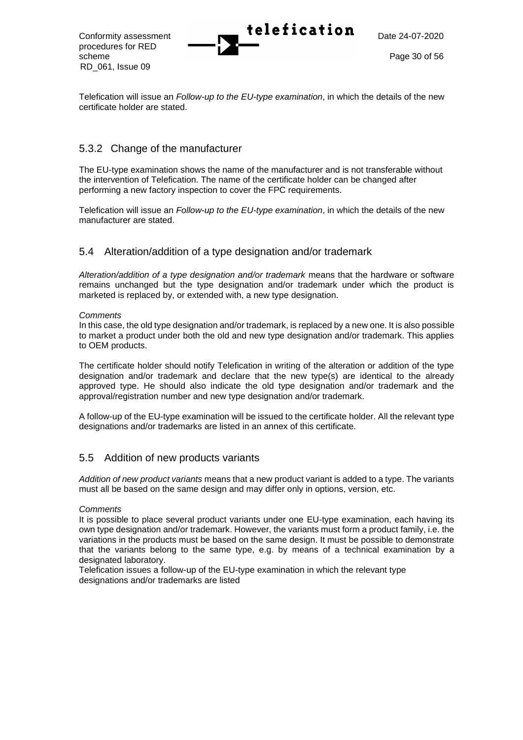Telefication will issue an *Follow-up to the EU-type examination*, in which the details of the new certificate holder are stated.

### 5.3.2 Change of the manufacturer

The EU-type examination shows the name of the manufacturer and is not transferable without the intervention of Telefication. The name of the certificate holder can be changed after performing a new factory inspection to cover the FPC requirements.

Telefication will issue an *Follow-up to the EU-type examination*, in which the details of the new manufacturer are stated.

## 5.4 Alteration/addition of a type designation and/or trademark

*Alteration/addition of a type designation and/or trademark* means that the hardware or software remains unchanged but the type designation and/or trademark under which the product is marketed is replaced by, or extended with, a new type designation.

*Comments*

In this case, the old type designation and/or trademark, is replaced by a new one. It is also possible to market a product under both the old and new type designation and/or trademark. This applies to OEM products.

The certificate holder should notify Telefication in writing of the alteration or addition of the type designation and/or trademark and declare that the new type(s) are identical to the already approved type. He should also indicate the old type designation and/or trademark and the approval/registration number and new type designation and/or trademark.

A follow-up of the EU-type examination will be issued to the certificate holder. All the relevant type designations and/or trademarks are listed in an annex of this certificate.

## 5.5 Addition of new products variants

*Addition of new product variants* means that a new product variant is added to a type. The variants must all be based on the same design and may differ only in options, version, etc.

*Comments*

It is possible to place several product variants under one EU-type examination, each having its own type designation and/or trademark. However, the variants must form a product family, i.e. the variations in the products must be based on the same design. It must be possible to demonstrate that the variants belong to the same type, e.g. by means of a technical examination by a designated laboratory.

Telefication issues a follow-up of the EU-type examination in which the relevant type designations and/or trademarks are listed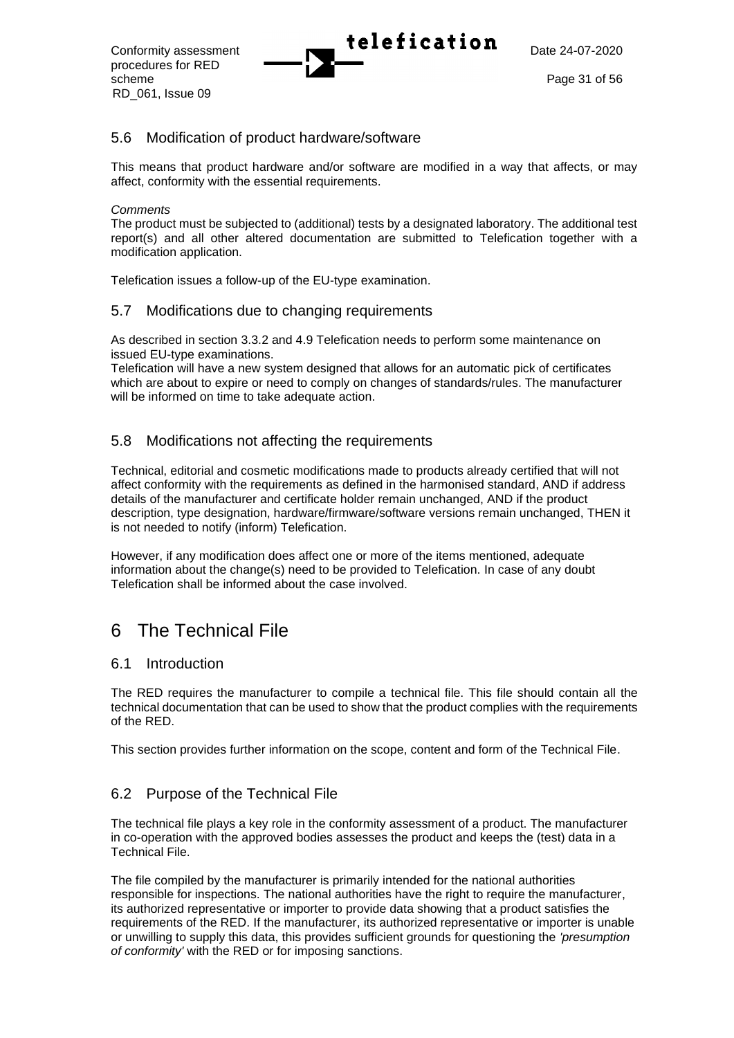## 5.6 Modification of product hardware/software

This means that product hardware and/or software are modified in a way that affects, or may affect, conformity with the essential requirements.

*Comments*
The product must be subjected to (additional) tests by a designated laboratory. The additional test report(s) and all other altered documentation are submitted to Telefication together with a modification application.

Telefication issues a follow-up of the EU-type examination.

## 5.7 Modifications due to changing requirements

As described in section 3.3.2 and 4.9 Telefication needs to perform some maintenance on issued EU-type examinations.
Telefication will have a new system designed that allows for an automatic pick of certificates which are about to expire or need to comply on changes of standards/rules. The manufacturer will be informed on time to take adequate action.

## 5.8 Modifications not affecting the requirements

Technical, editorial and cosmetic modifications made to products already certified that will not affect conformity with the requirements as defined in the harmonised standard, AND if address details of the manufacturer and certificate holder remain unchanged, AND if the product description, type designation, hardware/firmware/software versions remain unchanged, THEN it is not needed to notify (inform) Telefication.

However, if any modification does affect one or more of the items mentioned, adequate information about the change(s) need to be provided to Telefication. In case of any doubt Telefication shall be informed about the case involved.

# 6 The Technical File

## 6.1 Introduction

The RED requires the manufacturer to compile a technical file. This file should contain all the technical documentation that can be used to show that the product complies with the requirements of the RED.

This section provides further information on the scope, content and form of the Technical File.

## 6.2 Purpose of the Technical File

The technical file plays a key role in the conformity assessment of a product. The manufacturer in co-operation with the approved bodies assesses the product and keeps the (test) data in a Technical File.

The file compiled by the manufacturer is primarily intended for the national authorities responsible for inspections. The national authorities have the right to require the manufacturer, its authorized representative or importer to provide data showing that a product satisfies the requirements of the RED. If the manufacturer, its authorized representative or importer is unable or unwilling to supply this data, this provides sufficient grounds for questioning the *'presumption of conformity'* with the RED or for imposing sanctions.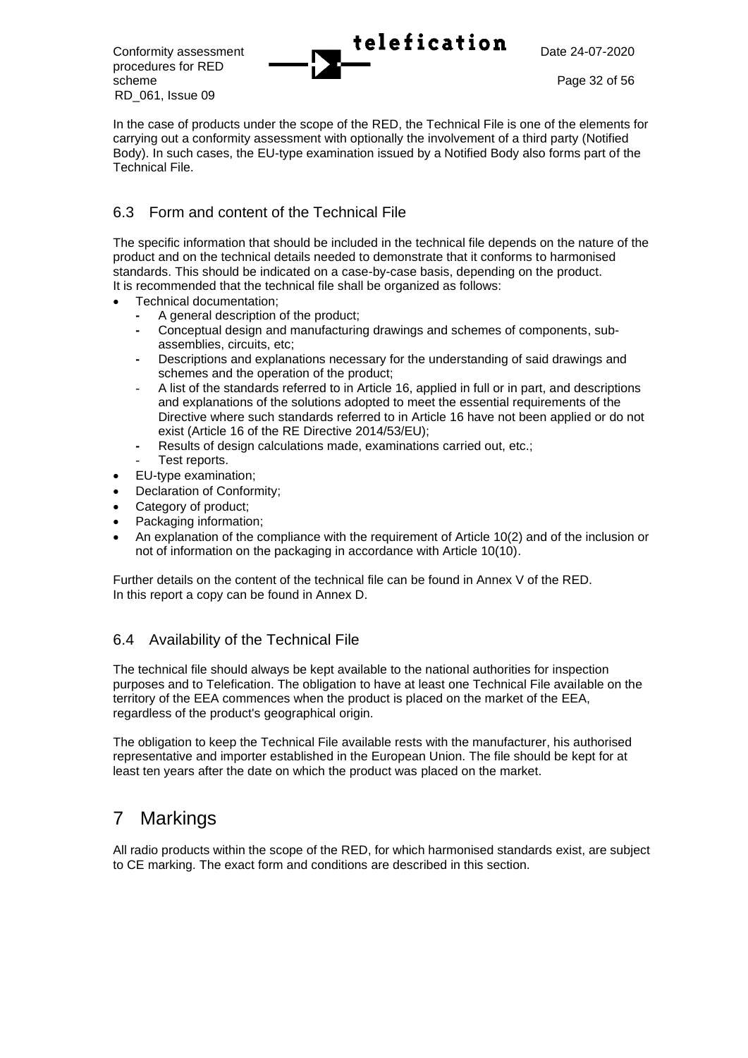In the case of products under the scope of the RED, the Technical File is one of the elements for carrying out a conformity assessment with optionally the involvement of a third party (Notified Body). In such cases, the EU-type examination issued by a Notified Body also forms part of the Technical File.

## 6.3 Form and content of the Technical File

The specific information that should be included in the technical file depends on the nature of the product and on the technical details needed to demonstrate that it conforms to harmonised standards. This should be indicated on a case-by-case basis, depending on the product.
It is recommended that the technical file shall be organized as follows:

- Technical documentation;
  - A general description of the product;
  - Conceptual design and manufacturing drawings and schemes of components, sub-assemblies, circuits, etc;
  - Descriptions and explanations necessary for the understanding of said drawings and schemes and the operation of the product;
  - A list of the standards referred to in Article 16, applied in full or in part, and descriptions and explanations of the solutions adopted to meet the essential requirements of the Directive where such standards referred to in Article 16 have not been applied or do not exist (Article 16 of the RE Directive 2014/53/EU);
  - Results of design calculations made, examinations carried out, etc.;
  - Test reports.
- EU-type examination;
- Declaration of Conformity;
- Category of product;
- Packaging information;
- An explanation of the compliance with the requirement of Article 10(2) and of the inclusion or not of information on the packaging in accordance with Article 10(10).

Further details on the content of the technical file can be found in Annex V of the RED.
In this report a copy can be found in Annex D.

## 6.4 Availability of the Technical File

The technical file should always be kept available to the national authorities for inspection purposes and to Telefication. The obligation to have at least one Technical File available on the territory of the EEA commences when the product is placed on the market of the EEA, regardless of the product's geographical origin.

The obligation to keep the Technical File available rests with the manufacturer, his authorised representative and importer established in the European Union. The file should be kept for at least ten years after the date on which the product was placed on the market.

# 7 Markings

All radio products within the scope of the RED, for which harmonised standards exist, are subject to CE marking. The exact form and conditions are described in this section.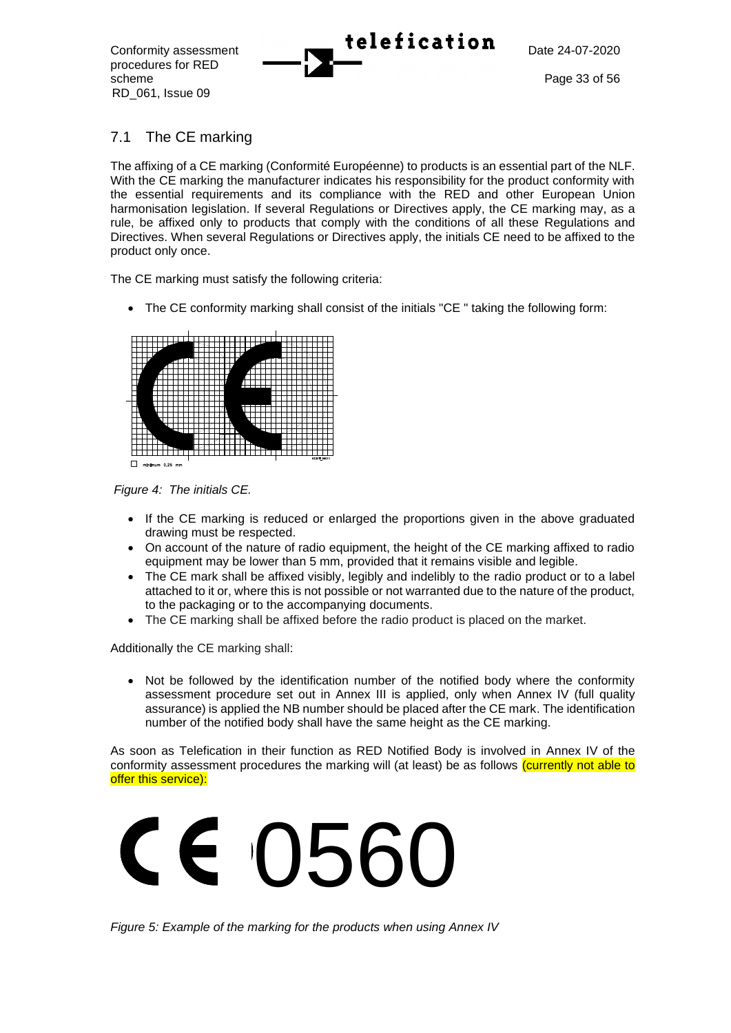## 7.1 The CE marking

The affixing of a CE marking (Conformité Européenne) to products is an essential part of the NLF. With the CE marking the manufacturer indicates his responsibility for the product conformity with the essential requirements and its compliance with the RED and other European Union harmonisation legislation. If several Regulations or Directives apply, the CE marking may, as a rule, be affixed only to products that comply with the conditions of all these Regulations and Directives. When several Regulations or Directives apply, the initials CE need to be affixed to the product only once.

The CE marking must satisfy the following criteria:

- The CE conformity marking shall consist of the initials "CE " taking the following form:

*Figure 4: The initials CE.*

- If the CE marking is reduced or enlarged the proportions given in the above graduated drawing must be respected.
- On account of the nature of radio equipment, the height of the CE marking affixed to radio equipment may be lower than 5 mm, provided that it remains visible and legible.
- The CE mark shall be affixed visibly, legibly and indelibly to the radio product or to a label attached to it or, where this is not possible or not warranted due to the nature of the product, to the packaging or to the accompanying documents.
- The CE marking shall be affixed before the radio product is placed on the market.

Additionally the CE marking shall:

- Not be followed by the identification number of the notified body where the conformity assessment procedure set out in Annex III is applied, only when Annex IV (full quality assurance) is applied the NB number should be placed after the CE mark. The identification number of the notified body shall have the same height as the CE marking.

As soon as Telefication in their function as RED Notified Body is involved in Annex IV of the conformity assessment procedures the marking will (at least) be as follows (currently not able to offer this service):

CE 0560

*Figure 5: Example of the marking for the products when using Annex IV*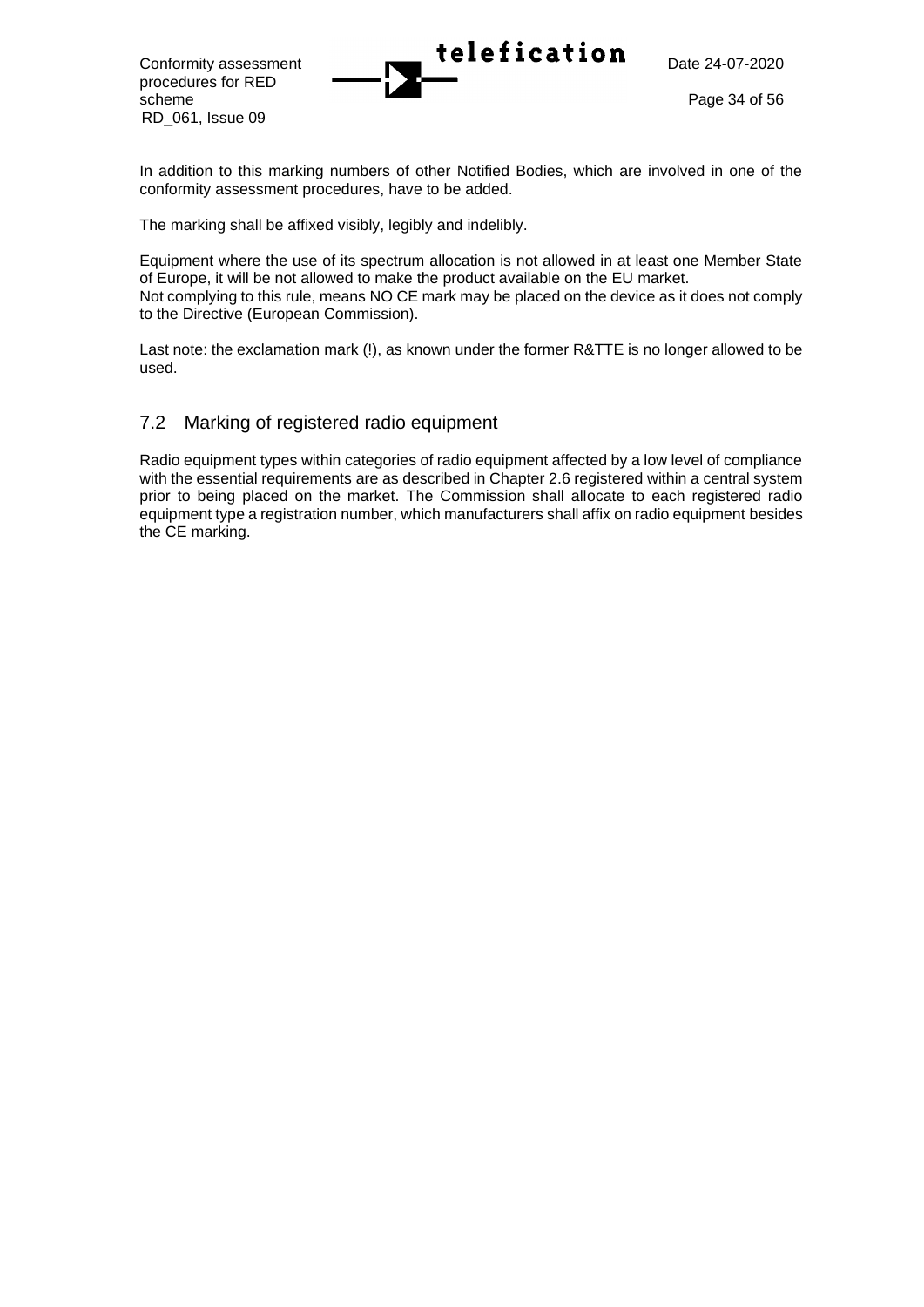In addition to this marking numbers of other Notified Bodies, which are involved in one of the conformity assessment procedures, have to be added.

The marking shall be affixed visibly, legibly and indelibly.

Equipment where the use of its spectrum allocation is not allowed in at least one Member State of Europe, it will be not allowed to make the product available on the EU market.
Not complying to this rule, means NO CE mark may be placed on the device as it does not comply to the Directive (European Commission).

Last note: the exclamation mark (!), as known under the former R&TTE is no longer allowed to be used.

## 7.2 Marking of registered radio equipment

Radio equipment types within categories of radio equipment affected by a low level of compliance with the essential requirements are as described in Chapter 2.6 registered within a central system prior to being placed on the market. The Commission shall allocate to each registered radio equipment type a registration number, which manufacturers shall affix on radio equipment besides the CE marking.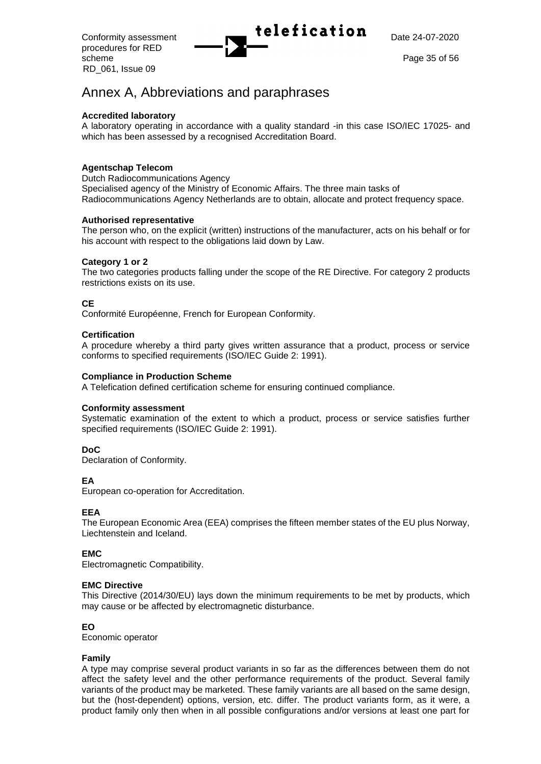# Annex A, Abbreviations and paraphrases

**Accredited laboratory**
A laboratory operating in accordance with a quality standard -in this case ISO/IEC 17025- and which has been assessed by a recognised Accreditation Board.

**Agentschap Telecom**
Dutch Radiocommunications Agency
Specialised agency of the Ministry of Economic Affairs. The three main tasks of Radiocommunications Agency Netherlands are to obtain, allocate and protect frequency space.

**Authorised representative**
The person who, on the explicit (written) instructions of the manufacturer, acts on his behalf or for his account with respect to the obligations laid down by Law.

**Category 1 or 2**
The two categories products falling under the scope of the RE Directive. For category 2 products restrictions exists on its use.

**CE**
Conformité Européenne, French for European Conformity.

**Certification**
A procedure whereby a third party gives written assurance that a product, process or service conforms to specified requirements (ISO/IEC Guide 2: 1991).

**Compliance in Production Scheme**
A Telefication defined certification scheme for ensuring continued compliance.

**Conformity assessment**
Systematic examination of the extent to which a product, process or service satisfies further specified requirements (ISO/IEC Guide 2: 1991).

**DoC**
Declaration of Conformity.

**EA**
European co-operation for Accreditation.

**EEA**
The European Economic Area (EEA) comprises the fifteen member states of the EU plus Norway, Liechtenstein and Iceland.

**EMC**
Electromagnetic Compatibility.

**EMC Directive**
This Directive (2014/30/EU) lays down the minimum requirements to be met by products, which may cause or be affected by electromagnetic disturbance.

**EO**
Economic operator

**Family**
A type may comprise several product variants in so far as the differences between them do not affect the safety level and the other performance requirements of the product. Several family variants of the product may be marketed. These family variants are all based on the same design, but the (host-dependent) options, version, etc. differ. The product variants form, as it were, a product family only then when in all possible configurations and/or versions at least one part for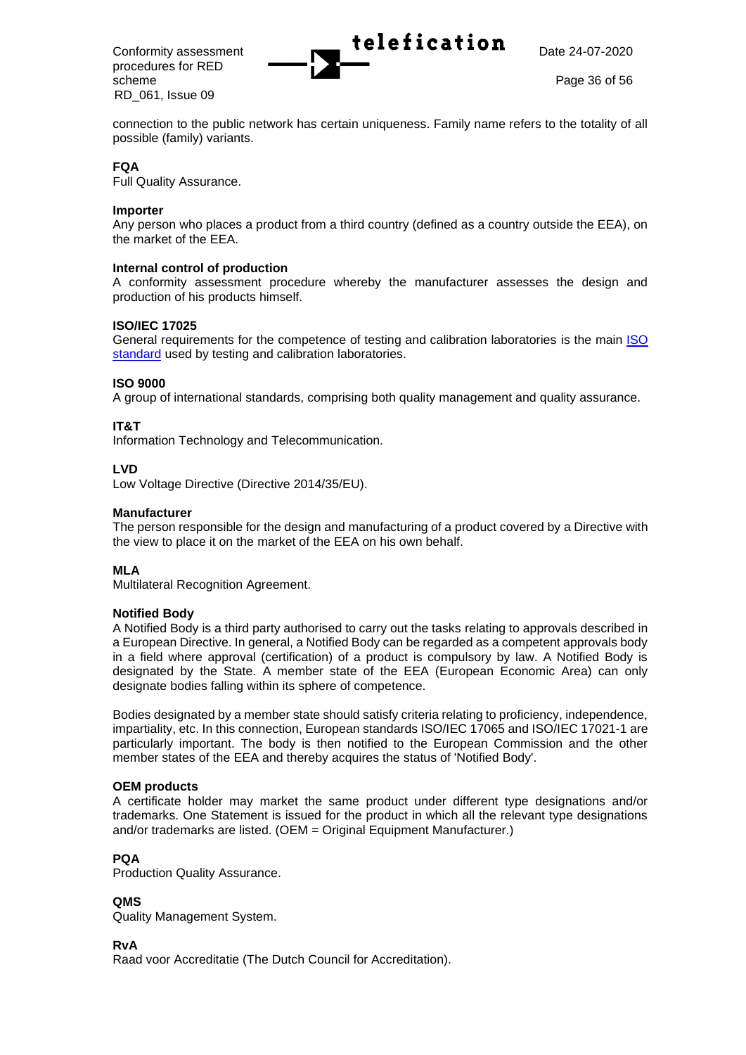connection to the public network has certain uniqueness. Family name refers to the totality of all possible (family) variants.

**FQA**
Full Quality Assurance.

**Importer**
Any person who places a product from a third country (defined as a country outside the EEA), on the market of the EEA.

**Internal control of production**
A conformity assessment procedure whereby the manufacturer assesses the design and production of his products himself.

**ISO/IEC 17025**
General requirements for the competence of testing and calibration laboratories is the main [ISO standard](ISO standard) used by testing and calibration laboratories.

**ISO 9000**
A group of international standards, comprising both quality management and quality assurance.

**IT&T**
Information Technology and Telecommunication.

**LVD**
Low Voltage Directive (Directive 2014/35/EU).

**Manufacturer**
The person responsible for the design and manufacturing of a product covered by a Directive with the view to place it on the market of the EEA on his own behalf.

**MLA**
Multilateral Recognition Agreement.

**Notified Body**
A Notified Body is a third party authorised to carry out the tasks relating to approvals described in a European Directive. In general, a Notified Body can be regarded as a competent approvals body in a field where approval (certification) of a product is compulsory by law. A Notified Body is designated by the State. A member state of the EEA (European Economic Area) can only designate bodies falling within its sphere of competence.

Bodies designated by a member state should satisfy criteria relating to proficiency, independence, impartiality, etc. In this connection, European standards ISO/IEC 17065 and ISO/IEC 17021-1 are particularly important. The body is then notified to the European Commission and the other member states of the EEA and thereby acquires the status of 'Notified Body'.

**OEM products**
A certificate holder may market the same product under different type designations and/or trademarks. One Statement is issued for the product in which all the relevant type designations and/or trademarks are listed. (OEM = Original Equipment Manufacturer.)

**PQA**
Production Quality Assurance.

**QMS**
Quality Management System.

**RvA**
Raad voor Accreditatie (The Dutch Council for Accreditation).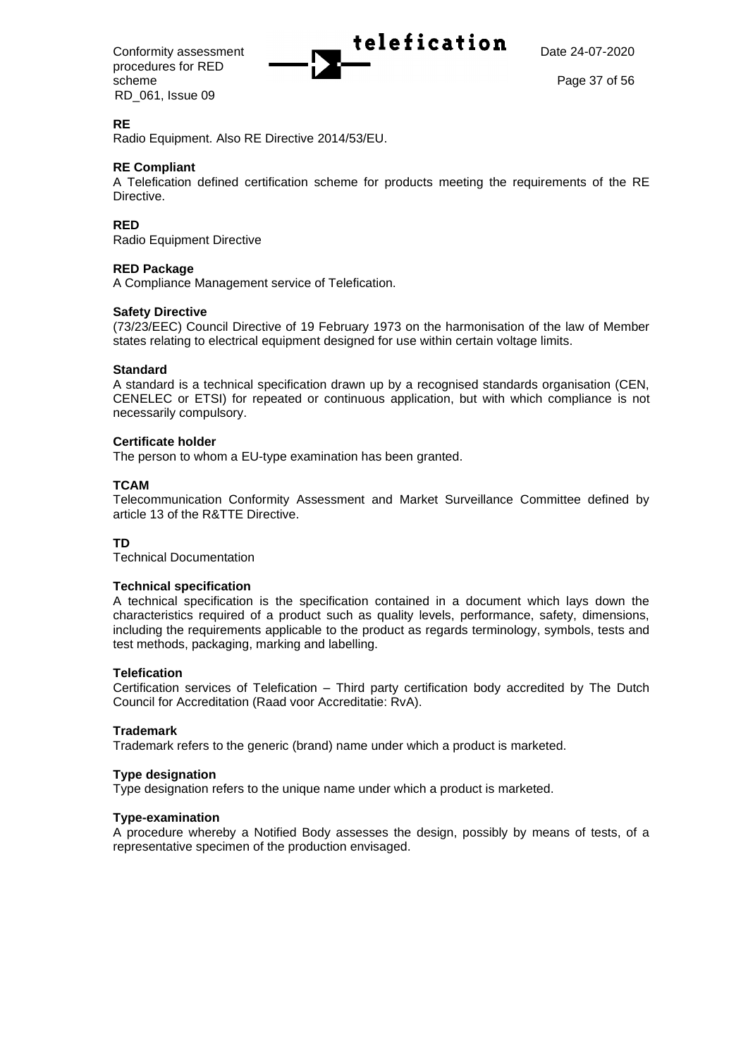**RE**
Radio Equipment. Also RE Directive 2014/53/EU.

**RE Compliant**
A Telefication defined certification scheme for products meeting the requirements of the RE Directive.

**RED**
Radio Equipment Directive

**RED Package**
A Compliance Management service of Telefication.

**Safety Directive**
(73/23/EEC) Council Directive of 19 February 1973 on the harmonisation of the law of Member states relating to electrical equipment designed for use within certain voltage limits.

**Standard**
A standard is a technical specification drawn up by a recognised standards organisation (CEN, CENELEC or ETSI) for repeated or continuous application, but with which compliance is not necessarily compulsory.

**Certificate holder**
The person to whom a EU-type examination has been granted.

**TCAM**
Telecommunication Conformity Assessment and Market Surveillance Committee defined by article 13 of the R&TTE Directive.

**TD**
Technical Documentation

**Technical specification**
A technical specification is the specification contained in a document which lays down the characteristics required of a product such as quality levels, performance, safety, dimensions, including the requirements applicable to the product as regards terminology, symbols, tests and test methods, packaging, marking and labelling.

**Telefication**
Certification services of Telefication – Third party certification body accredited by The Dutch Council for Accreditation (Raad voor Accreditatie: RvA).

**Trademark**
Trademark refers to the generic (brand) name under which a product is marketed.

**Type designation**
Type designation refers to the unique name under which a product is marketed.

**Type-examination**
A procedure whereby a Notified Body assesses the design, possibly by means of tests, of a representative specimen of the production envisaged.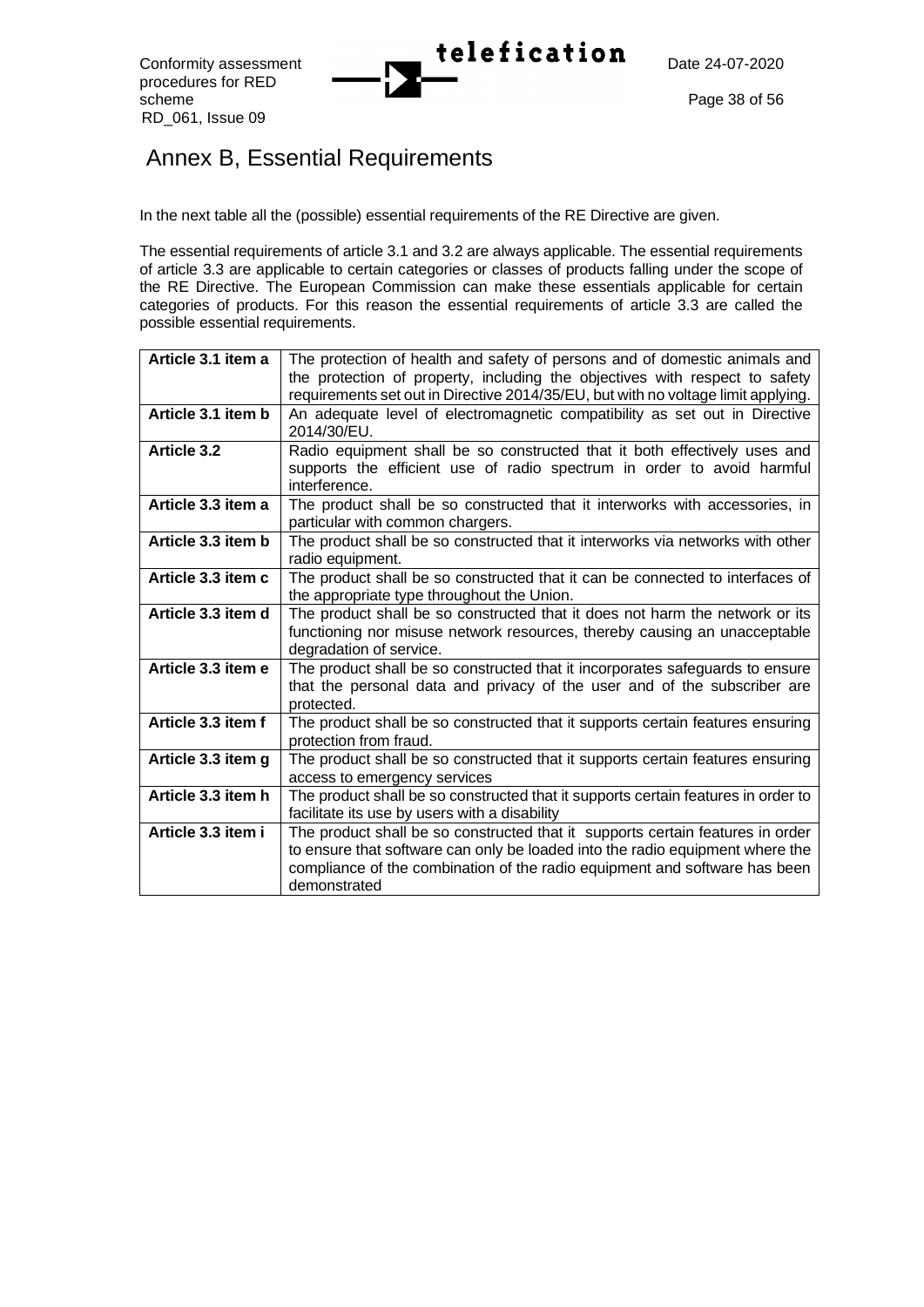# Annex B, Essential Requirements

In the next table all the (possible) essential requirements of the RE Directive are given.

The essential requirements of article 3.1 and 3.2 are always applicable. The essential requirements of article 3.3 are applicable to certain categories or classes of products falling under the scope of the RE Directive. The European Commission can make these essentials applicable for certain categories of products. For this reason the essential requirements of article 3.3 are called the possible essential requirements.

| | |
|---|---|
| **Article 3.1 item a** | The protection of health and safety of persons and of domestic animals and the protection of property, including the objectives with respect to safety requirements set out in Directive 2014/35/EU, but with no voltage limit applying. |
| **Article 3.1 item b** | An adequate level of electromagnetic compatibility as set out in Directive 2014/30/EU. |
| **Article 3.2** | Radio equipment shall be so constructed that it both effectively uses and supports the efficient use of radio spectrum in order to avoid harmful interference. |
| **Article 3.3 item a** | The product shall be so constructed that it interworks with accessories, in particular with common chargers. |
| **Article 3.3 item b** | The product shall be so constructed that it interworks via networks with other radio equipment. |
| **Article 3.3 item c** | The product shall be so constructed that it can be connected to interfaces of the appropriate type throughout the Union. |
| **Article 3.3 item d** | The product shall be so constructed that it does not harm the network or its functioning nor misuse network resources, thereby causing an unacceptable degradation of service. |
| **Article 3.3 item e** | The product shall be so constructed that it incorporates safeguards to ensure that the personal data and privacy of the user and of the subscriber are protected. |
| **Article 3.3 item f** | The product shall be so constructed that it supports certain features ensuring protection from fraud. |
| **Article 3.3 item g** | The product shall be so constructed that it supports certain features ensuring access to emergency services |
| **Article 3.3 item h** | The product shall be so constructed that it supports certain features in order to facilitate its use by users with a disability |
| **Article 3.3 item i** | The product shall be so constructed that it supports certain features in order to ensure that software can only be loaded into the radio equipment where the compliance of the combination of the radio equipment and software has been demonstrated |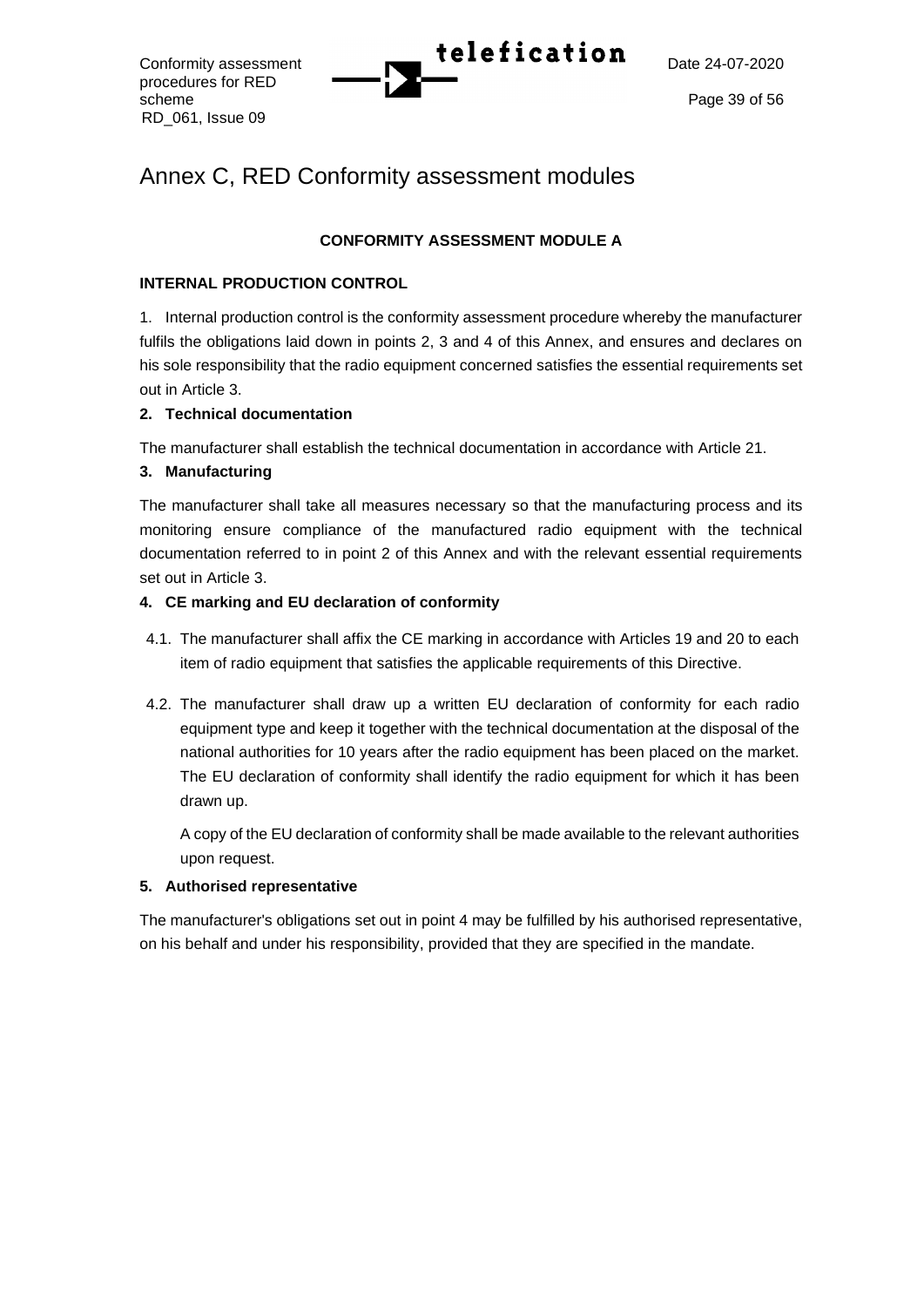# Annex C, RED Conformity assessment modules

**CONFORMITY ASSESSMENT MODULE A**

**INTERNAL PRODUCTION CONTROL**

1. Internal production control is the conformity assessment procedure whereby the manufacturer fulfils the obligations laid down in points 2, 3 and 4 of this Annex, and ensures and declares on his sole responsibility that the radio equipment concerned satisfies the essential requirements set out in Article 3.

**2. Technical documentation**

The manufacturer shall establish the technical documentation in accordance with Article 21.

**3. Manufacturing**

The manufacturer shall take all measures necessary so that the manufacturing process and its monitoring ensure compliance of the manufactured radio equipment with the technical documentation referred to in point 2 of this Annex and with the relevant essential requirements set out in Article 3.

**4. CE marking and EU declaration of conformity**

4.1. The manufacturer shall affix the CE marking in accordance with Articles 19 and 20 to each item of radio equipment that satisfies the applicable requirements of this Directive.

4.2. The manufacturer shall draw up a written EU declaration of conformity for each radio equipment type and keep it together with the technical documentation at the disposal of the national authorities for 10 years after the radio equipment has been placed on the market. The EU declaration of conformity shall identify the radio equipment for which it has been drawn up.

A copy of the EU declaration of conformity shall be made available to the relevant authorities upon request.

**5. Authorised representative**

The manufacturer's obligations set out in point 4 may be fulfilled by his authorised representative, on his behalf and under his responsibility, provided that they are specified in the mandate.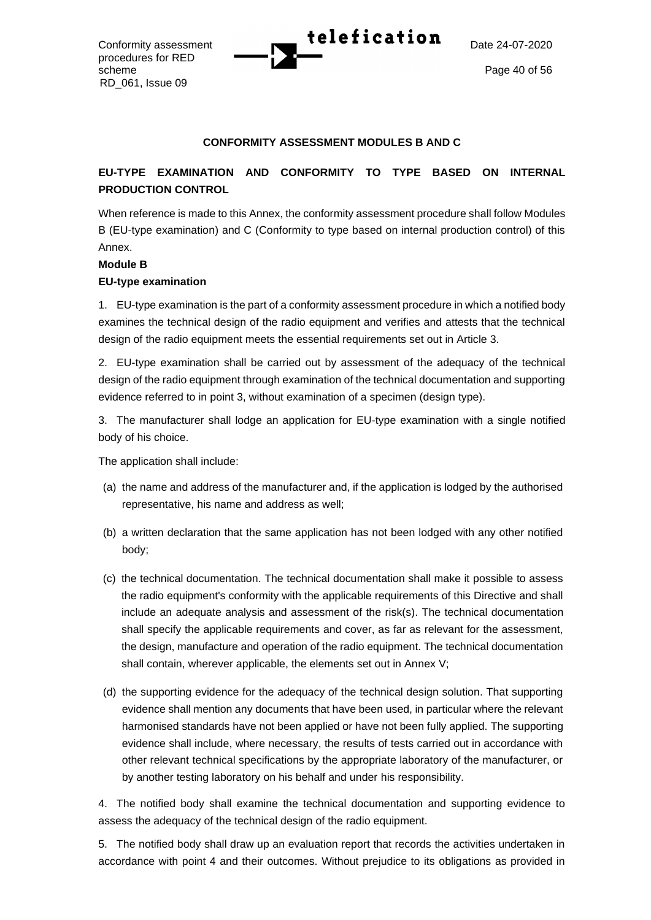**CONFORMITY ASSESSMENT MODULES B AND C**

**EU-TYPE EXAMINATION AND CONFORMITY TO TYPE BASED ON INTERNAL PRODUCTION CONTROL**

When reference is made to this Annex, the conformity assessment procedure shall follow Modules B (EU-type examination) and C (Conformity to type based on internal production control) of this Annex.

**Module B**

**EU-type examination**

1. EU-type examination is the part of a conformity assessment procedure in which a notified body examines the technical design of the radio equipment and verifies and attests that the technical design of the radio equipment meets the essential requirements set out in Article 3.

2. EU-type examination shall be carried out by assessment of the adequacy of the technical design of the radio equipment through examination of the technical documentation and supporting evidence referred to in point 3, without examination of a specimen (design type).

3. The manufacturer shall lodge an application for EU-type examination with a single notified body of his choice.

The application shall include:

(a) the name and address of the manufacturer and, if the application is lodged by the authorised representative, his name and address as well;

(b) a written declaration that the same application has not been lodged with any other notified body;

(c) the technical documentation. The technical documentation shall make it possible to assess the radio equipment's conformity with the applicable requirements of this Directive and shall include an adequate analysis and assessment of the risk(s). The technical documentation shall specify the applicable requirements and cover, as far as relevant for the assessment, the design, manufacture and operation of the radio equipment. The technical documentation shall contain, wherever applicable, the elements set out in Annex V;

(d) the supporting evidence for the adequacy of the technical design solution. That supporting evidence shall mention any documents that have been used, in particular where the relevant harmonised standards have not been applied or have not been fully applied. The supporting evidence shall include, where necessary, the results of tests carried out in accordance with other relevant technical specifications by the appropriate laboratory of the manufacturer, or by another testing laboratory on his behalf and under his responsibility.

4. The notified body shall examine the technical documentation and supporting evidence to assess the adequacy of the technical design of the radio equipment.

5. The notified body shall draw up an evaluation report that records the activities undertaken in accordance with point 4 and their outcomes. Without prejudice to its obligations as provided in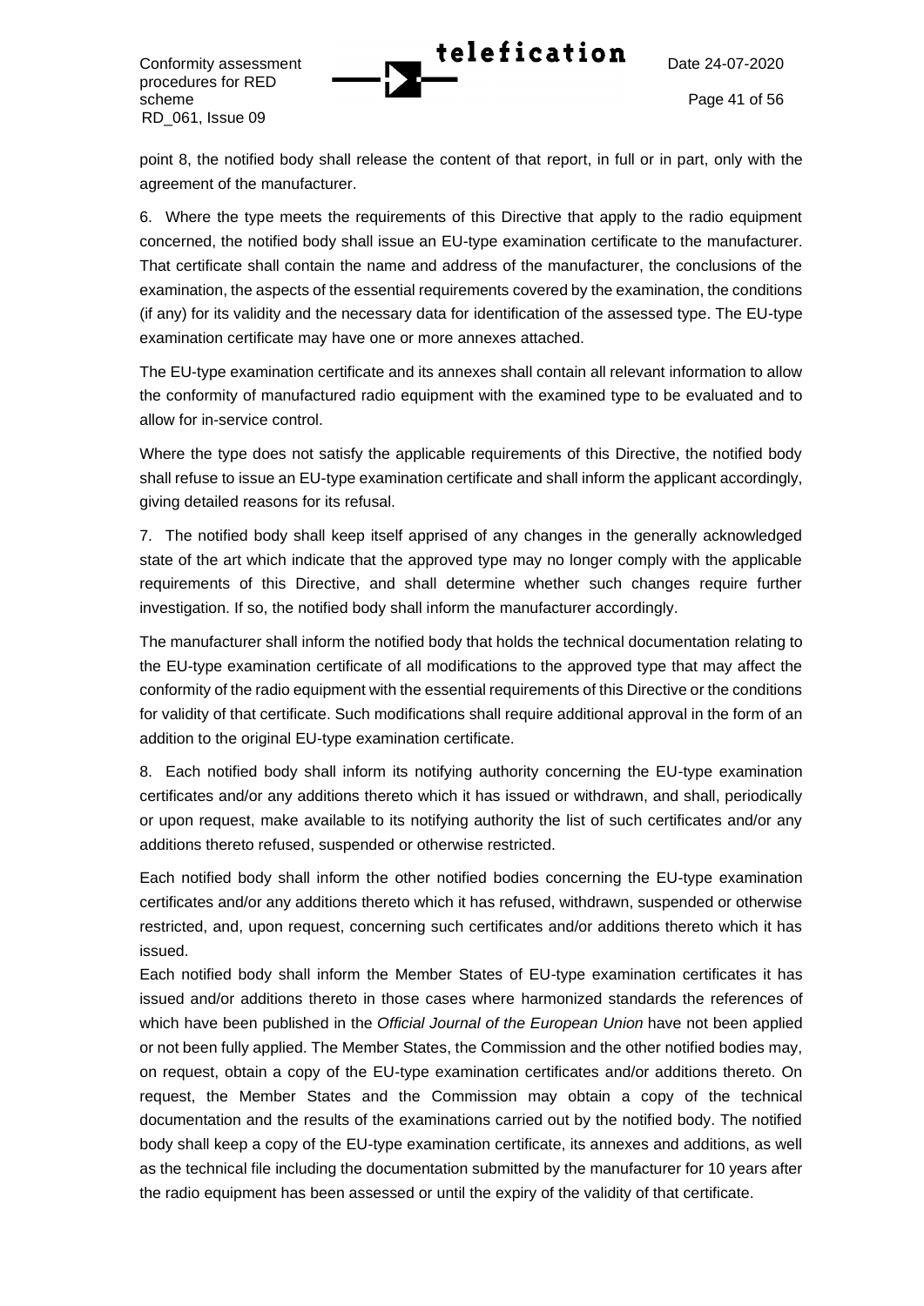point 8, the notified body shall release the content of that report, in full or in part, only with the agreement of the manufacturer.

6. Where the type meets the requirements of this Directive that apply to the radio equipment concerned, the notified body shall issue an EU-type examination certificate to the manufacturer. That certificate shall contain the name and address of the manufacturer, the conclusions of the examination, the aspects of the essential requirements covered by the examination, the conditions (if any) for its validity and the necessary data for identification of the assessed type. The EU-type examination certificate may have one or more annexes attached.

The EU-type examination certificate and its annexes shall contain all relevant information to allow the conformity of manufactured radio equipment with the examined type to be evaluated and to allow for in-service control.

Where the type does not satisfy the applicable requirements of this Directive, the notified body shall refuse to issue an EU-type examination certificate and shall inform the applicant accordingly, giving detailed reasons for its refusal.

7. The notified body shall keep itself apprised of any changes in the generally acknowledged state of the art which indicate that the approved type may no longer comply with the applicable requirements of this Directive, and shall determine whether such changes require further investigation. If so, the notified body shall inform the manufacturer accordingly.

The manufacturer shall inform the notified body that holds the technical documentation relating to the EU-type examination certificate of all modifications to the approved type that may affect the conformity of the radio equipment with the essential requirements of this Directive or the conditions for validity of that certificate. Such modifications shall require additional approval in the form of an addition to the original EU-type examination certificate.

8. Each notified body shall inform its notifying authority concerning the EU-type examination certificates and/or any additions thereto which it has issued or withdrawn, and shall, periodically or upon request, make available to its notifying authority the list of such certificates and/or any additions thereto refused, suspended or otherwise restricted.

Each notified body shall inform the other notified bodies concerning the EU-type examination certificates and/or any additions thereto which it has refused, withdrawn, suspended or otherwise restricted, and, upon request, concerning such certificates and/or additions thereto which it has issued.

Each notified body shall inform the Member States of EU-type examination certificates it has issued and/or additions thereto in those cases where harmonized standards the references of which have been published in the *Official Journal of the European Union* have not been applied or not been fully applied. The Member States, the Commission and the other notified bodies may, on request, obtain a copy of the EU-type examination certificates and/or additions thereto. On request, the Member States and the Commission may obtain a copy of the technical documentation and the results of the examinations carried out by the notified body. The notified body shall keep a copy of the EU-type examination certificate, its annexes and additions, as well as the technical file including the documentation submitted by the manufacturer for 10 years after the radio equipment has been assessed or until the expiry of the validity of that certificate.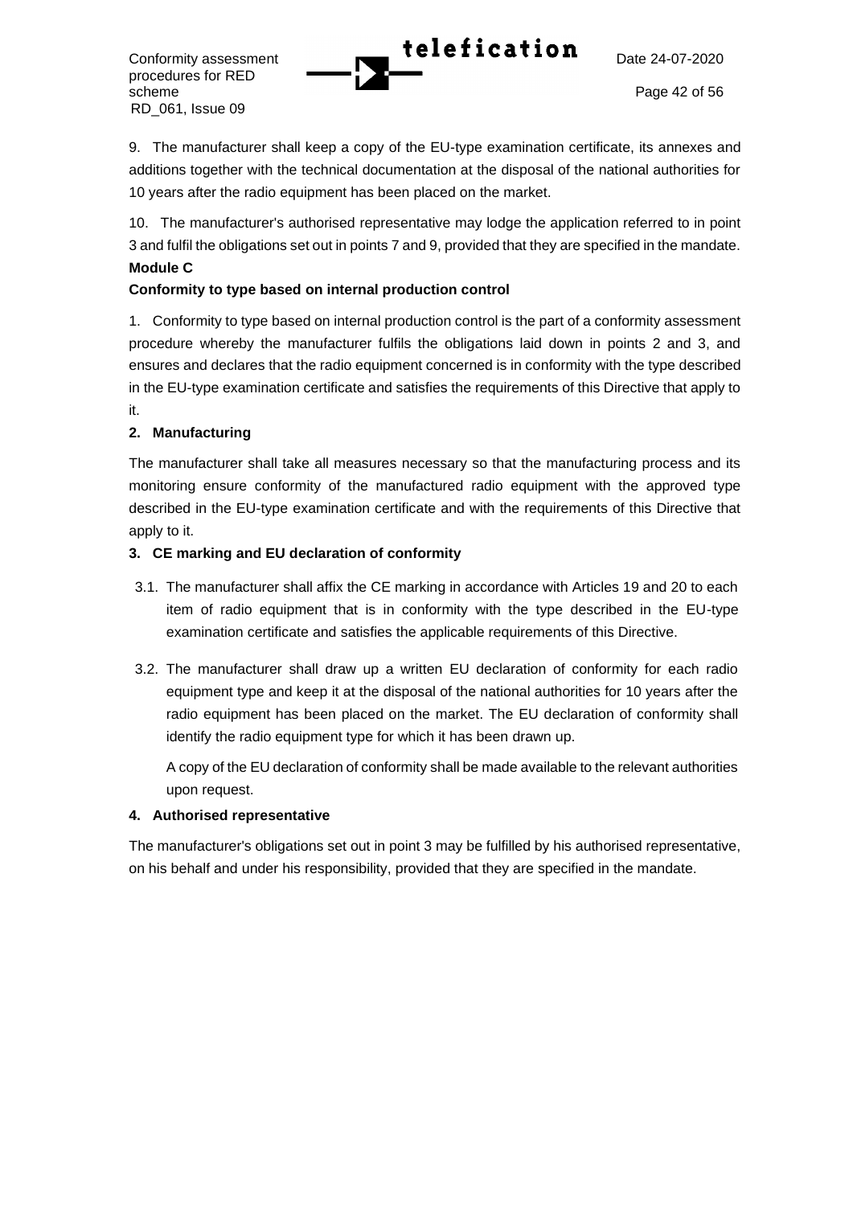9. The manufacturer shall keep a copy of the EU-type examination certificate, its annexes and additions together with the technical documentation at the disposal of the national authorities for 10 years after the radio equipment has been placed on the market.

10. The manufacturer's authorised representative may lodge the application referred to in point 3 and fulfil the obligations set out in points 7 and 9, provided that they are specified in the mandate.

**Module C**

**Conformity to type based on internal production control**

1. Conformity to type based on internal production control is the part of a conformity assessment procedure whereby the manufacturer fulfils the obligations laid down in points 2 and 3, and ensures and declares that the radio equipment concerned is in conformity with the type described in the EU-type examination certificate and satisfies the requirements of this Directive that apply to it.

**2. Manufacturing**

The manufacturer shall take all measures necessary so that the manufacturing process and its monitoring ensure conformity of the manufactured radio equipment with the approved type described in the EU-type examination certificate and with the requirements of this Directive that apply to it.

**3. CE marking and EU declaration of conformity**

3.1. The manufacturer shall affix the CE marking in accordance with Articles 19 and 20 to each item of radio equipment that is in conformity with the type described in the EU-type examination certificate and satisfies the applicable requirements of this Directive.

3.2. The manufacturer shall draw up a written EU declaration of conformity for each radio equipment type and keep it at the disposal of the national authorities for 10 years after the radio equipment has been placed on the market. The EU declaration of conformity shall identify the radio equipment type for which it has been drawn up.

A copy of the EU declaration of conformity shall be made available to the relevant authorities upon request.

**4. Authorised representative**

The manufacturer's obligations set out in point 3 may be fulfilled by his authorised representative, on his behalf and under his responsibility, provided that they are specified in the mandate.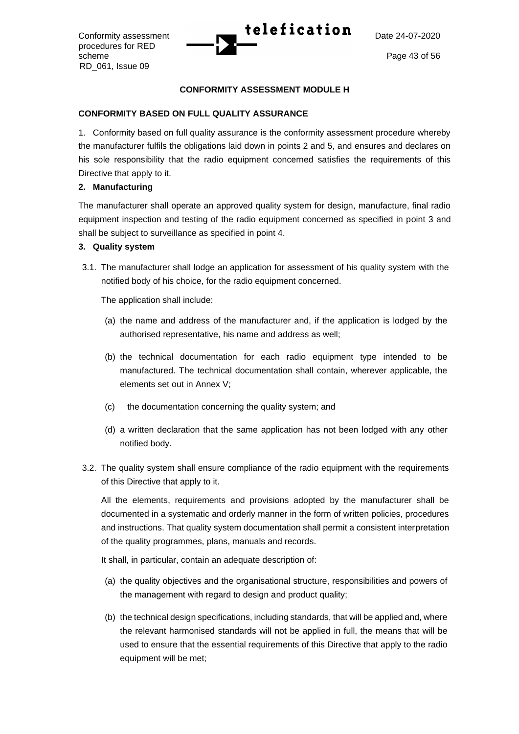## CONFORMITY ASSESSMENT MODULE H

**CONFORMITY BASED ON FULL QUALITY ASSURANCE**

1. Conformity based on full quality assurance is the conformity assessment procedure whereby the manufacturer fulfils the obligations laid down in points 2 and 5, and ensures and declares on his sole responsibility that the radio equipment concerned satisfies the requirements of this Directive that apply to it.

**2. Manufacturing**

The manufacturer shall operate an approved quality system for design, manufacture, final radio equipment inspection and testing of the radio equipment concerned as specified in point 3 and shall be subject to surveillance as specified in point 4.

**3. Quality system**

3.1. The manufacturer shall lodge an application for assessment of his quality system with the notified body of his choice, for the radio equipment concerned.

The application shall include:

(a) the name and address of the manufacturer and, if the application is lodged by the authorised representative, his name and address as well;

(b) the technical documentation for each radio equipment type intended to be manufactured. The technical documentation shall contain, wherever applicable, the elements set out in Annex V;

(c) the documentation concerning the quality system; and

(d) a written declaration that the same application has not been lodged with any other notified body.

3.2. The quality system shall ensure compliance of the radio equipment with the requirements of this Directive that apply to it.

All the elements, requirements and provisions adopted by the manufacturer shall be documented in a systematic and orderly manner in the form of written policies, procedures and instructions. That quality system documentation shall permit a consistent interpretation of the quality programmes, plans, manuals and records.

It shall, in particular, contain an adequate description of:

(a) the quality objectives and the organisational structure, responsibilities and powers of the management with regard to design and product quality;

(b) the technical design specifications, including standards, that will be applied and, where the relevant harmonised standards will not be applied in full, the means that will be used to ensure that the essential requirements of this Directive that apply to the radio equipment will be met;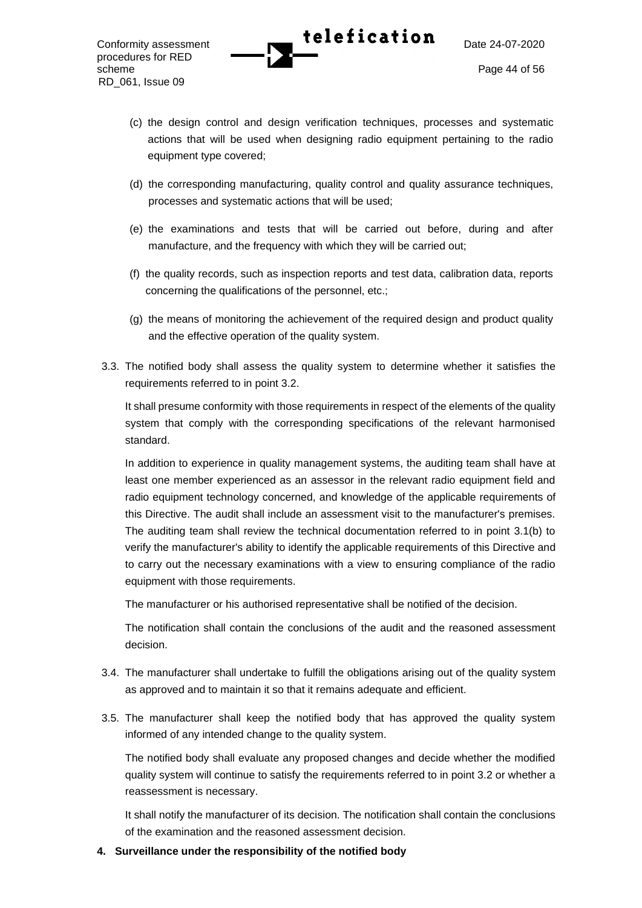(c) the design control and design verification techniques, processes and systematic actions that will be used when designing radio equipment pertaining to the radio equipment type covered;

(d) the corresponding manufacturing, quality control and quality assurance techniques, processes and systematic actions that will be used;

(e) the examinations and tests that will be carried out before, during and after manufacture, and the frequency with which they will be carried out;

(f) the quality records, such as inspection reports and test data, calibration data, reports concerning the qualifications of the personnel, etc.;

(g) the means of monitoring the achievement of the required design and product quality and the effective operation of the quality system.

3.3. The notified body shall assess the quality system to determine whether it satisfies the requirements referred to in point 3.2.

It shall presume conformity with those requirements in respect of the elements of the quality system that comply with the corresponding specifications of the relevant harmonised standard.

In addition to experience in quality management systems, the auditing team shall have at least one member experienced as an assessor in the relevant radio equipment field and radio equipment technology concerned, and knowledge of the applicable requirements of this Directive. The audit shall include an assessment visit to the manufacturer's premises. The auditing team shall review the technical documentation referred to in point 3.1(b) to verify the manufacturer's ability to identify the applicable requirements of this Directive and to carry out the necessary examinations with a view to ensuring compliance of the radio equipment with those requirements.

The manufacturer or his authorised representative shall be notified of the decision.

The notification shall contain the conclusions of the audit and the reasoned assessment decision.

3.4. The manufacturer shall undertake to fulfill the obligations arising out of the quality system as approved and to maintain it so that it remains adequate and efficient.

3.5. The manufacturer shall keep the notified body that has approved the quality system informed of any intended change to the quality system.

The notified body shall evaluate any proposed changes and decide whether the modified quality system will continue to satisfy the requirements referred to in point 3.2 or whether a reassessment is necessary.

It shall notify the manufacturer of its decision. The notification shall contain the conclusions of the examination and the reasoned assessment decision.

**4. Surveillance under the responsibility of the notified body**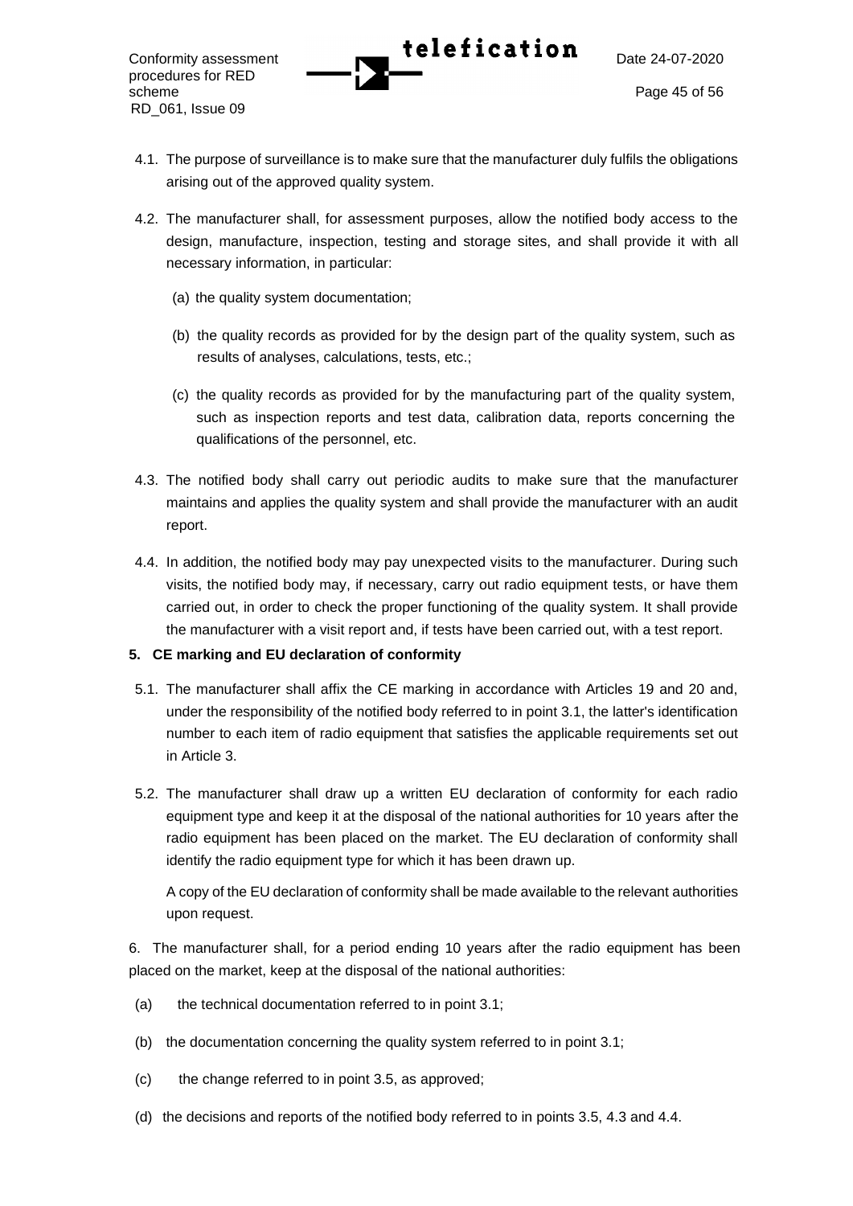4.1. The purpose of surveillance is to make sure that the manufacturer duly fulfils the obligations arising out of the approved quality system.

4.2. The manufacturer shall, for assessment purposes, allow the notified body access to the design, manufacture, inspection, testing and storage sites, and shall provide it with all necessary information, in particular:

(a) the quality system documentation;

(b) the quality records as provided for by the design part of the quality system, such as results of analyses, calculations, tests, etc.;

(c) the quality records as provided for by the manufacturing part of the quality system, such as inspection reports and test data, calibration data, reports concerning the qualifications of the personnel, etc.

4.3. The notified body shall carry out periodic audits to make sure that the manufacturer maintains and applies the quality system and shall provide the manufacturer with an audit report.

4.4. In addition, the notified body may pay unexpected visits to the manufacturer. During such visits, the notified body may, if necessary, carry out radio equipment tests, or have them carried out, in order to check the proper functioning of the quality system. It shall provide the manufacturer with a visit report and, if tests have been carried out, with a test report.

**5. CE marking and EU declaration of conformity**

5.1. The manufacturer shall affix the CE marking in accordance with Articles 19 and 20 and, under the responsibility of the notified body referred to in point 3.1, the latter's identification number to each item of radio equipment that satisfies the applicable requirements set out in Article 3.

5.2. The manufacturer shall draw up a written EU declaration of conformity for each radio equipment type and keep it at the disposal of the national authorities for 10 years after the radio equipment has been placed on the market. The EU declaration of conformity shall identify the radio equipment type for which it has been drawn up.

A copy of the EU declaration of conformity shall be made available to the relevant authorities upon request.

6. The manufacturer shall, for a period ending 10 years after the radio equipment has been placed on the market, keep at the disposal of the national authorities:

(a) the technical documentation referred to in point 3.1;

(b) the documentation concerning the quality system referred to in point 3.1;

(c) the change referred to in point 3.5, as approved;

(d) the decisions and reports of the notified body referred to in points 3.5, 4.3 and 4.4.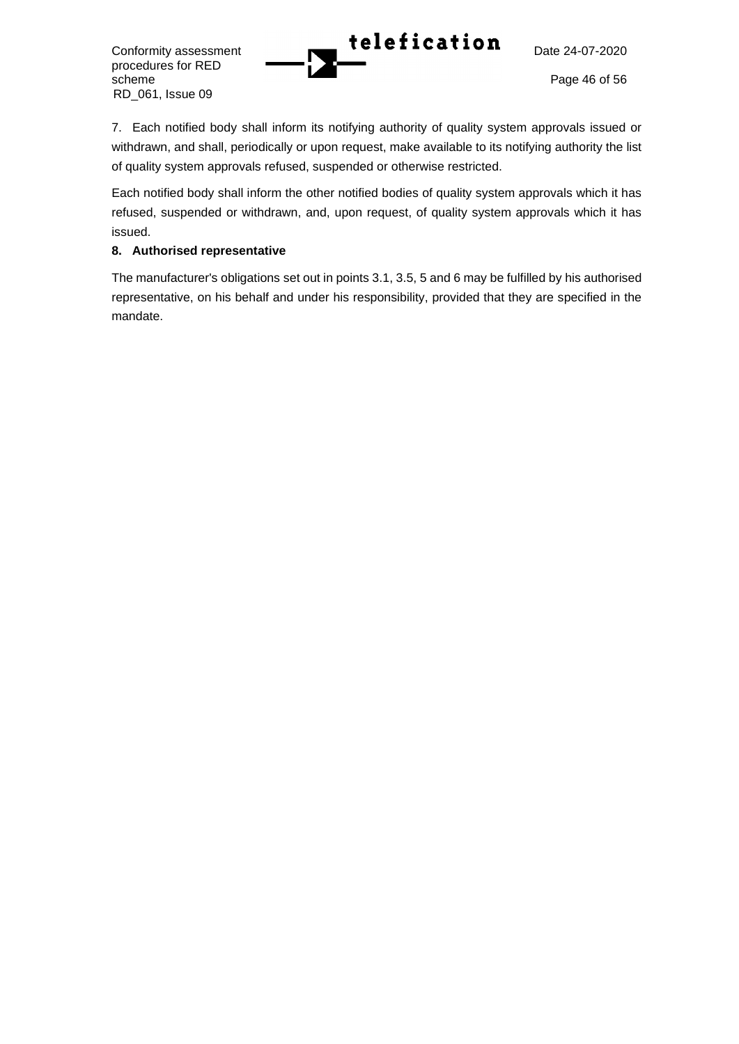7. Each notified body shall inform its notifying authority of quality system approvals issued or withdrawn, and shall, periodically or upon request, make available to its notifying authority the list of quality system approvals refused, suspended or otherwise restricted.

Each notified body shall inform the other notified bodies of quality system approvals which it has refused, suspended or withdrawn, and, upon request, of quality system approvals which it has issued.

**8. Authorised representative**

The manufacturer's obligations set out in points 3.1, 3.5, 5 and 6 may be fulfilled by his authorised representative, on his behalf and under his responsibility, provided that they are specified in the mandate.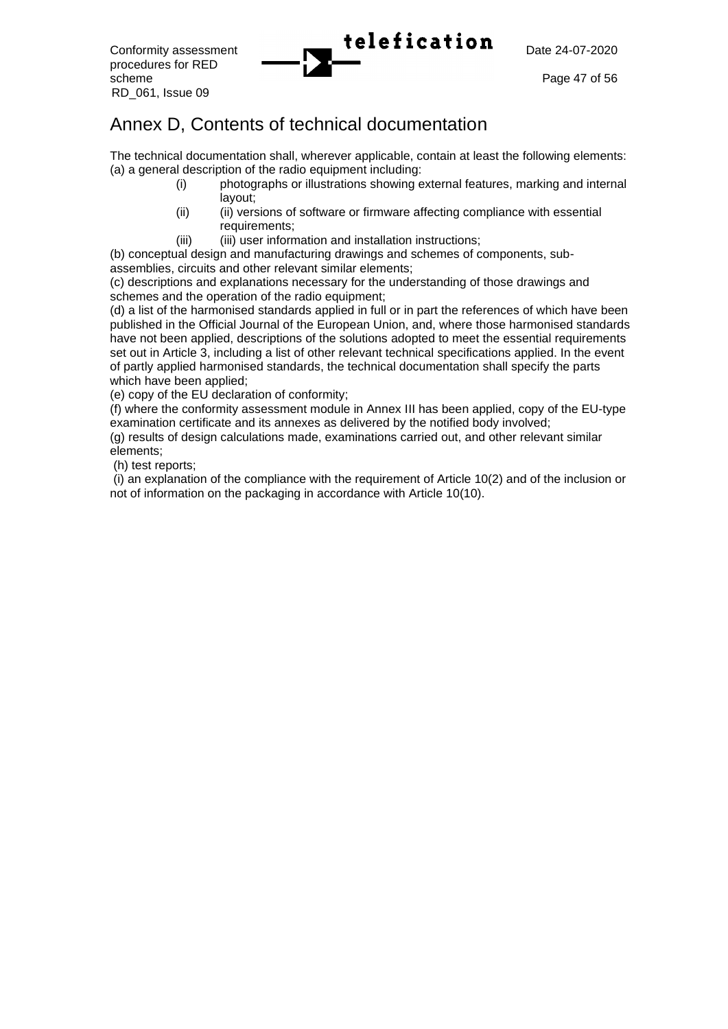# Annex D, Contents of technical documentation

The technical documentation shall, wherever applicable, contain at least the following elements:
(a) a general description of the radio equipment including:

- (i) photographs or illustrations showing external features, marking and internal layout;
- (ii) (ii) versions of software or firmware affecting compliance with essential requirements;
- (iii) (iii) user information and installation instructions;

(b) conceptual design and manufacturing drawings and schemes of components, sub-assemblies, circuits and other relevant similar elements;
(c) descriptions and explanations necessary for the understanding of those drawings and schemes and the operation of the radio equipment;
(d) a list of the harmonised standards applied in full or in part the references of which have been published in the Official Journal of the European Union, and, where those harmonised standards have not been applied, descriptions of the solutions adopted to meet the essential requirements set out in Article 3, including a list of other relevant technical specifications applied. In the event of partly applied harmonised standards, the technical documentation shall specify the parts which have been applied;
(e) copy of the EU declaration of conformity;
(f) where the conformity assessment module in Annex III has been applied, copy of the EU-type examination certificate and its annexes as delivered by the notified body involved;
(g) results of design calculations made, examinations carried out, and other relevant similar elements;
(h) test reports;
(i) an explanation of the compliance with the requirement of Article 10(2) and of the inclusion or not of information on the packaging in accordance with Article 10(10).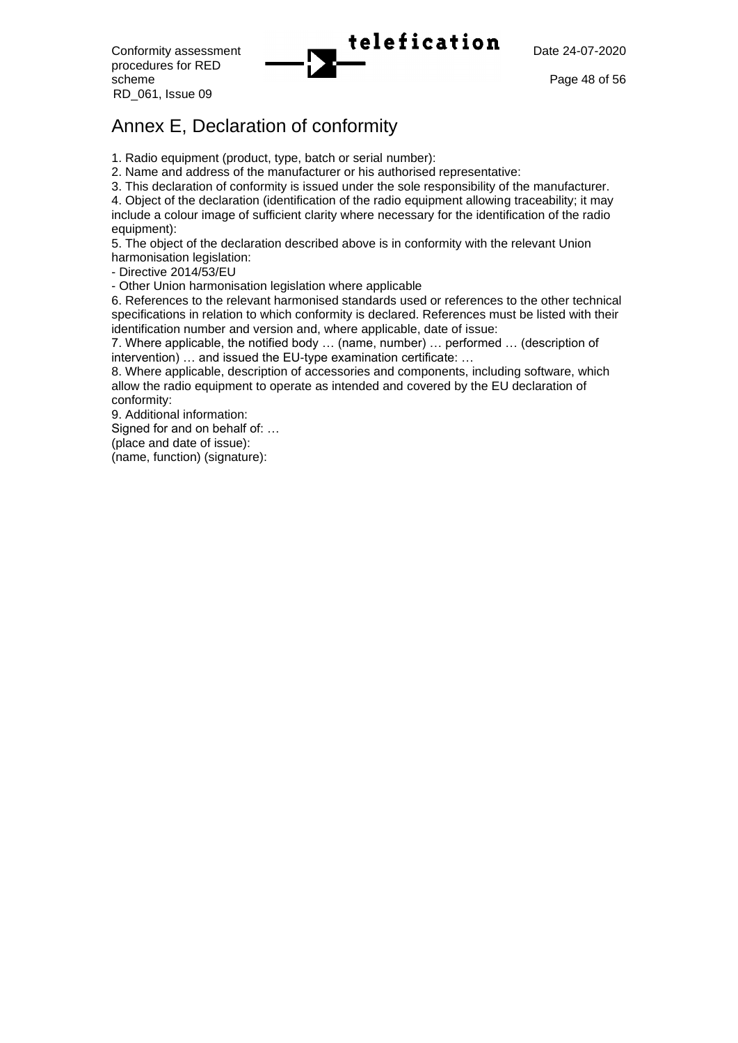# Annex E, Declaration of conformity

1. Radio equipment (product, type, batch or serial number):
2. Name and address of the manufacturer or his authorised representative:
3. This declaration of conformity is issued under the sole responsibility of the manufacturer.
4. Object of the declaration (identification of the radio equipment allowing traceability; it may include a colour image of sufficient clarity where necessary for the identification of the radio equipment):
5. The object of the declaration described above is in conformity with the relevant Union harmonisation legislation:
   - Directive 2014/53/EU
   - Other Union harmonisation legislation where applicable
6. References to the relevant harmonised standards used or references to the other technical specifications in relation to which conformity is declared. References must be listed with their identification number and version and, where applicable, date of issue:
7. Where applicable, the notified body … (name, number) … performed … (description of intervention) … and issued the EU-type examination certificate: …
8. Where applicable, description of accessories and components, including software, which allow the radio equipment to operate as intended and covered by the EU declaration of conformity:
9. Additional information:

Signed for and on behalf of: …
(place and date of issue):
(name, function) (signature):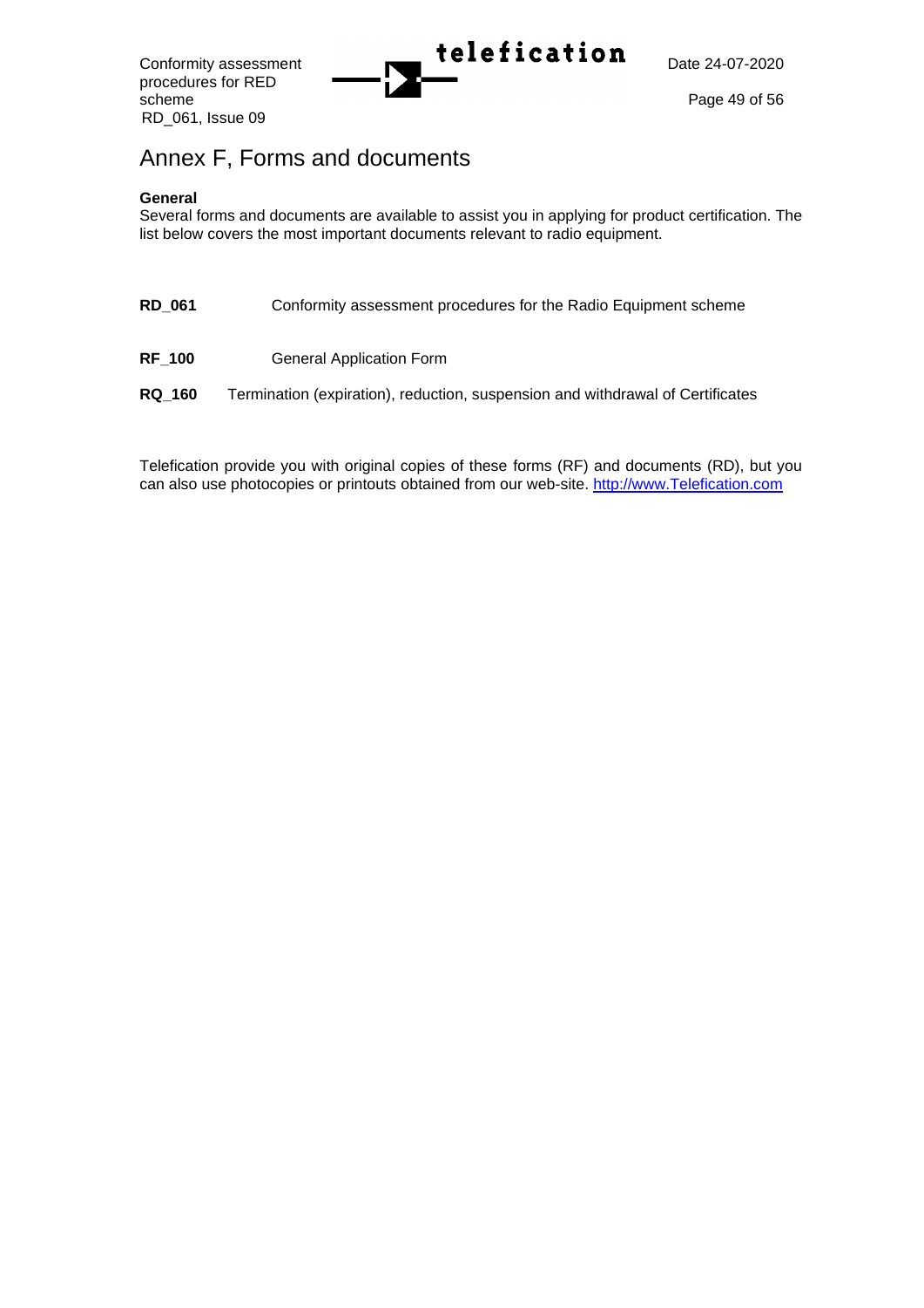# Annex F, Forms and documents

**General**
Several forms and documents are available to assist you in applying for product certification. The list below covers the most important documents relevant to radio equipment.

| | |
|---|---|
| **RD_061** | Conformity assessment procedures for the Radio Equipment scheme |
| **RF_100** | General Application Form |
| **RQ_160** | Termination (expiration), reduction, suspension and withdrawal of Certificates |

Telefication provide you with original copies of these forms (RF) and documents (RD), but you can also use photocopies or printouts obtained from our web-site. http://www.Telefication.com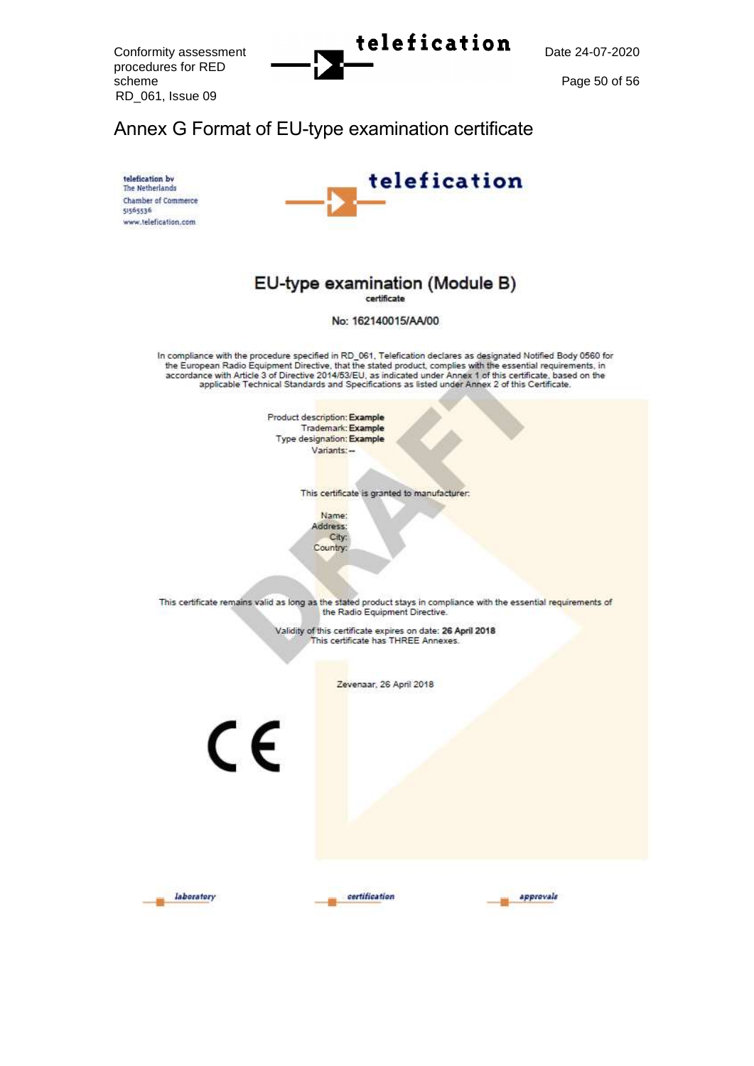# Annex G Format of EU-type examination certificate

telefication bv
The Netherlands
Chamber of Commerce
51565536
www.telefication.com

telefication

## EU-type examination (Module B)

certificate

No: 162140015/AA/00

In compliance with the procedure specified in RD_061, Telefication declares as designated Notified Body 0560 for the European Radio Equipment Directive, that the stated product, complies with the essential requirements, in accordance with Article 3 of Directive 2014/53/EU, as indicated under Annex 1 of this certificate, based on the applicable Technical Standards and Specifications as listed under Annex 2 of this Certificate.

Product description: **Example**
Trademark: **Example**
Type designation: **Example**
Variants: --

This certificate is granted to manufacturer:

Name:
Address:
City:
Country:

This certificate remains valid as long as the stated product stays in compliance with the essential requirements of the Radio Equipment Directive.

Validity of this certificate expires on date: **26 April 2018**
This certificate has THREE Annexes.

Zevenaar, 26 April 2018

CE

DRAFT

laboratory certification approvals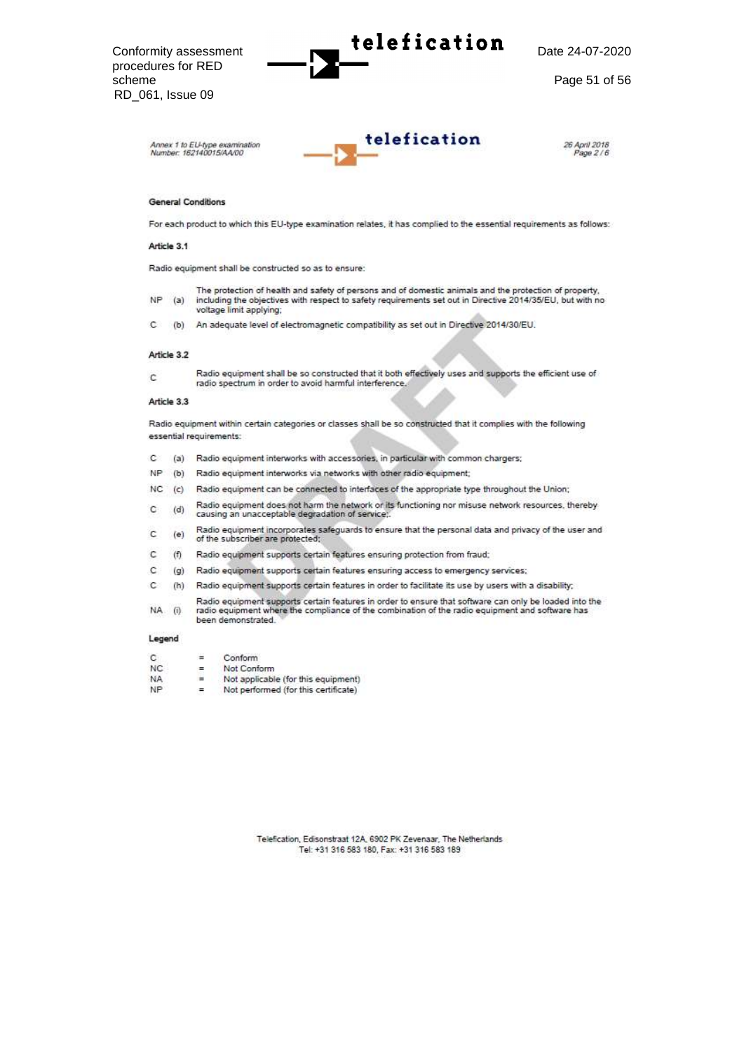Annex 1 to EU-type examination
Number: 162140015/AA/00

26 April 2018
Page 2 / 6

**General Conditions**

For each product to which this EU-type examination relates, it has complied to the essential requirements as follows:

**Article 3.1**

Radio equipment shall be constructed so as to ensure:

| | | |
|---|---|---|
| NP | (a) | The protection of health and safety of persons and of domestic animals and the protection of property, including the objectives with respect to safety requirements set out in Directive 2014/35/EU, but with no voltage limit applying; |
| C | (b) | An adequate level of electromagnetic compatibility as set out in Directive 2014/30/EU. |

**Article 3.2**

| | |
|---|---|
| C | Radio equipment shall be so constructed that it both effectively uses and supports the efficient use of radio spectrum in order to avoid harmful interference. |

**Article 3.3**

Radio equipment within certain categories or classes shall be so constructed that it complies with the following essential requirements:

| | | |
|---|---|---|
| C | (a) | Radio equipment interworks with accessories, in particular with common chargers; |
| NP | (b) | Radio equipment interworks via networks with other radio equipment; |
| NC | (c) | Radio equipment can be connected to interfaces of the appropriate type throughout the Union; |
| C | (d) | Radio equipment does not harm the network or its functioning nor misuse network resources, thereby causing an unacceptable degradation of service;. |
| C | (e) | Radio equipment incorporates safeguards to ensure that the personal data and privacy of the user and of the subscriber are protected; |
| C | (f) | Radio equipment supports certain features ensuring protection from fraud; |
| C | (g) | Radio equipment supports certain features ensuring access to emergency services; |
| C | (h) | Radio equipment supports certain features in order to facilitate its use by users with a disability; |
| NA | (i) | Radio equipment supports certain features in order to ensure that software can only be loaded into the radio equipment where the compliance of the combination of the radio equipment and software has been demonstrated. |

**Legend**

| | | |
|---|---|---|
| C | = | Conform |
| NC | = | Not Conform |
| NA | = | Not applicable (for this equipment) |
| NP | = | Not performed (for this certificate) |

Telefication, Edisonstraat 12A, 6902 PK Zevenaar, The Netherlands
Tel: +31 316 583 180, Fax: +31 316 583 189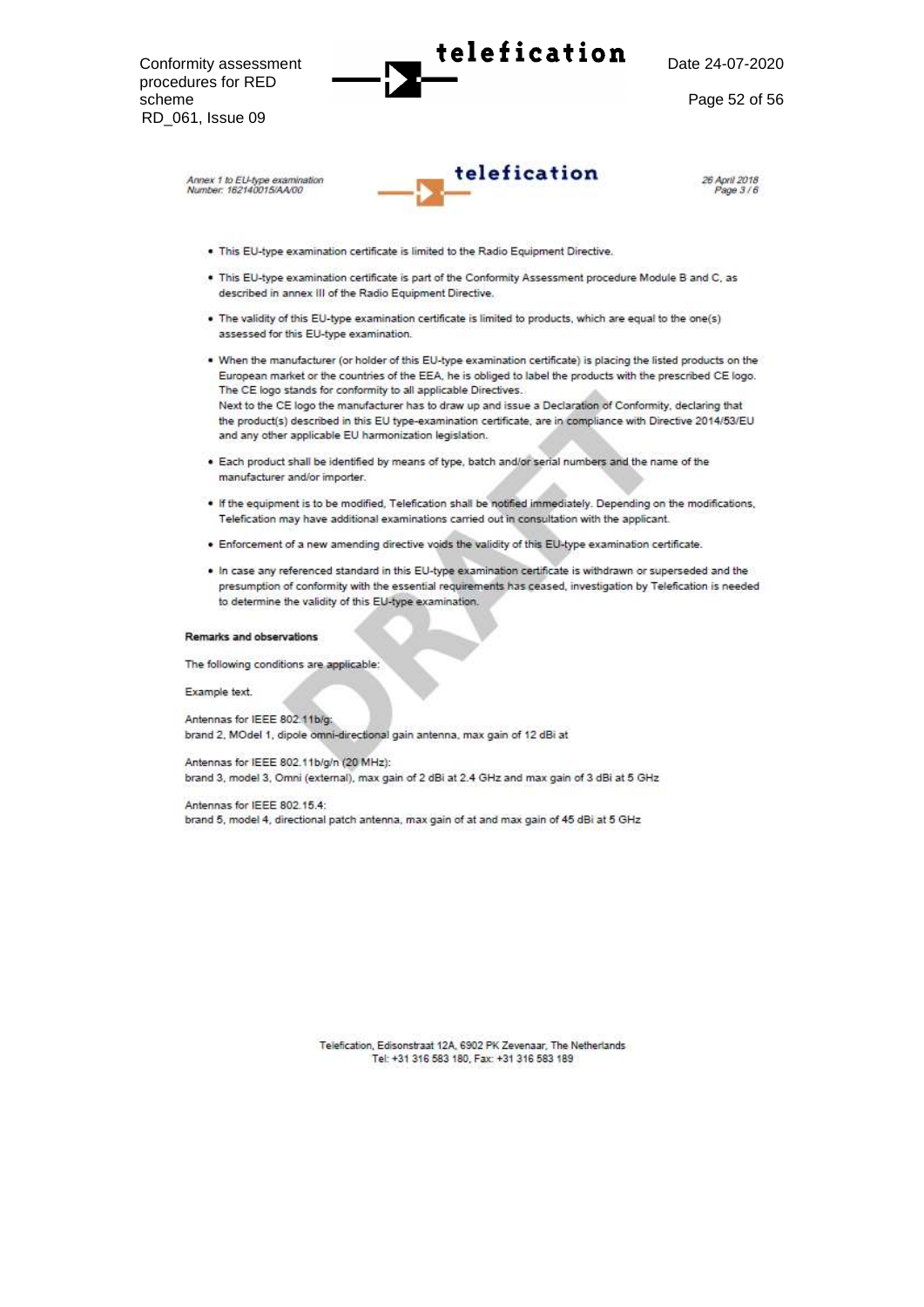Annex 1 to EU-type examination
Number: 162140015/AA/00

26 April 2018
Page 3 / 6

- This EU-type examination certificate is limited to the Radio Equipment Directive.
- This EU-type examination certificate is part of the Conformity Assessment procedure Module B and C, as described in annex III of the Radio Equipment Directive.
- The validity of this EU-type examination certificate is limited to products, which are equal to the one(s) assessed for this EU-type examination.
- When the manufacturer (or holder of this EU-type examination certificate) is placing the listed products on the European market or the countries of the EEA, he is obliged to label the products with the prescribed CE logo. The CE logo stands for conformity to all applicable Directives.
  Next to the CE logo the manufacturer has to draw up and issue a Declaration of Conformity, declaring that the product(s) described in this EU type-examination certificate, are in compliance with Directive 2014/53/EU and any other applicable EU harmonization legislation.
- Each product shall be identified by means of type, batch and/or serial numbers and the name of the manufacturer and/or importer.
- If the equipment is to be modified, Telefication shall be notified immediately. Depending on the modifications, Telefication may have additional examinations carried out in consultation with the applicant.
- Enforcement of a new amending directive voids the validity of this EU-type examination certificate.
- In case any referenced standard in this EU-type examination certificate is withdrawn or superseded and the presumption of conformity with the essential requirements has ceased, investigation by Telefication is needed to determine the validity of this EU-type examination.

**Remarks and observations**

The following conditions are applicable:

Example text.

Antennas for IEEE 802.11b/g:
brand 2, MOdel 1, dipole omni-directional gain antenna, max gain of 12 dBi at

Antennas for IEEE 802.11b/g/n (20 MHz):
brand 3, model 3, Omni (external), max gain of 2 dBi at 2.4 GHz and max gain of 3 dBi at 5 GHz

Antennas for IEEE 802.15.4:
brand 5, model 4, directional patch antenna, max gain of at and max gain of 45 dBi at 5 GHz

Telefication, Edisonstraat 12A, 6902 PK Zevenaar, The Netherlands
Tel: +31 316 583 180, Fax: +31 316 583 189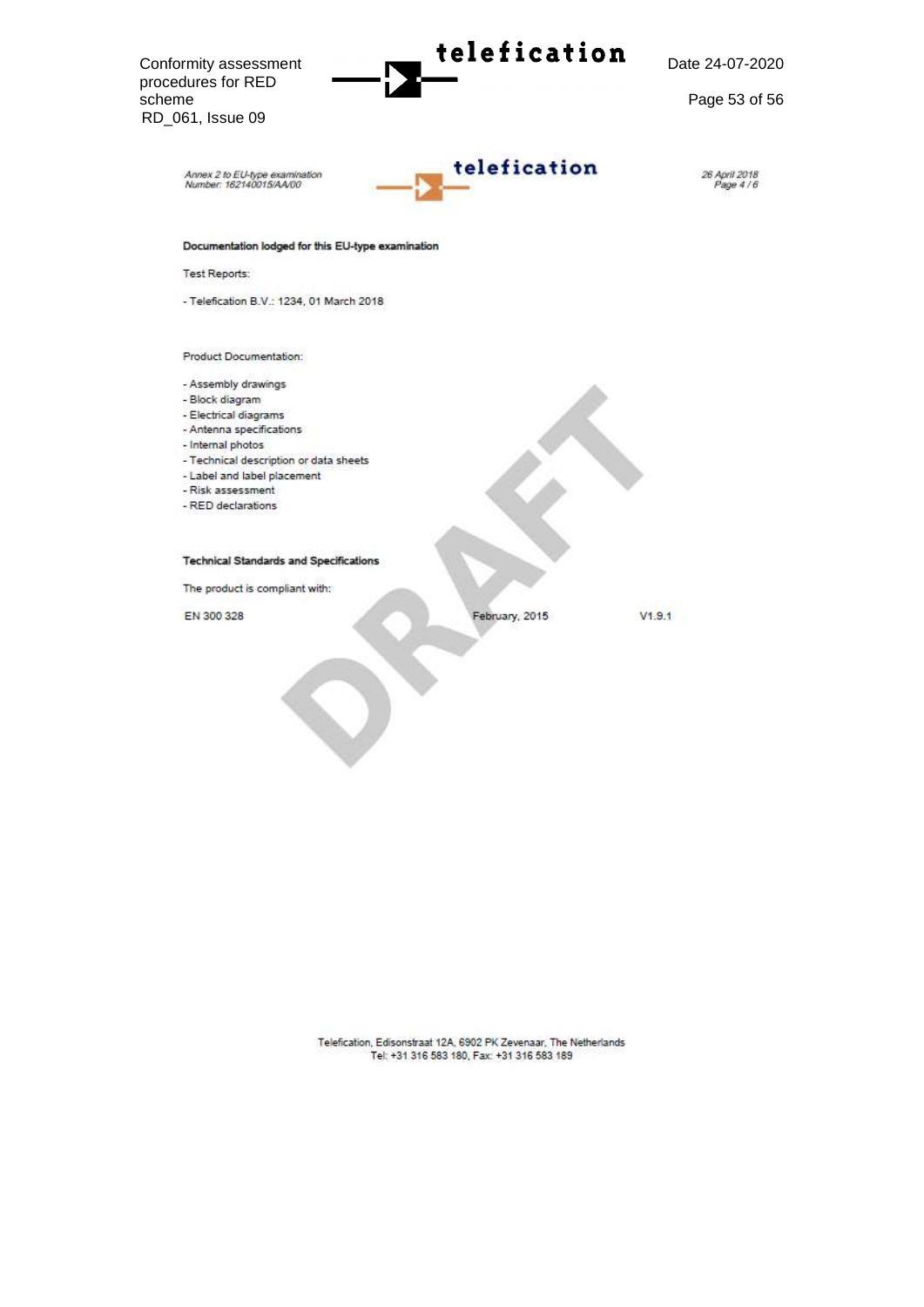Annex 2 to EU-type examination
Number: 162140015/AA/00

26 April 2018
Page 4 / 6

**Documentation lodged for this EU-type examination**

Test Reports:

- Telefication B.V.: 1234, 01 March 2018

Product Documentation:

- Assembly drawings
- Block diagram
- Electrical diagrams
- Antenna specifications
- Internal photos
- Technical description or data sheets
- Label and label placement
- Risk assessment
- RED declarations

**Technical Standards and Specifications**

The product is compliant with:

| EN 300 328 | February, 2015 | V1.9.1 |
|---|---|---|

DRAFT

Telefication, Edisonstraat 12A, 6902 PK Zevenaar, The Netherlands
Tel: +31 316 583 180, Fax: +31 316 583 189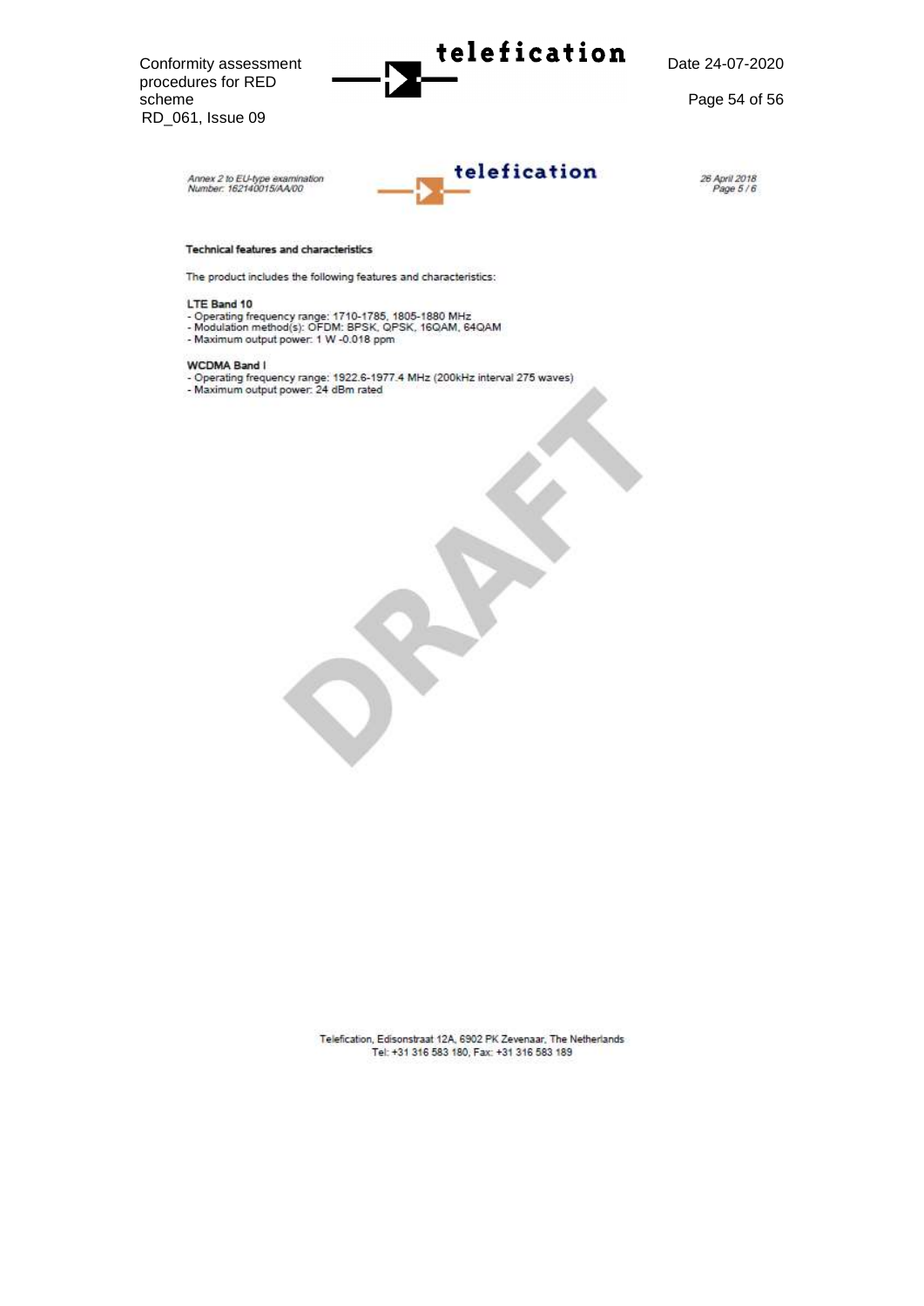Annex 2 to EU-type examination
Number: 162140015/AA/00

26 April 2018
Page 5 / 6

**Technical features and characteristics**

The product includes the following features and characteristics:

**LTE Band 10**
- Operating frequency range: 1710-1785, 1805-1880 MHz
- Modulation method(s): OFDM: BPSK, QPSK, 16QAM, 64QAM
- Maximum output power: 1 W -0.018 ppm

**WCDMA Band I**
- Operating frequency range: 1922.6-1977.4 MHz (200kHz interval 275 waves)
- Maximum output power: 24 dBm rated

DRAFT

Telefication, Edisonstraat 12A, 6902 PK Zevenaar, The Netherlands
Tel: +31 316 583 180, Fax: +31 316 583 189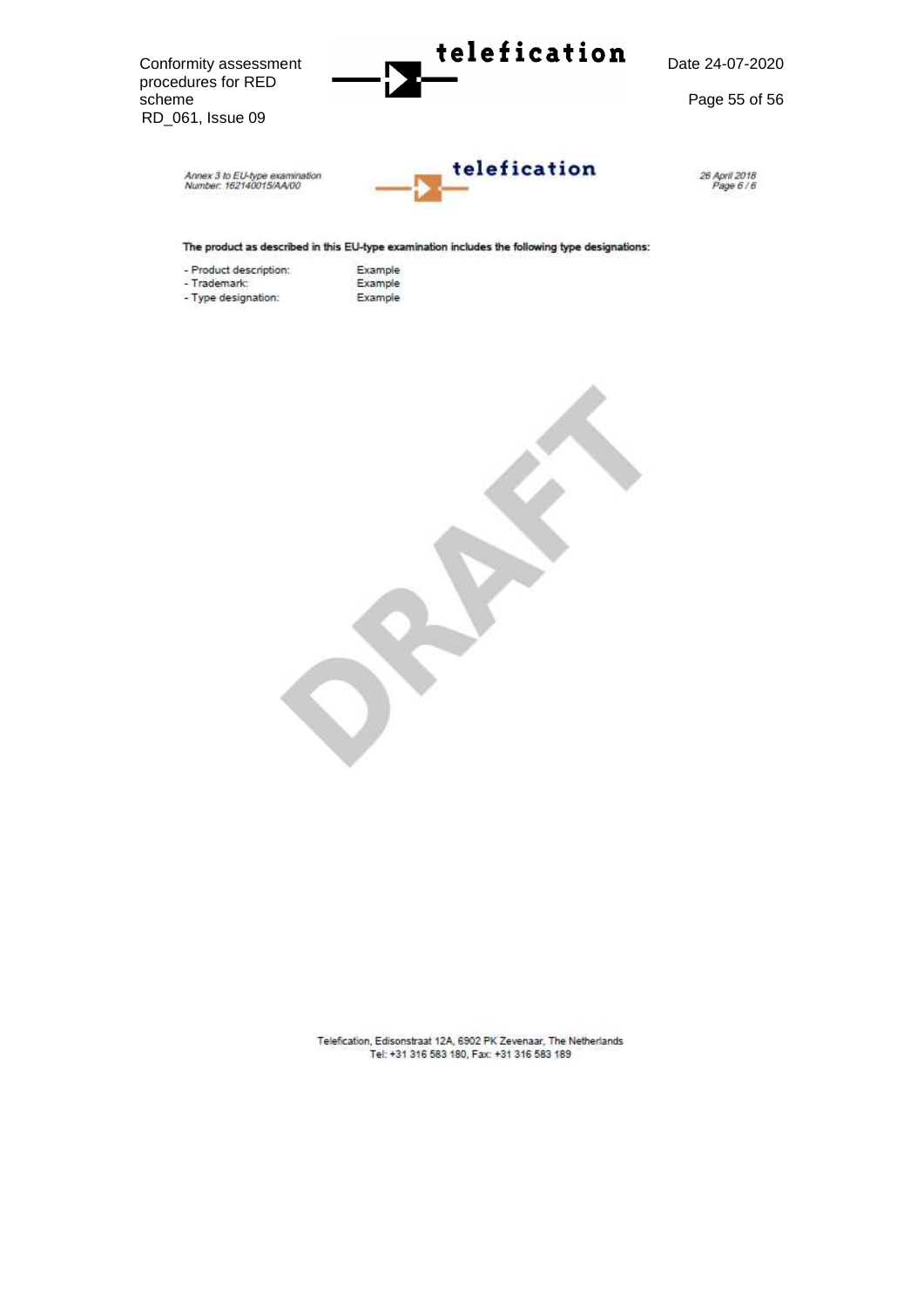Annex 3 to EU-type examination
Number: 162140015/AA/00

26 April 2018
Page 6 / 6

**The product as described in this EU-type examination includes the following type designations:**

- Product description: Example
- Trademark: Example
- Type designation: Example

DRAFT

Telefication, Edisonstraat 12A, 6902 PK Zevenaar, The Netherlands
Tel: +31 316 583 180, Fax: +31 316 583 189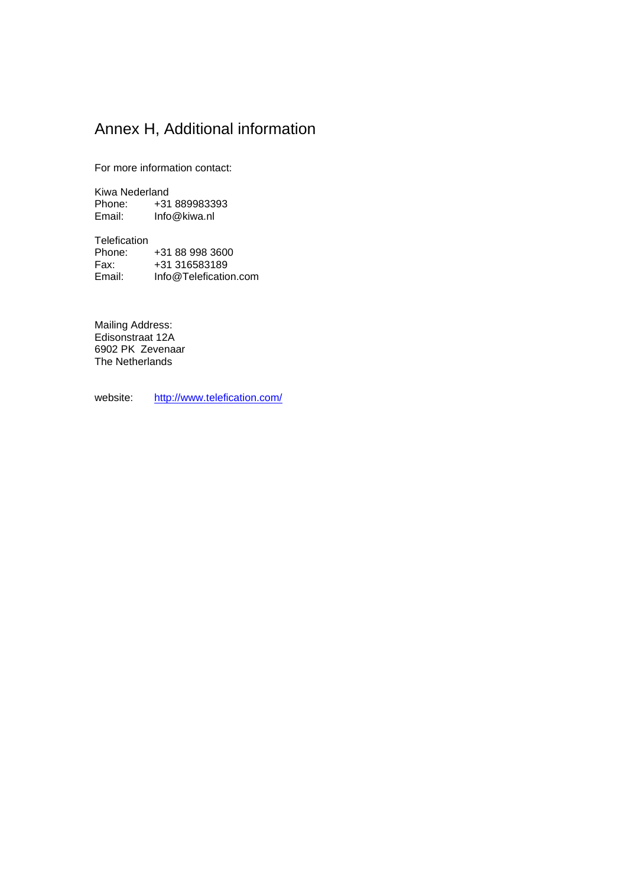# Annex H, Additional information

For more information contact:

Kiwa Nederland
Phone: +31 889983393
Email: Info@kiwa.nl

Telefication
Phone: +31 88 998 3600
Fax: +31 316583189
Email: Info@Telefication.com

Mailing Address:
Edisonstraat 12A
6902 PK Zevenaar
The Netherlands

website: http://www.telefication.com/